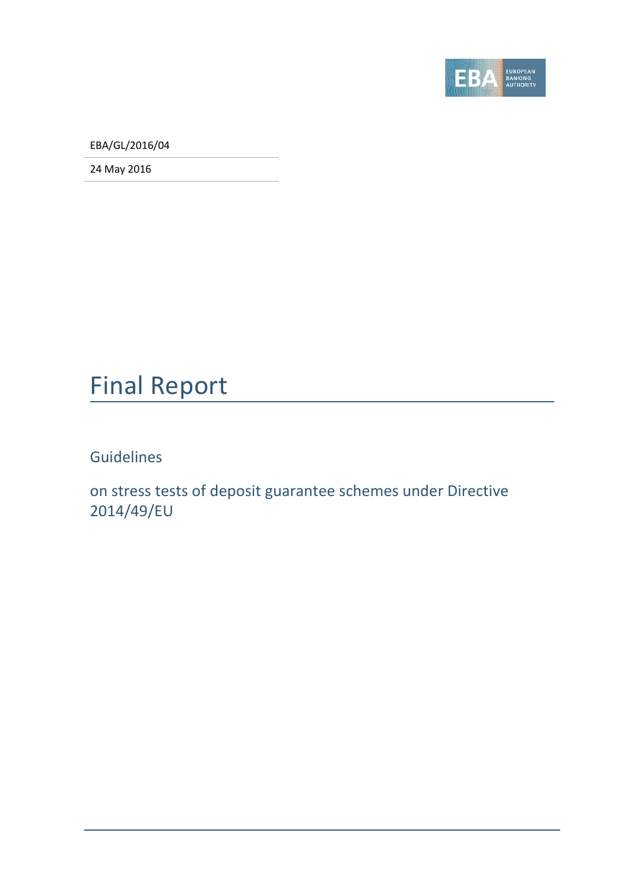EBA/GL/2016/04

24 May 2016

# Final Report

## Guidelines

## on stress tests of deposit guarantee schemes under Directive 2014/49/EU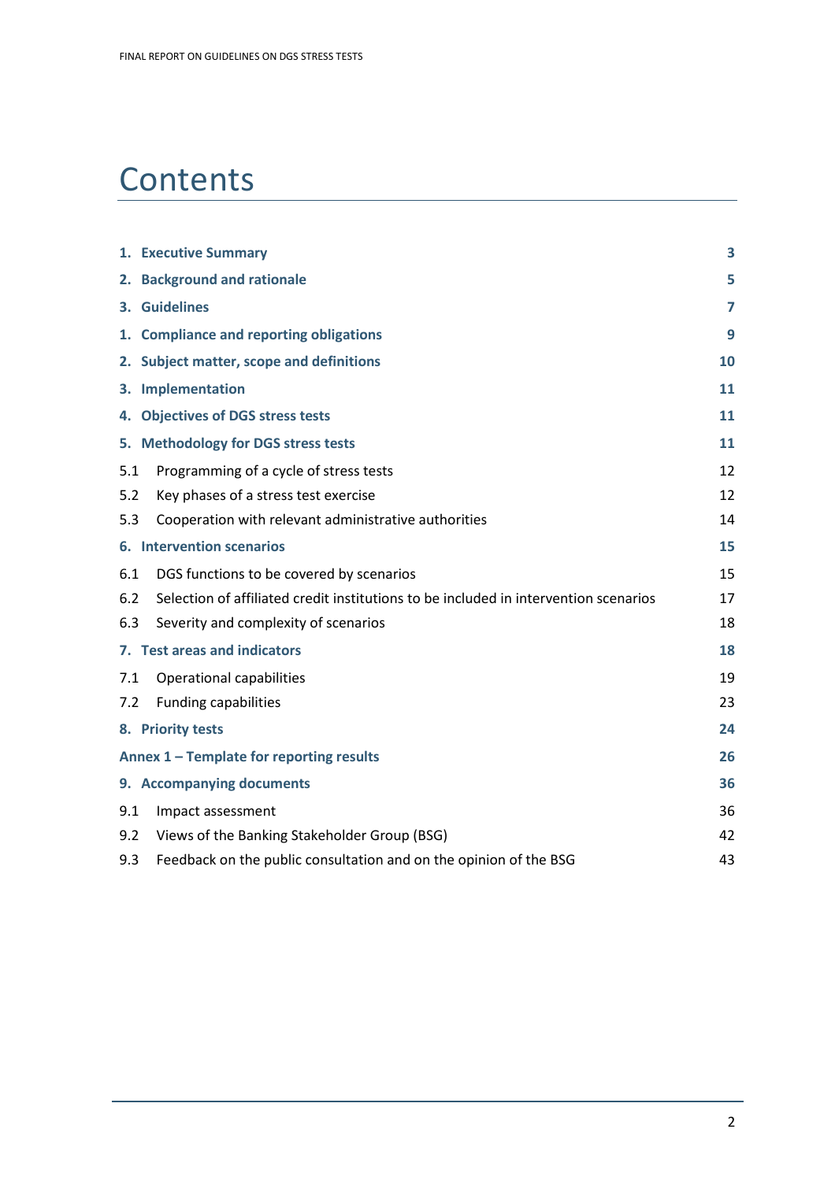# Contents

| | |
|---|---|
| **1. Executive Summary** | **3** |
| **2. Background and rationale** | **5** |
| **3. Guidelines** | **7** |
| **1. Compliance and reporting obligations** | **9** |
| **2. Subject matter, scope and definitions** | **10** |
| **3. Implementation** | **11** |
| **4. Objectives of DGS stress tests** | **11** |
| **5. Methodology for DGS stress tests** | **11** |
| 5.1 Programming of a cycle of stress tests | 12 |
| 5.2 Key phases of a stress test exercise | 12 |
| 5.3 Cooperation with relevant administrative authorities | 14 |
| **6. Intervention scenarios** | **15** |
| 6.1 DGS functions to be covered by scenarios | 15 |
| 6.2 Selection of affiliated credit institutions to be included in intervention scenarios | 17 |
| 6.3 Severity and complexity of scenarios | 18 |
| **7. Test areas and indicators** | **18** |
| 7.1 Operational capabilities | 19 |
| 7.2 Funding capabilities | 23 |
| **8. Priority tests** | **24** |
| **Annex 1 – Template for reporting results** | **26** |
| **9. Accompanying documents** | **36** |
| 9.1 Impact assessment | 36 |
| 9.2 Views of the Banking Stakeholder Group (BSG) | 42 |
| 9.3 Feedback on the public consultation and on the opinion of the BSG | 43 |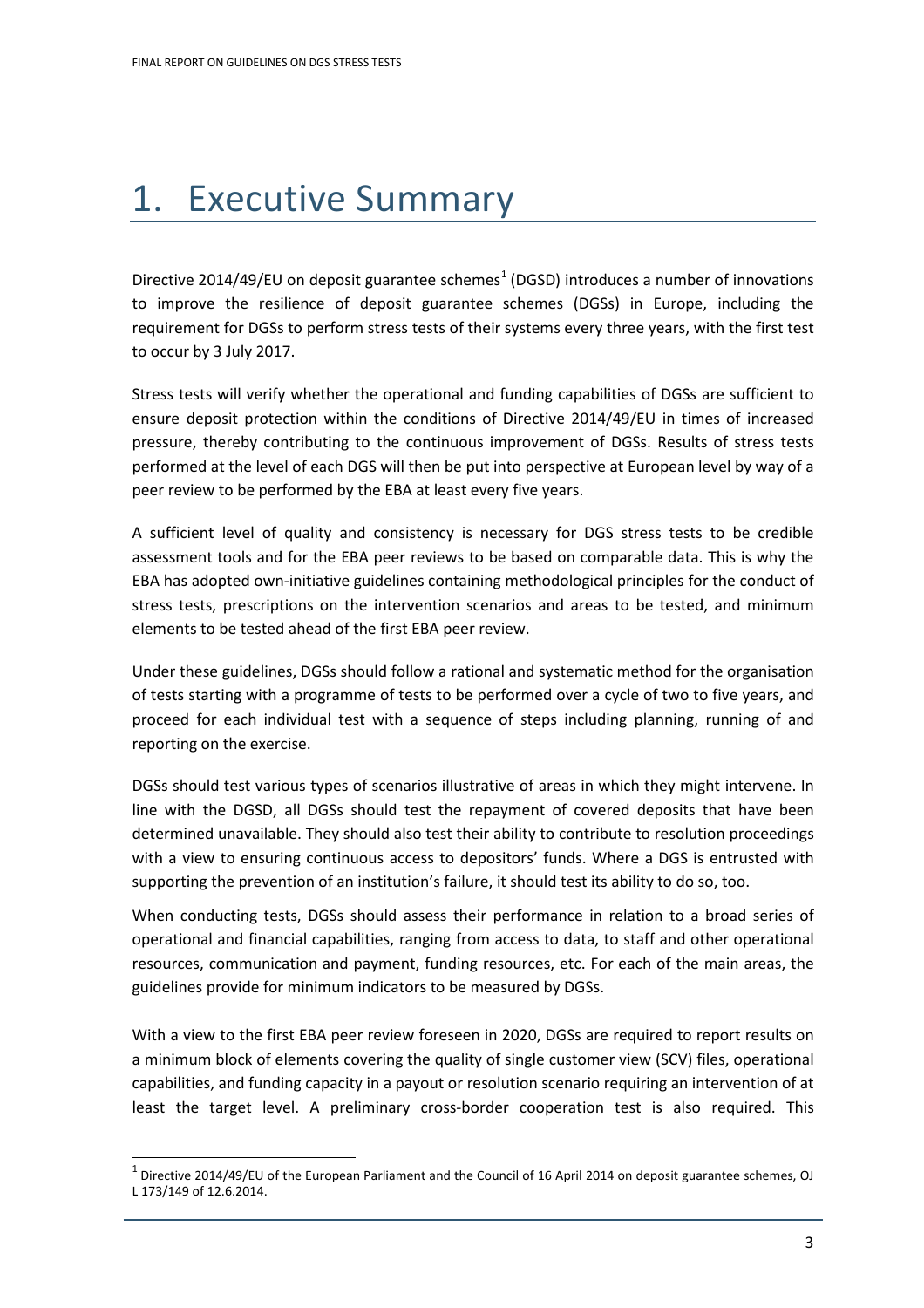# 1. Executive Summary

Directive 2014/49/EU on deposit guarantee schemes[1] (DGSD) introduces a number of innovations to improve the resilience of deposit guarantee schemes (DGSs) in Europe, including the requirement for DGSs to perform stress tests of their systems every three years, with the first test to occur by 3 July 2017.

Stress tests will verify whether the operational and funding capabilities of DGSs are sufficient to ensure deposit protection within the conditions of Directive 2014/49/EU in times of increased pressure, thereby contributing to the continuous improvement of DGSs. Results of stress tests performed at the level of each DGS will then be put into perspective at European level by way of a peer review to be performed by the EBA at least every five years.

A sufficient level of quality and consistency is necessary for DGS stress tests to be credible assessment tools and for the EBA peer reviews to be based on comparable data. This is why the EBA has adopted own-initiative guidelines containing methodological principles for the conduct of stress tests, prescriptions on the intervention scenarios and areas to be tested, and minimum elements to be tested ahead of the first EBA peer review.

Under these guidelines, DGSs should follow a rational and systematic method for the organisation of tests starting with a programme of tests to be performed over a cycle of two to five years, and proceed for each individual test with a sequence of steps including planning, running of and reporting on the exercise.

DGSs should test various types of scenarios illustrative of areas in which they might intervene. In line with the DGSD, all DGSs should test the repayment of covered deposits that have been determined unavailable. They should also test their ability to contribute to resolution proceedings with a view to ensuring continuous access to depositors' funds. Where a DGS is entrusted with supporting the prevention of an institution's failure, it should test its ability to do so, too.

When conducting tests, DGSs should assess their performance in relation to a broad series of operational and financial capabilities, ranging from access to data, to staff and other operational resources, communication and payment, funding resources, etc. For each of the main areas, the guidelines provide for minimum indicators to be measured by DGSs.

With a view to the first EBA peer review foreseen in 2020, DGSs are required to report results on a minimum block of elements covering the quality of single customer view (SCV) files, operational capabilities, and funding capacity in a payout or resolution scenario requiring an intervention of at least the target level. A preliminary cross-border cooperation test is also required. This

[1] Directive 2014/49/EU of the European Parliament and the Council of 16 April 2014 on deposit guarantee schemes, OJ L 173/149 of 12.6.2014.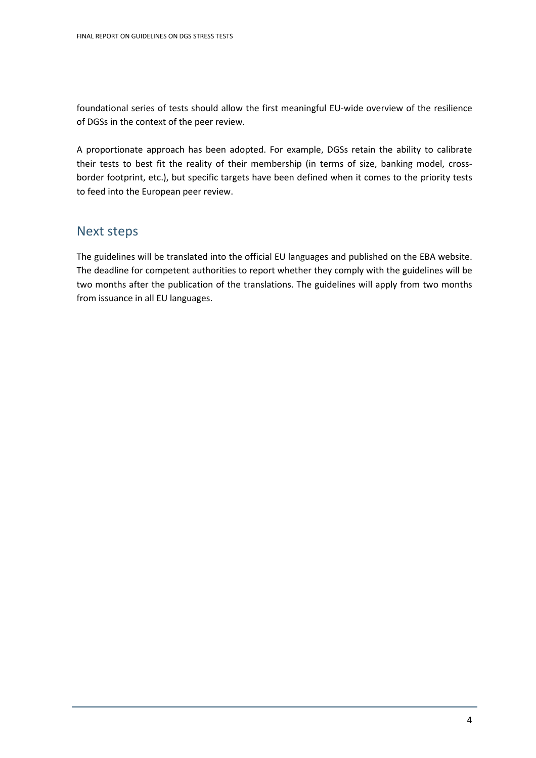foundational series of tests should allow the first meaningful EU-wide overview of the resilience of DGSs in the context of the peer review.

A proportionate approach has been adopted. For example, DGSs retain the ability to calibrate their tests to best fit the reality of their membership (in terms of size, banking model, cross-border footprint, etc.), but specific targets have been defined when it comes to the priority tests to feed into the European peer review.

## Next steps

The guidelines will be translated into the official EU languages and published on the EBA website. The deadline for competent authorities to report whether they comply with the guidelines will be two months after the publication of the translations. The guidelines will apply from two months from issuance in all EU languages.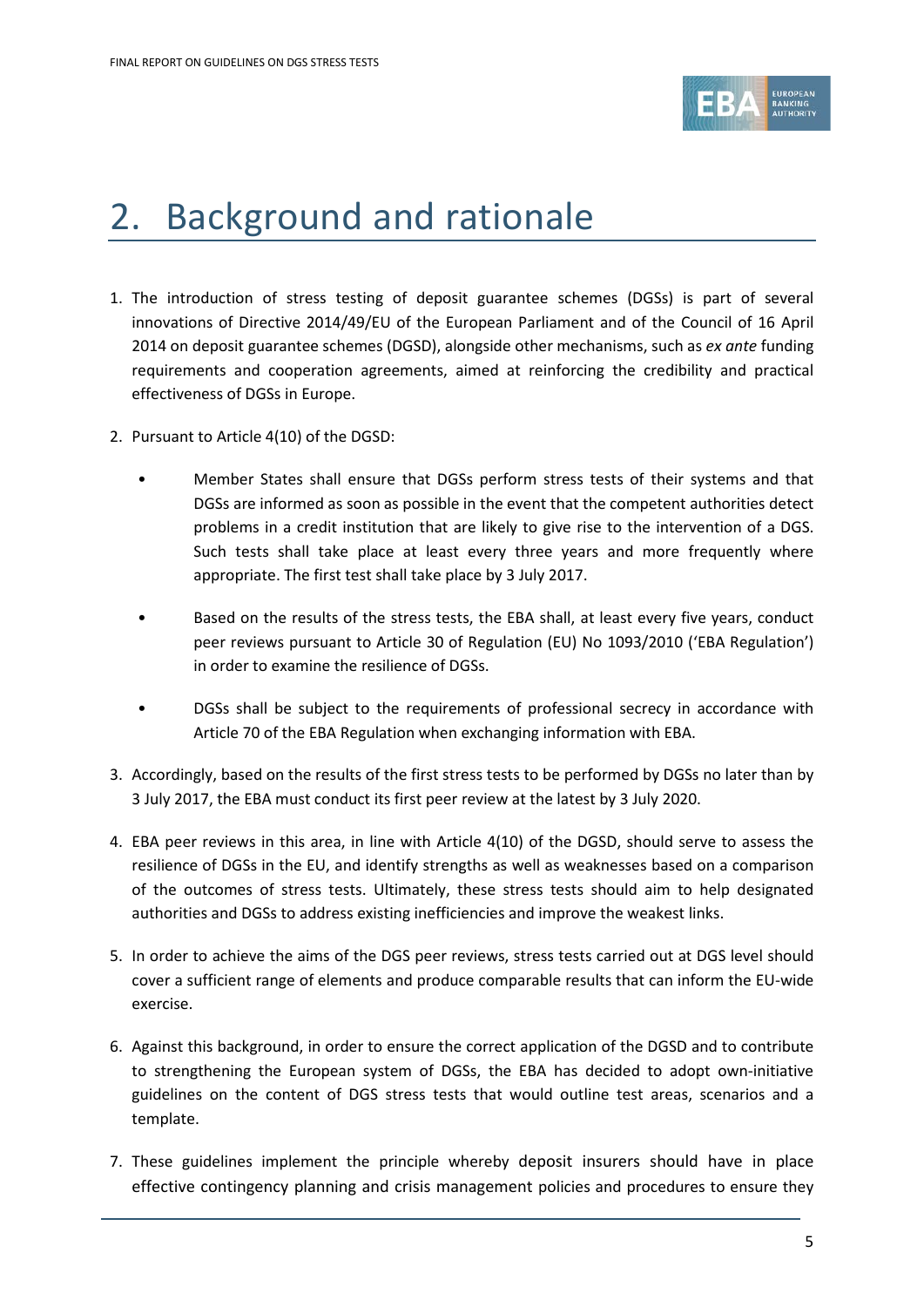# 2. Background and rationale

1. The introduction of stress testing of deposit guarantee schemes (DGSs) is part of several innovations of Directive 2014/49/EU of the European Parliament and of the Council of 16 April 2014 on deposit guarantee schemes (DGSD), alongside other mechanisms, such as *ex ante* funding requirements and cooperation agreements, aimed at reinforcing the credibility and practical effectiveness of DGSs in Europe.

2. Pursuant to Article 4(10) of the DGSD:

   - Member States shall ensure that DGSs perform stress tests of their systems and that DGSs are informed as soon as possible in the event that the competent authorities detect problems in a credit institution that are likely to give rise to the intervention of a DGS. Such tests shall take place at least every three years and more frequently where appropriate. The first test shall take place by 3 July 2017.

   - Based on the results of the stress tests, the EBA shall, at least every five years, conduct peer reviews pursuant to Article 30 of Regulation (EU) No 1093/2010 ('EBA Regulation') in order to examine the resilience of DGSs.

   - DGSs shall be subject to the requirements of professional secrecy in accordance with Article 70 of the EBA Regulation when exchanging information with EBA.

3. Accordingly, based on the results of the first stress tests to be performed by DGSs no later than by 3 July 2017, the EBA must conduct its first peer review at the latest by 3 July 2020.

4. EBA peer reviews in this area, in line with Article 4(10) of the DGSD, should serve to assess the resilience of DGSs in the EU, and identify strengths as well as weaknesses based on a comparison of the outcomes of stress tests. Ultimately, these stress tests should aim to help designated authorities and DGSs to address existing inefficiencies and improve the weakest links.

5. In order to achieve the aims of the DGS peer reviews, stress tests carried out at DGS level should cover a sufficient range of elements and produce comparable results that can inform the EU-wide exercise.

6. Against this background, in order to ensure the correct application of the DGSD and to contribute to strengthening the European system of DGSs, the EBA has decided to adopt own-initiative guidelines on the content of DGS stress tests that would outline test areas, scenarios and a template.

7. These guidelines implement the principle whereby deposit insurers should have in place effective contingency planning and crisis management policies and procedures to ensure they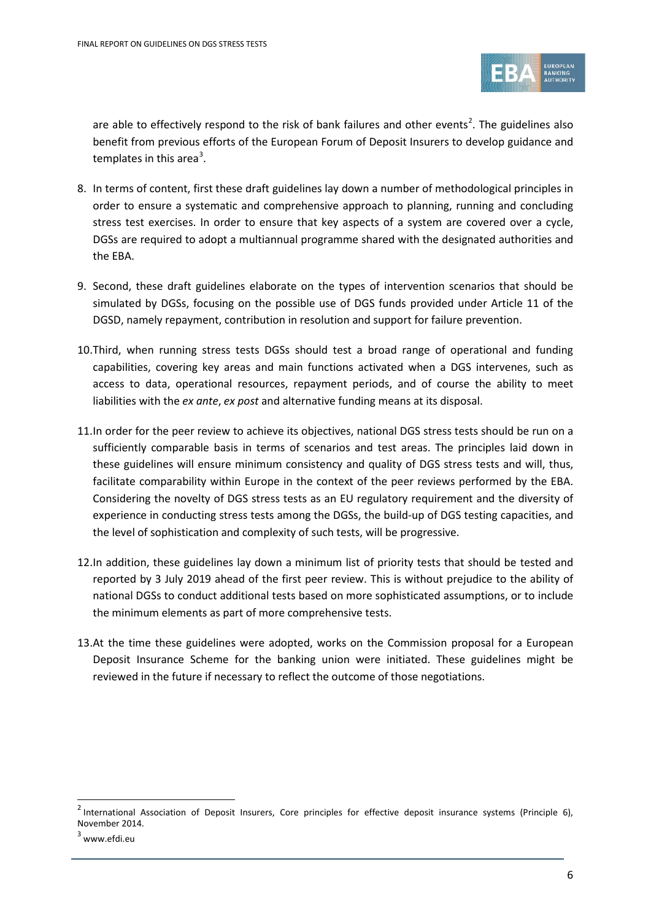are able to effectively respond to the risk of bank failures and other events[2]. The guidelines also benefit from previous efforts of the European Forum of Deposit Insurers to develop guidance and templates in this area[3].

8. In terms of content, first these draft guidelines lay down a number of methodological principles in order to ensure a systematic and comprehensive approach to planning, running and concluding stress test exercises. In order to ensure that key aspects of a system are covered over a cycle, DGSs are required to adopt a multiannual programme shared with the designated authorities and the EBA.

9. Second, these draft guidelines elaborate on the types of intervention scenarios that should be simulated by DGSs, focusing on the possible use of DGS funds provided under Article 11 of the DGSD, namely repayment, contribution in resolution and support for failure prevention.

10. Third, when running stress tests DGSs should test a broad range of operational and funding capabilities, covering key areas and main functions activated when a DGS intervenes, such as access to data, operational resources, repayment periods, and of course the ability to meet liabilities with the *ex ante*, *ex post* and alternative funding means at its disposal.

11. In order for the peer review to achieve its objectives, national DGS stress tests should be run on a sufficiently comparable basis in terms of scenarios and test areas. The principles laid down in these guidelines will ensure minimum consistency and quality of DGS stress tests and will, thus, facilitate comparability within Europe in the context of the peer reviews performed by the EBA. Considering the novelty of DGS stress tests as an EU regulatory requirement and the diversity of experience in conducting stress tests among the DGSs, the build-up of DGS testing capacities, and the level of sophistication and complexity of such tests, will be progressive.

12. In addition, these guidelines lay down a minimum list of priority tests that should be tested and reported by 3 July 2019 ahead of the first peer review. This is without prejudice to the ability of national DGSs to conduct additional tests based on more sophisticated assumptions, or to include the minimum elements as part of more comprehensive tests.

13. At the time these guidelines were adopted, works on the Commission proposal for a European Deposit Insurance Scheme for the banking union were initiated. These guidelines might be reviewed in the future if necessary to reflect the outcome of those negotiations.

---

[2] International Association of Deposit Insurers, Core principles for effective deposit insurance systems (Principle 6), November 2014.

[3] www.efdi.eu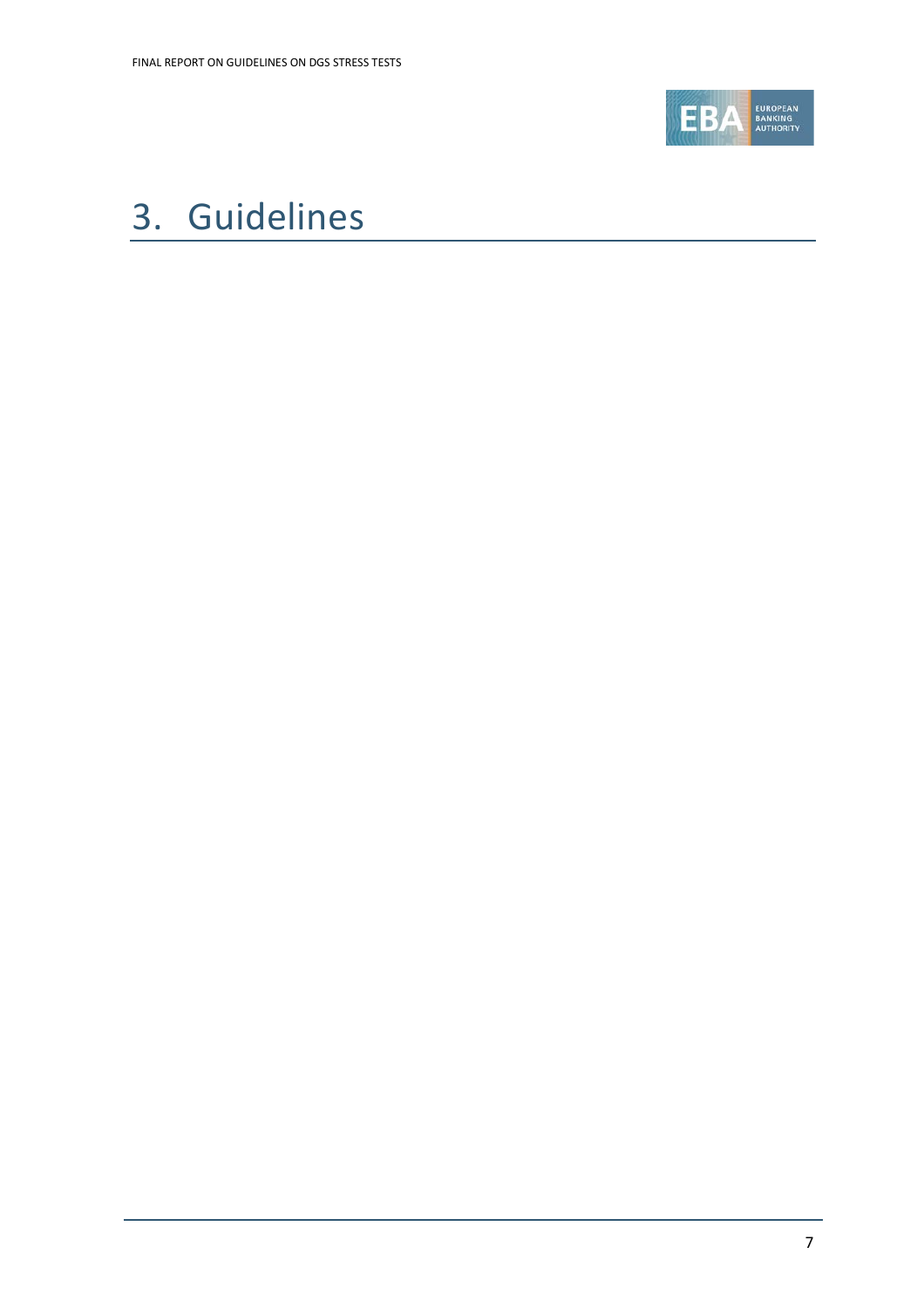# 3. Guidelines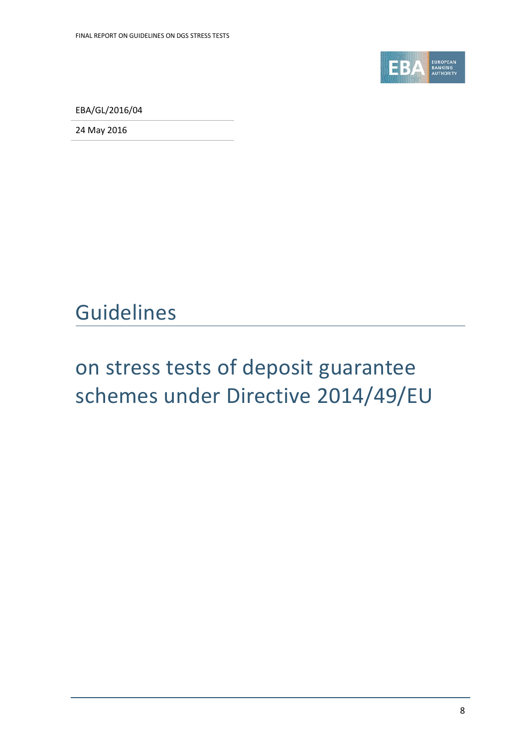EBA/GL/2016/04

24 May 2016

# Guidelines

## on stress tests of deposit guarantee schemes under Directive 2014/49/EU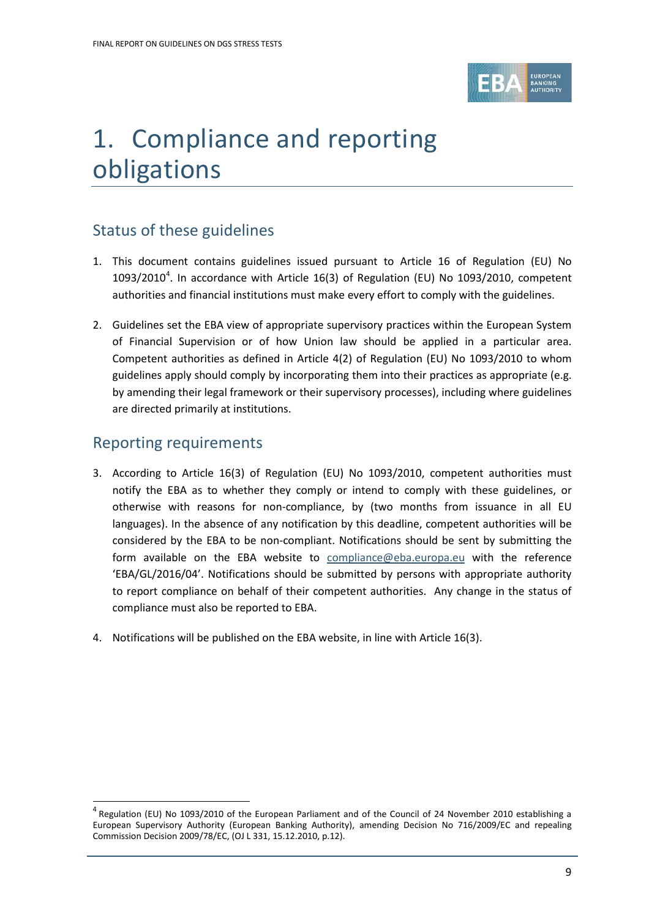// Page 9 of 61 — EBA Guidelines on DGS stress tests

# 1. Compliance and reporting obligations

## Status of these guidelines

1. This document contains guidelines issued pursuant to Article 16 of Regulation (EU) No 1093/2010[4]. In accordance with Article 16(3) of Regulation (EU) No 1093/2010, competent authorities and financial institutions must make every effort to comply with the guidelines.

2. Guidelines set the EBA view of appropriate supervisory practices within the European System of Financial Supervision or of how Union law should be applied in a particular area. Competent authorities as defined in Article 4(2) of Regulation (EU) No 1093/2010 to whom guidelines apply should comply by incorporating them into their practices as appropriate (e.g. by amending their legal framework or their supervisory processes), including where guidelines are directed primarily at institutions.

## Reporting requirements

3. According to Article 16(3) of Regulation (EU) No 1093/2010, competent authorities must notify the EBA as to whether they comply or intend to comply with these guidelines, or otherwise with reasons for non-compliance, by (two months from issuance in all EU languages). In the absence of any notification by this deadline, competent authorities will be considered by the EBA to be non-compliant. Notifications should be sent by submitting the form available on the EBA website to compliance@eba.europa.eu with the reference 'EBA/GL/2016/04'. Notifications should be submitted by persons with appropriate authority to report compliance on behalf of their competent authorities. Any change in the status of compliance must also be reported to EBA.

4. Notifications will be published on the EBA website, in line with Article 16(3).

[4] Regulation (EU) No 1093/2010 of the European Parliament and of the Council of 24 November 2010 establishing a European Supervisory Authority (European Banking Authority), amending Decision No 716/2009/EC and repealing Commission Decision 2009/78/EC, (OJ L 331, 15.12.2010, p.12).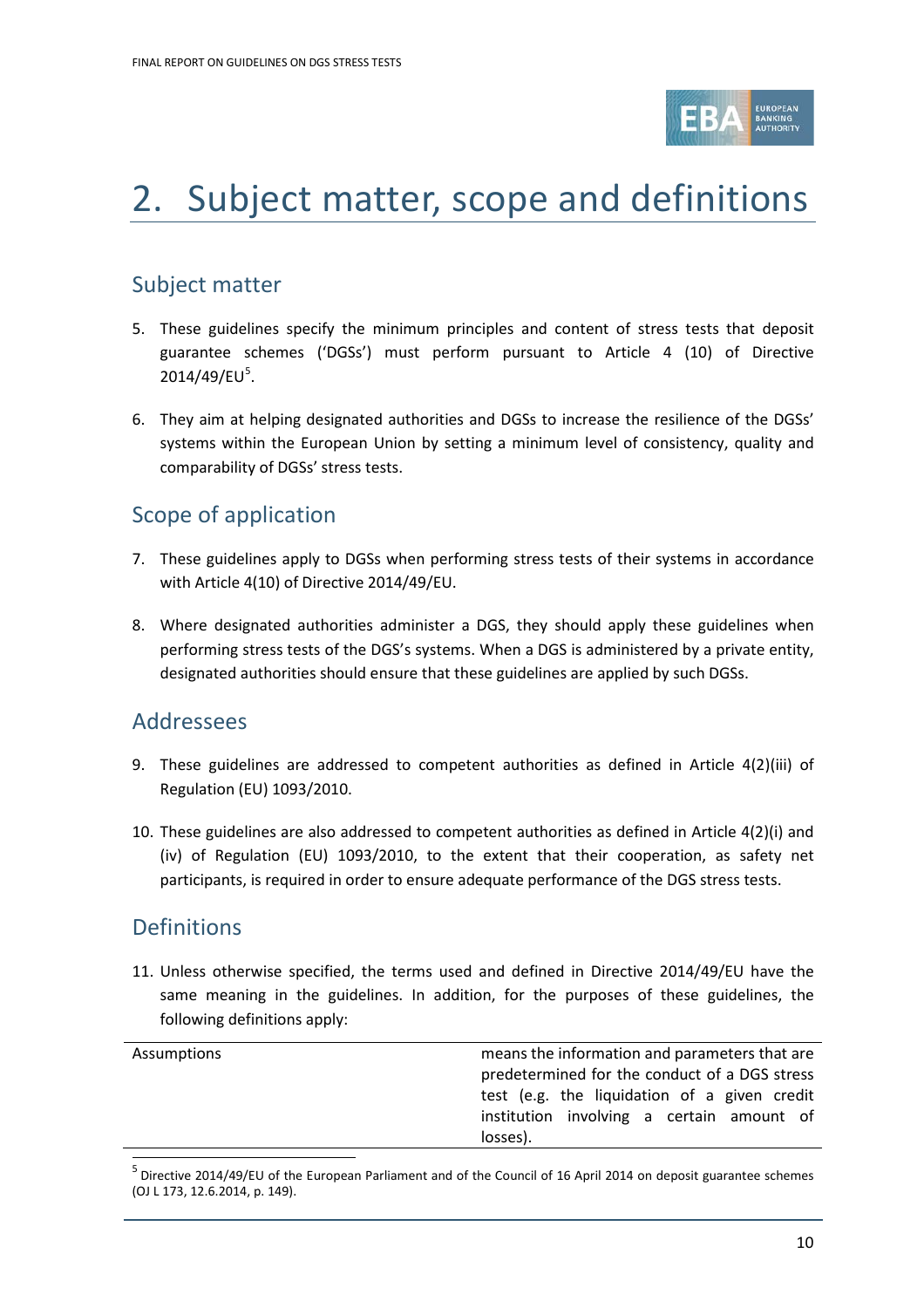# 2. Subject matter, scope and definitions

## Subject matter

5. These guidelines specify the minimum principles and content of stress tests that deposit guarantee schemes ('DGSs') must perform pursuant to Article 4 (10) of Directive 2014/49/EU[5].

6. They aim at helping designated authorities and DGSs to increase the resilience of the DGSs' systems within the European Union by setting a minimum level of consistency, quality and comparability of DGSs' stress tests.

## Scope of application

7. These guidelines apply to DGSs when performing stress tests of their systems in accordance with Article 4(10) of Directive 2014/49/EU.

8. Where designated authorities administer a DGS, they should apply these guidelines when performing stress tests of the DGS's systems. When a DGS is administered by a private entity, designated authorities should ensure that these guidelines are applied by such DGSs.

## Addressees

9. These guidelines are addressed to competent authorities as defined in Article 4(2)(iii) of Regulation (EU) 1093/2010.

10. These guidelines are also addressed to competent authorities as defined in Article 4(2)(i) and (iv) of Regulation (EU) 1093/2010, to the extent that their cooperation, as safety net participants, is required in order to ensure adequate performance of the DGS stress tests.

## Definitions

11. Unless otherwise specified, the terms used and defined in Directive 2014/49/EU have the same meaning in the guidelines. In addition, for the purposes of these guidelines, the following definitions apply:

| | |
|---|---|
| Assumptions | means the information and parameters that are predetermined for the conduct of a DGS stress test (e.g. the liquidation of a given credit institution involving a certain amount of losses). |

[5] Directive 2014/49/EU of the European Parliament and of the Council of 16 April 2014 on deposit guarantee schemes (OJ L 173, 12.6.2014, p. 149).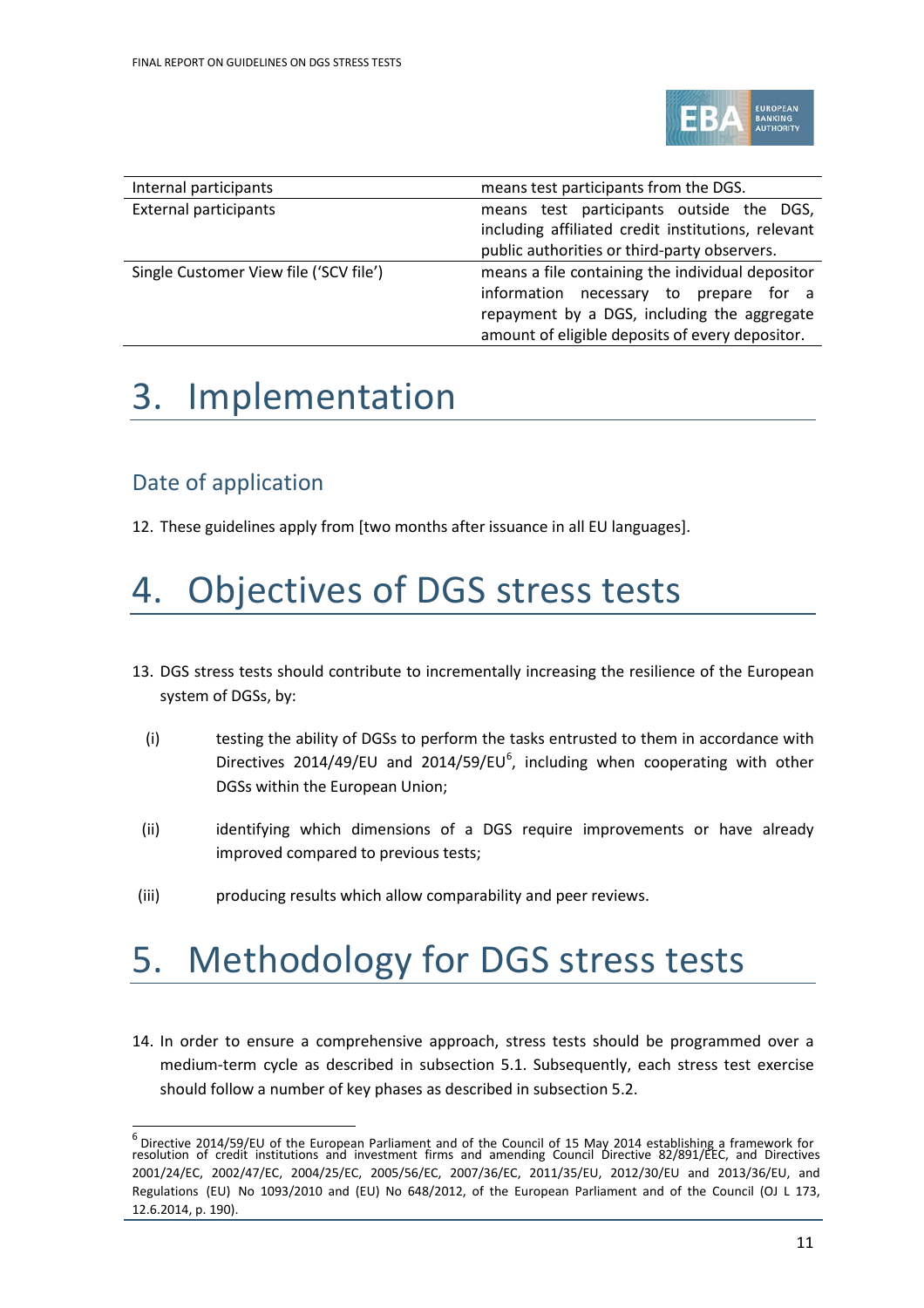| | |
|---|---|
| Internal participants | means test participants from the DGS. |
| External participants | means test participants outside the DGS, including affiliated credit institutions, relevant public authorities or third-party observers. |
| Single Customer View file ('SCV file') | means a file containing the individual depositor information necessary to prepare for a repayment by a DGS, including the aggregate amount of eligible deposits of every depositor. |

# 3. Implementation

## Date of application

12. These guidelines apply from [two months after issuance in all EU languages].

# 4. Objectives of DGS stress tests

13. DGS stress tests should contribute to incrementally increasing the resilience of the European system of DGSs, by:

(i) testing the ability of DGSs to perform the tasks entrusted to them in accordance with Directives 2014/49/EU and 2014/59/EU[6], including when cooperating with other DGSs within the European Union;

(ii) identifying which dimensions of a DGS require improvements or have already improved compared to previous tests;

(iii) producing results which allow comparability and peer reviews.

# 5. Methodology for DGS stress tests

14. In order to ensure a comprehensive approach, stress tests should be programmed over a medium-term cycle as described in subsection 5.1. Subsequently, each stress test exercise should follow a number of key phases as described in subsection 5.2.

[6] Directive 2014/59/EU of the European Parliament and of the Council of 15 May 2014 establishing a framework for resolution of credit institutions and investment firms and amending Council Directive 82/891/EEC, and Directives 2001/24/EC, 2002/47/EC, 2004/25/EC, 2005/56/EC, 2007/36/EC, 2011/35/EU, 2012/30/EU and 2013/36/EU, and Regulations (EU) No 1093/2010 and (EU) No 648/2012, of the European Parliament and of the Council (OJ L 173, 12.6.2014, p. 190).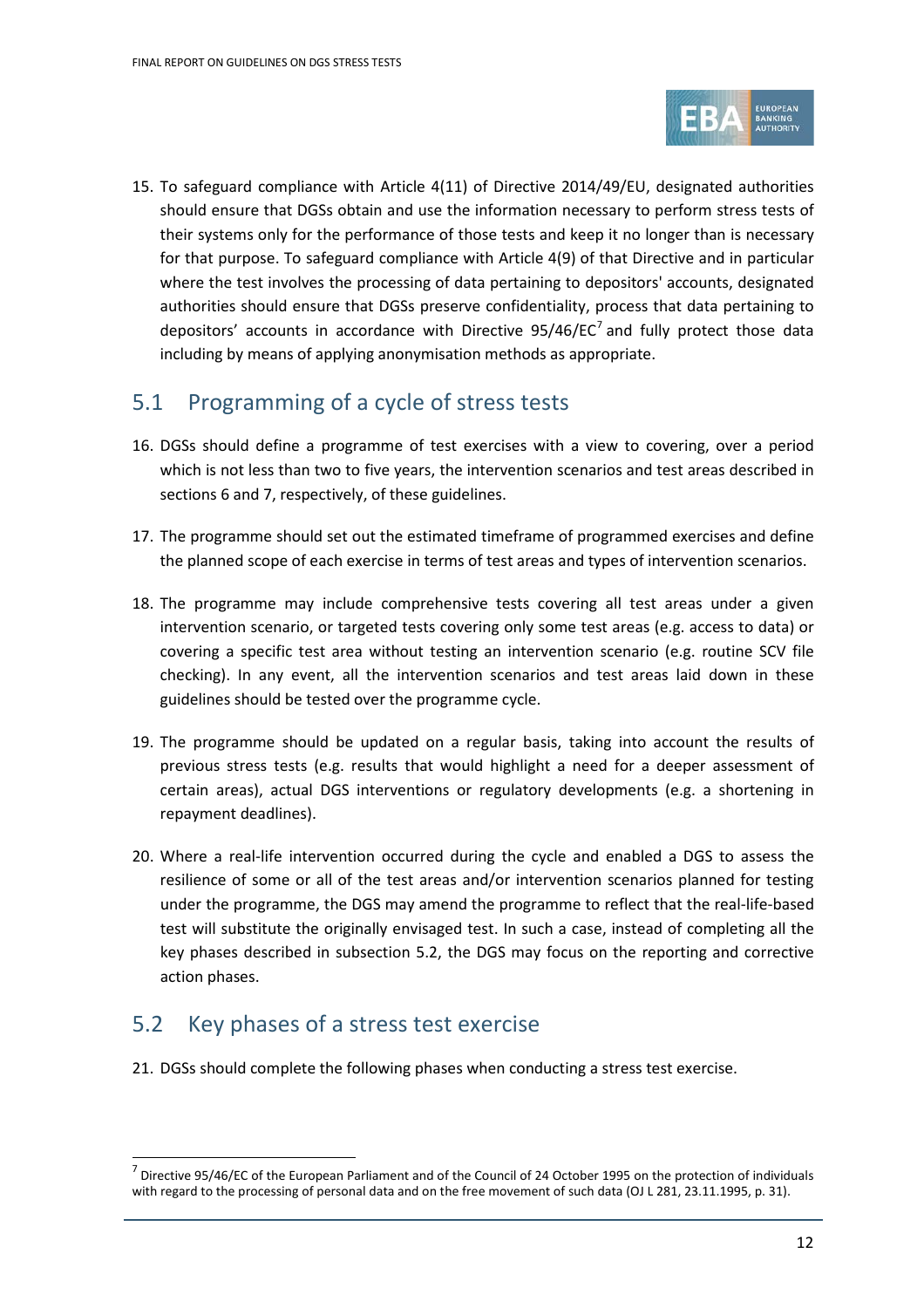15. To safeguard compliance with Article 4(11) of Directive 2014/49/EU, designated authorities should ensure that DGSs obtain and use the information necessary to perform stress tests of their systems only for the performance of those tests and keep it no longer than is necessary for that purpose. To safeguard compliance with Article 4(9) of that Directive and in particular where the test involves the processing of data pertaining to depositors' accounts, designated authorities should ensure that DGSs preserve confidentiality, process that data pertaining to depositors' accounts in accordance with Directive 95/46/EC[7] and fully protect those data including by means of applying anonymisation methods as appropriate.

## 5.1 Programming of a cycle of stress tests

16. DGSs should define a programme of test exercises with a view to covering, over a period which is not less than two to five years, the intervention scenarios and test areas described in sections 6 and 7, respectively, of these guidelines.

17. The programme should set out the estimated timeframe of programmed exercises and define the planned scope of each exercise in terms of test areas and types of intervention scenarios.

18. The programme may include comprehensive tests covering all test areas under a given intervention scenario, or targeted tests covering only some test areas (e.g. access to data) or covering a specific test area without testing an intervention scenario (e.g. routine SCV file checking). In any event, all the intervention scenarios and test areas laid down in these guidelines should be tested over the programme cycle.

19. The programme should be updated on a regular basis, taking into account the results of previous stress tests (e.g. results that would highlight a need for a deeper assessment of certain areas), actual DGS interventions or regulatory developments (e.g. a shortening in repayment deadlines).

20. Where a real-life intervention occurred during the cycle and enabled a DGS to assess the resilience of some or all of the test areas and/or intervention scenarios planned for testing under the programme, the DGS may amend the programme to reflect that the real-life-based test will substitute the originally envisaged test. In such a case, instead of completing all the key phases described in subsection 5.2, the DGS may focus on the reporting and corrective action phases.

## 5.2 Key phases of a stress test exercise

21. DGSs should complete the following phases when conducting a stress test exercise.

[7] Directive 95/46/EC of the European Parliament and of the Council of 24 October 1995 on the protection of individuals with regard to the processing of personal data and on the free movement of such data (OJ L 281, 23.11.1995, p. 31).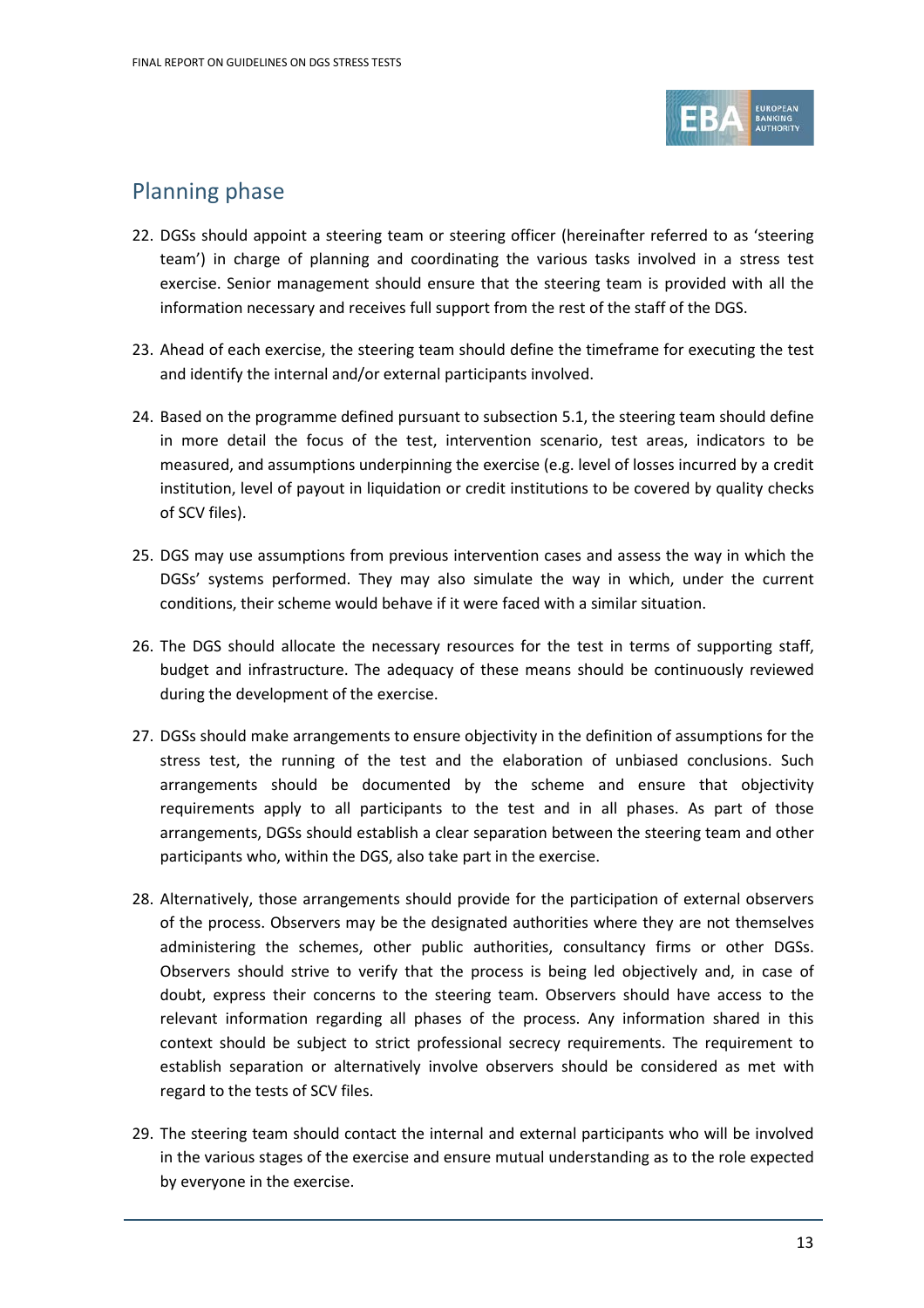## Planning phase

22. DGSs should appoint a steering team or steering officer (hereinafter referred to as 'steering team') in charge of planning and coordinating the various tasks involved in a stress test exercise. Senior management should ensure that the steering team is provided with all the information necessary and receives full support from the rest of the staff of the DGS.

23. Ahead of each exercise, the steering team should define the timeframe for executing the test and identify the internal and/or external participants involved.

24. Based on the programme defined pursuant to subsection 5.1, the steering team should define in more detail the focus of the test, intervention scenario, test areas, indicators to be measured, and assumptions underpinning the exercise (e.g. level of losses incurred by a credit institution, level of payout in liquidation or credit institutions to be covered by quality checks of SCV files).

25. DGS may use assumptions from previous intervention cases and assess the way in which the DGSs' systems performed. They may also simulate the way in which, under the current conditions, their scheme would behave if it were faced with a similar situation.

26. The DGS should allocate the necessary resources for the test in terms of supporting staff, budget and infrastructure. The adequacy of these means should be continuously reviewed during the development of the exercise.

27. DGSs should make arrangements to ensure objectivity in the definition of assumptions for the stress test, the running of the test and the elaboration of unbiased conclusions. Such arrangements should be documented by the scheme and ensure that objectivity requirements apply to all participants to the test and in all phases. As part of those arrangements, DGSs should establish a clear separation between the steering team and other participants who, within the DGS, also take part in the exercise.

28. Alternatively, those arrangements should provide for the participation of external observers of the process. Observers may be the designated authorities where they are not themselves administering the schemes, other public authorities, consultancy firms or other DGSs. Observers should strive to verify that the process is being led objectively and, in case of doubt, express their concerns to the steering team. Observers should have access to the relevant information regarding all phases of the process. Any information shared in this context should be subject to strict professional secrecy requirements. The requirement to establish separation or alternatively involve observers should be considered as met with regard to the tests of SCV files.

29. The steering team should contact the internal and external participants who will be involved in the various stages of the exercise and ensure mutual understanding as to the role expected by everyone in the exercise.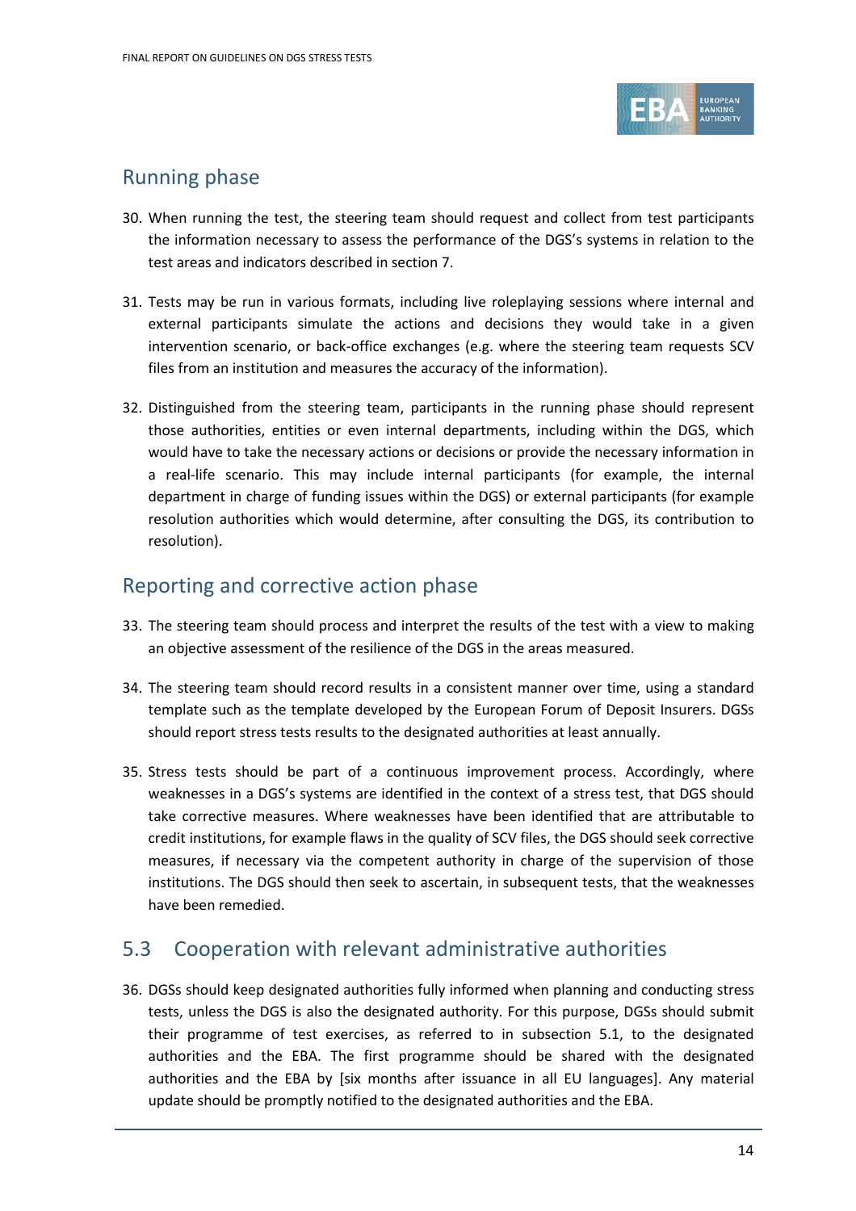## Running phase

30. When running the test, the steering team should request and collect from test participants the information necessary to assess the performance of the DGS's systems in relation to the test areas and indicators described in section 7.

31. Tests may be run in various formats, including live roleplaying sessions where internal and external participants simulate the actions and decisions they would take in a given intervention scenario, or back-office exchanges (e.g. where the steering team requests SCV files from an institution and measures the accuracy of the information).

32. Distinguished from the steering team, participants in the running phase should represent those authorities, entities or even internal departments, including within the DGS, which would have to take the necessary actions or decisions or provide the necessary information in a real-life scenario. This may include internal participants (for example, the internal department in charge of funding issues within the DGS) or external participants (for example resolution authorities which would determine, after consulting the DGS, its contribution to resolution).

## Reporting and corrective action phase

33. The steering team should process and interpret the results of the test with a view to making an objective assessment of the resilience of the DGS in the areas measured.

34. The steering team should record results in a consistent manner over time, using a standard template such as the template developed by the European Forum of Deposit Insurers. DGSs should report stress tests results to the designated authorities at least annually.

35. Stress tests should be part of a continuous improvement process. Accordingly, where weaknesses in a DGS's systems are identified in the context of a stress test, that DGS should take corrective measures. Where weaknesses have been identified that are attributable to credit institutions, for example flaws in the quality of SCV files, the DGS should seek corrective measures, if necessary via the competent authority in charge of the supervision of those institutions. The DGS should then seek to ascertain, in subsequent tests, that the weaknesses have been remedied.

## 5.3 Cooperation with relevant administrative authorities

36. DGSs should keep designated authorities fully informed when planning and conducting stress tests, unless the DGS is also the designated authority. For this purpose, DGSs should submit their programme of test exercises, as referred to in subsection 5.1, to the designated authorities and the EBA. The first programme should be shared with the designated authorities and the EBA by [six months after issuance in all EU languages]. Any material update should be promptly notified to the designated authorities and the EBA.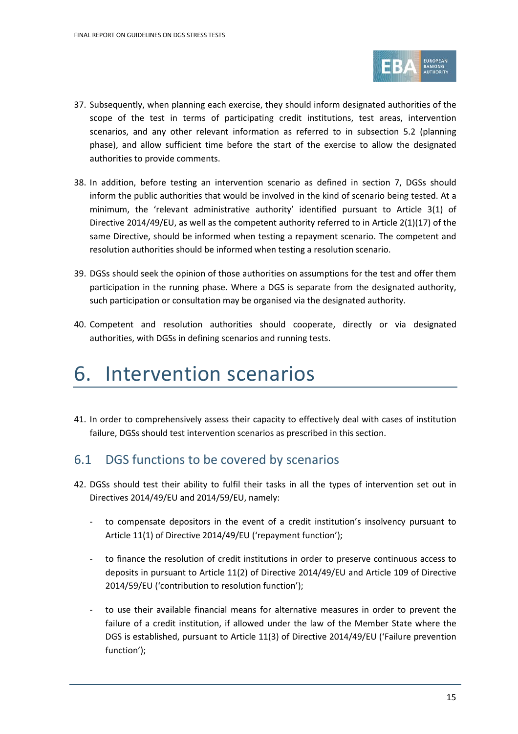37. Subsequently, when planning each exercise, they should inform designated authorities of the scope of the test in terms of participating credit institutions, test areas, intervention scenarios, and any other relevant information as referred to in subsection 5.2 (planning phase), and allow sufficient time before the start of the exercise to allow the designated authorities to provide comments.

38. In addition, before testing an intervention scenario as defined in section 7, DGSs should inform the public authorities that would be involved in the kind of scenario being tested. At a minimum, the 'relevant administrative authority' identified pursuant to Article 3(1) of Directive 2014/49/EU, as well as the competent authority referred to in Article 2(1)(17) of the same Directive, should be informed when testing a repayment scenario. The competent and resolution authorities should be informed when testing a resolution scenario.

39. DGSs should seek the opinion of those authorities on assumptions for the test and offer them participation in the running phase. Where a DGS is separate from the designated authority, such participation or consultation may be organised via the designated authority.

40. Competent and resolution authorities should cooperate, directly or via designated authorities, with DGSs in defining scenarios and running tests.

# 6. Intervention scenarios

41. In order to comprehensively assess their capacity to effectively deal with cases of institution failure, DGSs should test intervention scenarios as prescribed in this section.

## 6.1 DGS functions to be covered by scenarios

42. DGSs should test their ability to fulfil their tasks in all the types of intervention set out in Directives 2014/49/EU and 2014/59/EU, namely:

    - to compensate depositors in the event of a credit institution's insolvency pursuant to Article 11(1) of Directive 2014/49/EU ('repayment function');

    - to finance the resolution of credit institutions in order to preserve continuous access to deposits in pursuant to Article 11(2) of Directive 2014/49/EU and Article 109 of Directive 2014/59/EU ('contribution to resolution function');

    - to use their available financial means for alternative measures in order to prevent the failure of a credit institution, if allowed under the law of the Member State where the DGS is established, pursuant to Article 11(3) of Directive 2014/49/EU ('Failure prevention function');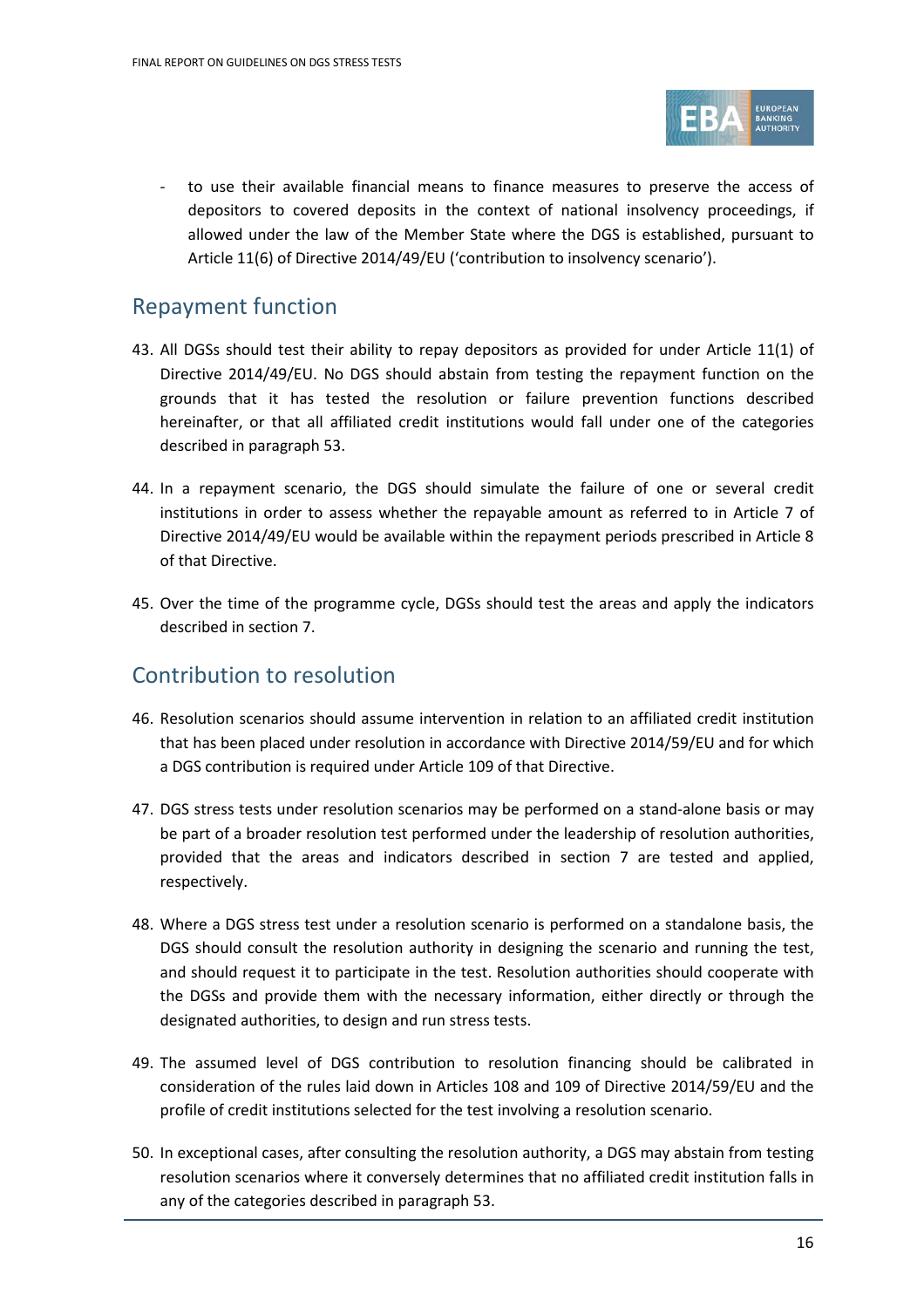- to use their available financial means to finance measures to preserve the access of depositors to covered deposits in the context of national insolvency proceedings, if allowed under the law of the Member State where the DGS is established, pursuant to Article 11(6) of Directive 2014/49/EU ('contribution to insolvency scenario').

## Repayment function

43. All DGSs should test their ability to repay depositors as provided for under Article 11(1) of Directive 2014/49/EU. No DGS should abstain from testing the repayment function on the grounds that it has tested the resolution or failure prevention functions described hereinafter, or that all affiliated credit institutions would fall under one of the categories described in paragraph 53.

44. In a repayment scenario, the DGS should simulate the failure of one or several credit institutions in order to assess whether the repayable amount as referred to in Article 7 of Directive 2014/49/EU would be available within the repayment periods prescribed in Article 8 of that Directive.

45. Over the time of the programme cycle, DGSs should test the areas and apply the indicators described in section 7.

## Contribution to resolution

46. Resolution scenarios should assume intervention in relation to an affiliated credit institution that has been placed under resolution in accordance with Directive 2014/59/EU and for which a DGS contribution is required under Article 109 of that Directive.

47. DGS stress tests under resolution scenarios may be performed on a stand-alone basis or may be part of a broader resolution test performed under the leadership of resolution authorities, provided that the areas and indicators described in section 7 are tested and applied, respectively.

48. Where a DGS stress test under a resolution scenario is performed on a standalone basis, the DGS should consult the resolution authority in designing the scenario and running the test, and should request it to participate in the test. Resolution authorities should cooperate with the DGSs and provide them with the necessary information, either directly or through the designated authorities, to design and run stress tests.

49. The assumed level of DGS contribution to resolution financing should be calibrated in consideration of the rules laid down in Articles 108 and 109 of Directive 2014/59/EU and the profile of credit institutions selected for the test involving a resolution scenario.

50. In exceptional cases, after consulting the resolution authority, a DGS may abstain from testing resolution scenarios where it conversely determines that no affiliated credit institution falls in any of the categories described in paragraph 53.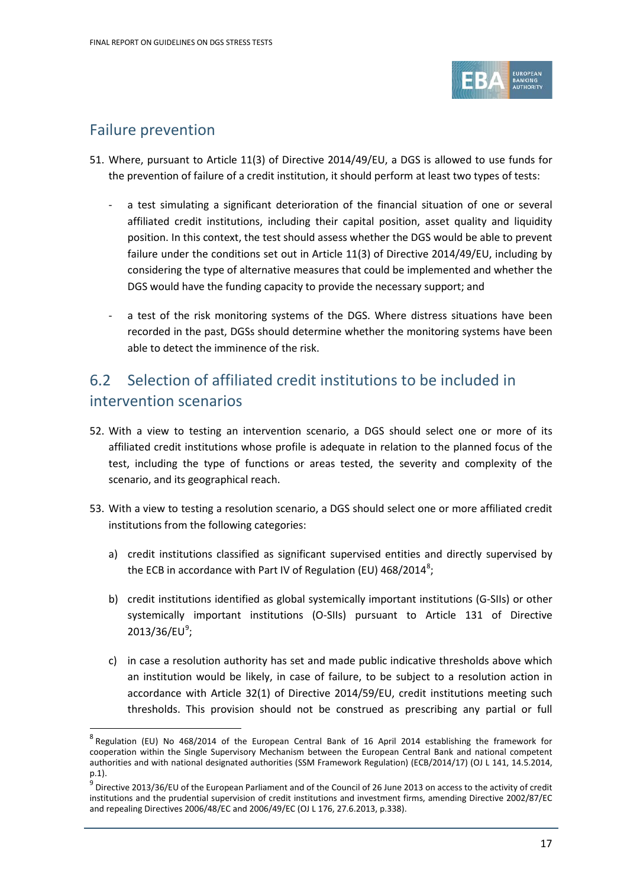## Failure prevention

51. Where, pursuant to Article 11(3) of Directive 2014/49/EU, a DGS is allowed to use funds for the prevention of failure of a credit institution, it should perform at least two types of tests:

    - a test simulating a significant deterioration of the financial situation of one or several affiliated credit institutions, including their capital position, asset quality and liquidity position. In this context, the test should assess whether the DGS would be able to prevent failure under the conditions set out in Article 11(3) of Directive 2014/49/EU, including by considering the type of alternative measures that could be implemented and whether the DGS would have the funding capacity to provide the necessary support; and

    - a test of the risk monitoring systems of the DGS. Where distress situations have been recorded in the past, DGSs should determine whether the monitoring systems have been able to detect the imminence of the risk.

## 6.2 Selection of affiliated credit institutions to be included in intervention scenarios

52. With a view to testing an intervention scenario, a DGS should select one or more of its affiliated credit institutions whose profile is adequate in relation to the planned focus of the test, including the type of functions or areas tested, the severity and complexity of the scenario, and its geographical reach.

53. With a view to testing a resolution scenario, a DGS should select one or more affiliated credit institutions from the following categories:

    a) credit institutions classified as significant supervised entities and directly supervised by the ECB in accordance with Part IV of Regulation (EU) 468/2014[8];

    b) credit institutions identified as global systemically important institutions (G-SIIs) or other systemically important institutions (O-SIIs) pursuant to Article 131 of Directive 2013/36/EU[9];

    c) in case a resolution authority has set and made public indicative thresholds above which an institution would be likely, in case of failure, to be subject to a resolution action in accordance with Article 32(1) of Directive 2014/59/EU, credit institutions meeting such thresholds. This provision should not be construed as prescribing any partial or full

---

[8] Regulation (EU) No 468/2014 of the European Central Bank of 16 April 2014 establishing the framework for cooperation within the Single Supervisory Mechanism between the European Central Bank and national competent authorities and with national designated authorities (SSM Framework Regulation) (ECB/2014/17) (OJ L 141, 14.5.2014, p.1).

[9] Directive 2013/36/EU of the European Parliament and of the Council of 26 June 2013 on access to the activity of credit institutions and the prudential supervision of credit institutions and investment firms, amending Directive 2002/87/EC and repealing Directives 2006/48/EC and 2006/49/EC (OJ L 176, 27.6.2013, p.338).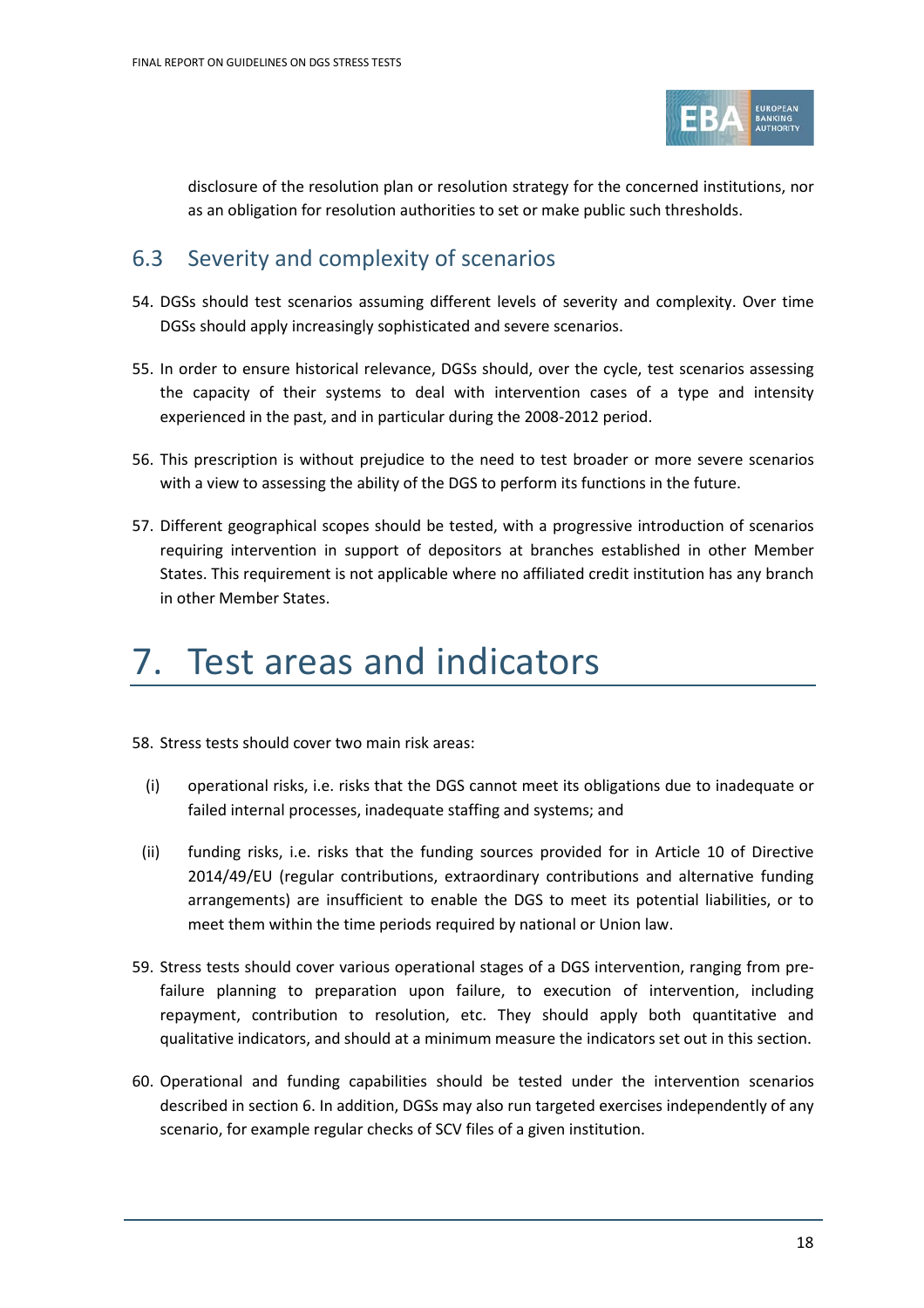disclosure of the resolution plan or resolution strategy for the concerned institutions, nor as an obligation for resolution authorities to set or make public such thresholds.

## 6.3 Severity and complexity of scenarios

54. DGSs should test scenarios assuming different levels of severity and complexity. Over time DGSs should apply increasingly sophisticated and severe scenarios.

55. In order to ensure historical relevance, DGSs should, over the cycle, test scenarios assessing the capacity of their systems to deal with intervention cases of a type and intensity experienced in the past, and in particular during the 2008-2012 period.

56. This prescription is without prejudice to the need to test broader or more severe scenarios with a view to assessing the ability of the DGS to perform its functions in the future.

57. Different geographical scopes should be tested, with a progressive introduction of scenarios requiring intervention in support of depositors at branches established in other Member States. This requirement is not applicable where no affiliated credit institution has any branch in other Member States.

# 7. Test areas and indicators

58. Stress tests should cover two main risk areas:

   (i) operational risks, i.e. risks that the DGS cannot meet its obligations due to inadequate or failed internal processes, inadequate staffing and systems; and

   (ii) funding risks, i.e. risks that the funding sources provided for in Article 10 of Directive 2014/49/EU (regular contributions, extraordinary contributions and alternative funding arrangements) are insufficient to enable the DGS to meet its potential liabilities, or to meet them within the time periods required by national or Union law.

59. Stress tests should cover various operational stages of a DGS intervention, ranging from pre-failure planning to preparation upon failure, to execution of intervention, including repayment, contribution to resolution, etc. They should apply both quantitative and qualitative indicators, and should at a minimum measure the indicators set out in this section.

60. Operational and funding capabilities should be tested under the intervention scenarios described in section 6. In addition, DGSs may also run targeted exercises independently of any scenario, for example regular checks of SCV files of a given institution.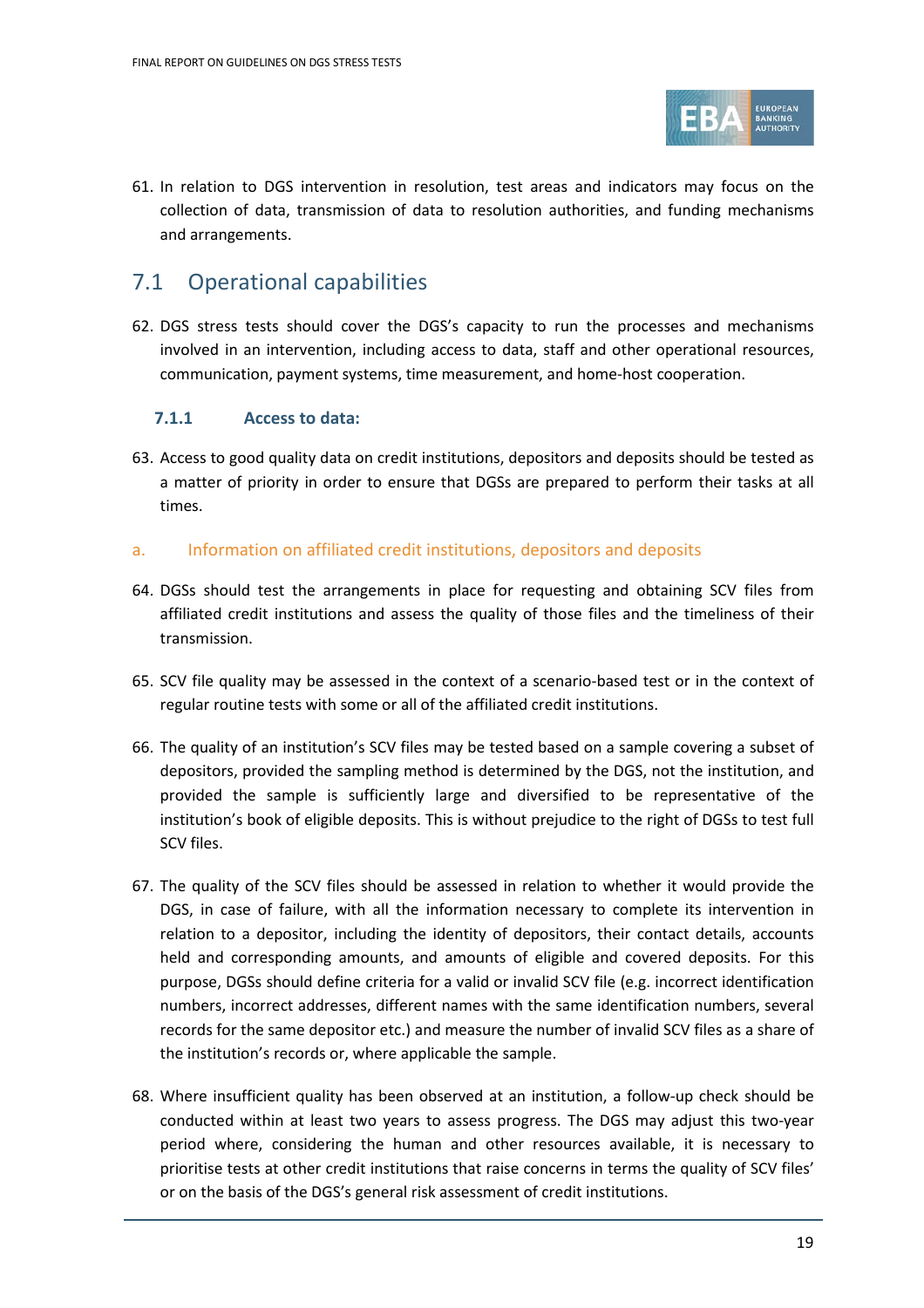61. In relation to DGS intervention in resolution, test areas and indicators may focus on the collection of data, transmission of data to resolution authorities, and funding mechanisms and arrangements.

## 7.1 Operational capabilities

62. DGS stress tests should cover the DGS's capacity to run the processes and mechanisms involved in an intervention, including access to data, staff and other operational resources, communication, payment systems, time measurement, and home-host cooperation.

### 7.1.1 Access to data:

63. Access to good quality data on credit institutions, depositors and deposits should be tested as a matter of priority in order to ensure that DGSs are prepared to perform their tasks at all times.

#### a. Information on affiliated credit institutions, depositors and deposits

64. DGSs should test the arrangements in place for requesting and obtaining SCV files from affiliated credit institutions and assess the quality of those files and the timeliness of their transmission.

65. SCV file quality may be assessed in the context of a scenario-based test or in the context of regular routine tests with some or all of the affiliated credit institutions.

66. The quality of an institution's SCV files may be tested based on a sample covering a subset of depositors, provided the sampling method is determined by the DGS, not the institution, and provided the sample is sufficiently large and diversified to be representative of the institution's book of eligible deposits. This is without prejudice to the right of DGSs to test full SCV files.

67. The quality of the SCV files should be assessed in relation to whether it would provide the DGS, in case of failure, with all the information necessary to complete its intervention in relation to a depositor, including the identity of depositors, their contact details, accounts held and corresponding amounts, and amounts of eligible and covered deposits. For this purpose, DGSs should define criteria for a valid or invalid SCV file (e.g. incorrect identification numbers, incorrect addresses, different names with the same identification numbers, several records for the same depositor etc.) and measure the number of invalid SCV files as a share of the institution's records or, where applicable the sample.

68. Where insufficient quality has been observed at an institution, a follow-up check should be conducted within at least two years to assess progress. The DGS may adjust this two-year period where, considering the human and other resources available, it is necessary to prioritise tests at other credit institutions that raise concerns in terms the quality of SCV files' or on the basis of the DGS's general risk assessment of credit institutions.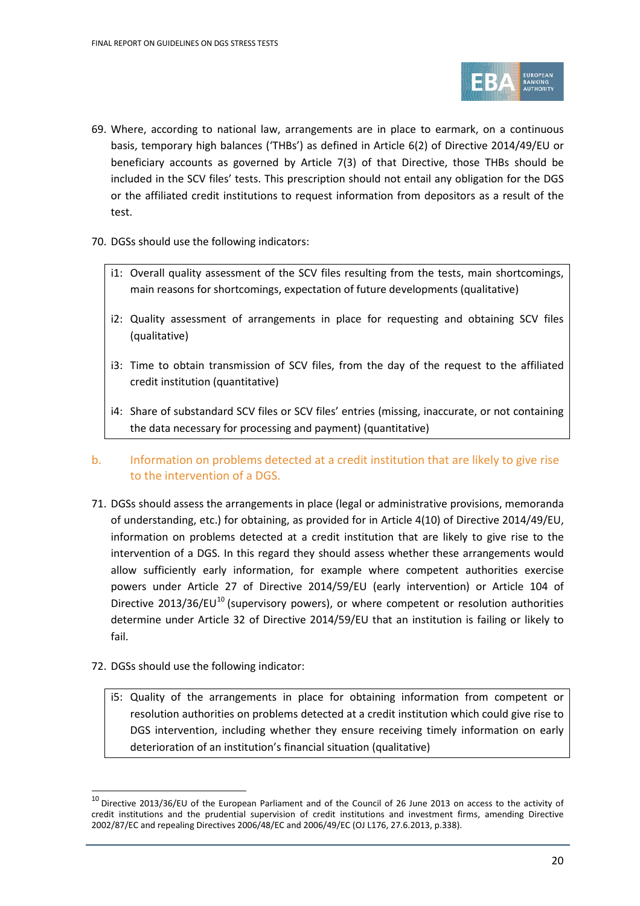69. Where, according to national law, arrangements are in place to earmark, on a continuous basis, temporary high balances ('THBs') as defined in Article 6(2) of Directive 2014/49/EU or beneficiary accounts as governed by Article 7(3) of that Directive, those THBs should be included in the SCV files' tests. This prescription should not entail any obligation for the DGS or the affiliated credit institutions to request information from depositors as a result of the test.

70. DGSs should use the following indicators:

| |
|---|
| i1: Overall quality assessment of the SCV files resulting from the tests, main shortcomings, main reasons for shortcomings, expectation of future developments (qualitative) |
| i2: Quality assessment of arrangements in place for requesting and obtaining SCV files (qualitative) |
| i3: Time to obtain transmission of SCV files, from the day of the request to the affiliated credit institution (quantitative) |
| i4: Share of substandard SCV files or SCV files' entries (missing, inaccurate, or not containing the data necessary for processing and payment) (quantitative) |

### b. Information on problems detected at a credit institution that are likely to give rise to the intervention of a DGS.

71. DGSs should assess the arrangements in place (legal or administrative provisions, memoranda of understanding, etc.) for obtaining, as provided for in Article 4(10) of Directive 2014/49/EU, information on problems detected at a credit institution that are likely to give rise to the intervention of a DGS. In this regard they should assess whether these arrangements would allow sufficiently early information, for example where competent authorities exercise powers under Article 27 of Directive 2014/59/EU (early intervention) or Article 104 of Directive 2013/36/EU[10] (supervisory powers), or where competent or resolution authorities determine under Article 32 of Directive 2014/59/EU that an institution is failing or likely to fail.

72. DGSs should use the following indicator:

| |
|---|
| i5: Quality of the arrangements in place for obtaining information from competent or resolution authorities on problems detected at a credit institution which could give rise to DGS intervention, including whether they ensure receiving timely information on early deterioration of an institution's financial situation (qualitative) |

[10] Directive 2013/36/EU of the European Parliament and of the Council of 26 June 2013 on access to the activity of credit institutions and the prudential supervision of credit institutions and investment firms, amending Directive 2002/87/EC and repealing Directives 2006/48/EC and 2006/49/EC (OJ L176, 27.6.2013, p.338).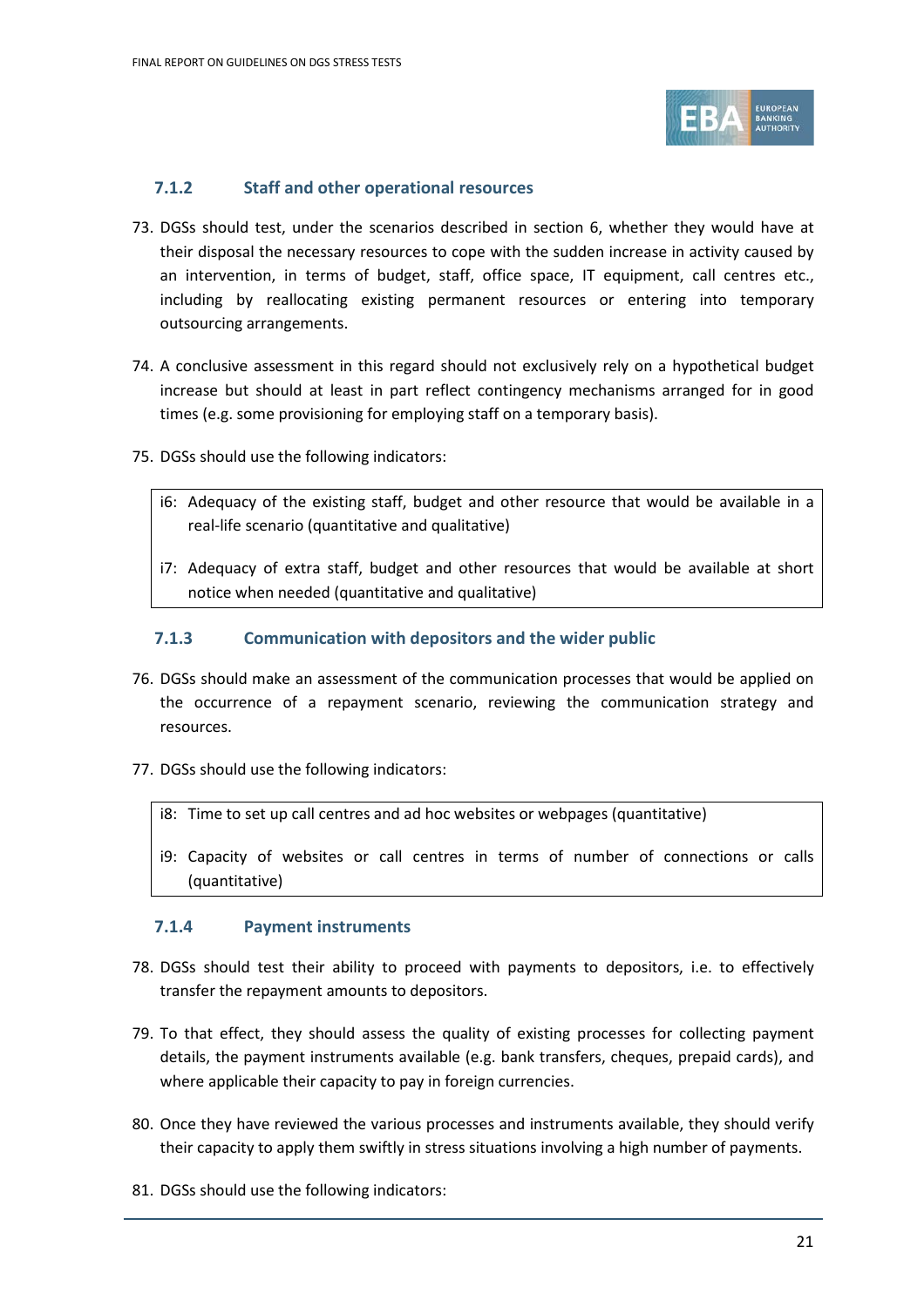#### 7.1.2 Staff and other operational resources

73. DGSs should test, under the scenarios described in section 6, whether they would have at their disposal the necessary resources to cope with the sudden increase in activity caused by an intervention, in terms of budget, staff, office space, IT equipment, call centres etc., including by reallocating existing permanent resources or entering into temporary outsourcing arrangements.

74. A conclusive assessment in this regard should not exclusively rely on a hypothetical budget increase but should at least in part reflect contingency mechanisms arranged for in good times (e.g. some provisioning for employing staff on a temporary basis).

75. DGSs should use the following indicators:

> i6: Adequacy of the existing staff, budget and other resource that would be available in a real-life scenario (quantitative and qualitative)
>
> i7: Adequacy of extra staff, budget and other resources that would be available at short notice when needed (quantitative and qualitative)

#### 7.1.3 Communication with depositors and the wider public

76. DGSs should make an assessment of the communication processes that would be applied on the occurrence of a repayment scenario, reviewing the communication strategy and resources.

77. DGSs should use the following indicators:

> i8: Time to set up call centres and ad hoc websites or webpages (quantitative)
>
> i9: Capacity of websites or call centres in terms of number of connections or calls (quantitative)

#### 7.1.4 Payment instruments

78. DGSs should test their ability to proceed with payments to depositors, i.e. to effectively transfer the repayment amounts to depositors.

79. To that effect, they should assess the quality of existing processes for collecting payment details, the payment instruments available (e.g. bank transfers, cheques, prepaid cards), and where applicable their capacity to pay in foreign currencies.

80. Once they have reviewed the various processes and instruments available, they should verify their capacity to apply them swiftly in stress situations involving a high number of payments.

81. DGSs should use the following indicators: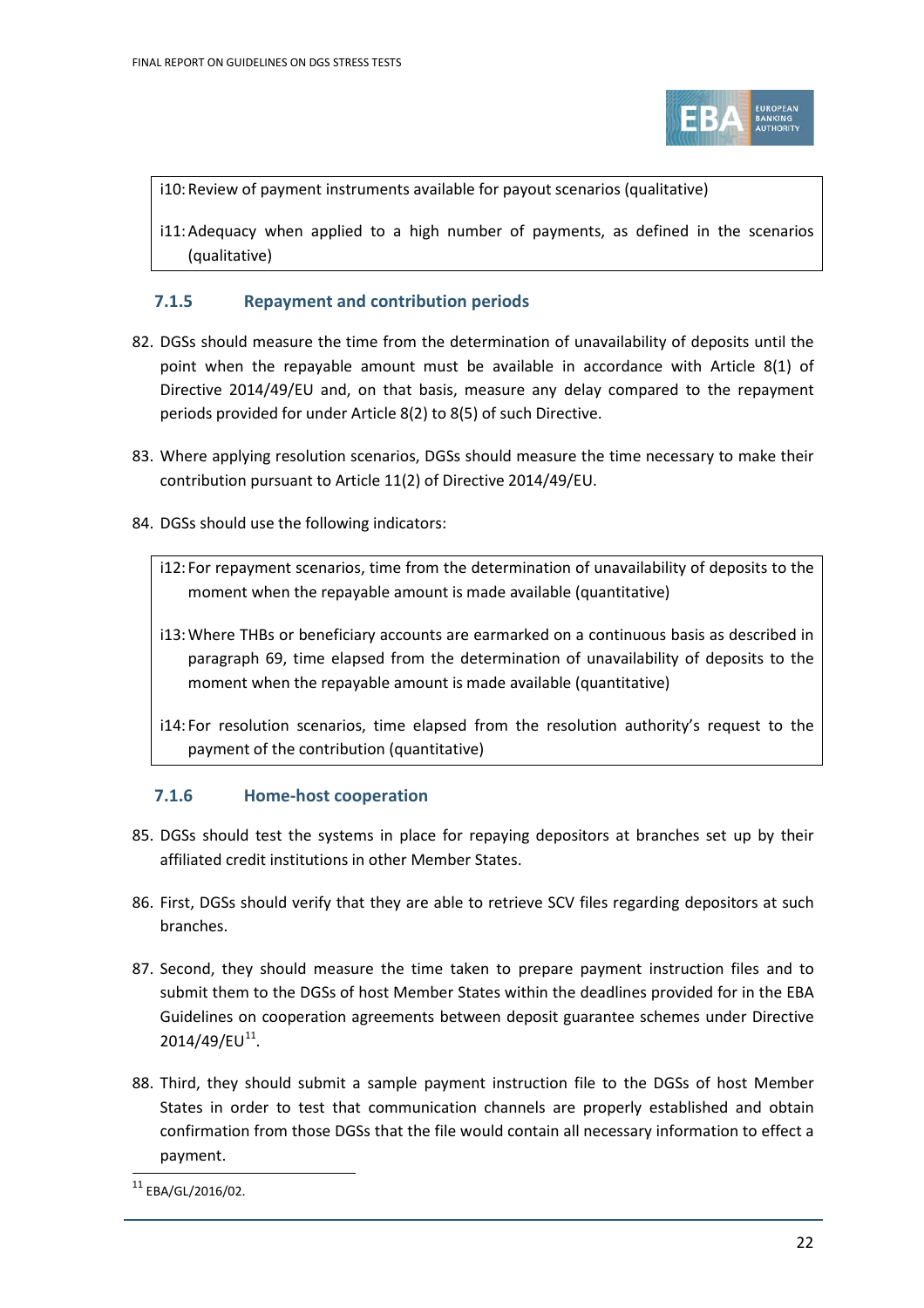i10: Review of payment instruments available for payout scenarios (qualitative)

i11: Adequacy when applied to a high number of payments, as defined in the scenarios (qualitative)

### 7.1.5 Repayment and contribution periods

82. DGSs should measure the time from the determination of unavailability of deposits until the point when the repayable amount must be available in accordance with Article 8(1) of Directive 2014/49/EU and, on that basis, measure any delay compared to the repayment periods provided for under Article 8(2) to 8(5) of such Directive.

83. Where applying resolution scenarios, DGSs should measure the time necessary to make their contribution pursuant to Article 11(2) of Directive 2014/49/EU.

84. DGSs should use the following indicators:

i12: For repayment scenarios, time from the determination of unavailability of deposits to the moment when the repayable amount is made available (quantitative)

i13: Where THBs or beneficiary accounts are earmarked on a continuous basis as described in paragraph 69, time elapsed from the determination of unavailability of deposits to the moment when the repayable amount is made available (quantitative)

i14: For resolution scenarios, time elapsed from the resolution authority's request to the payment of the contribution (quantitative)

### 7.1.6 Home-host cooperation

85. DGSs should test the systems in place for repaying depositors at branches set up by their affiliated credit institutions in other Member States.

86. First, DGSs should verify that they are able to retrieve SCV files regarding depositors at such branches.

87. Second, they should measure the time taken to prepare payment instruction files and to submit them to the DGSs of host Member States within the deadlines provided for in the EBA Guidelines on cooperation agreements between deposit guarantee schemes under Directive 2014/49/EU[11].

88. Third, they should submit a sample payment instruction file to the DGSs of host Member States in order to test that communication channels are properly established and obtain confirmation from those DGSs that the file would contain all necessary information to effect a payment.

[11] EBA/GL/2016/02.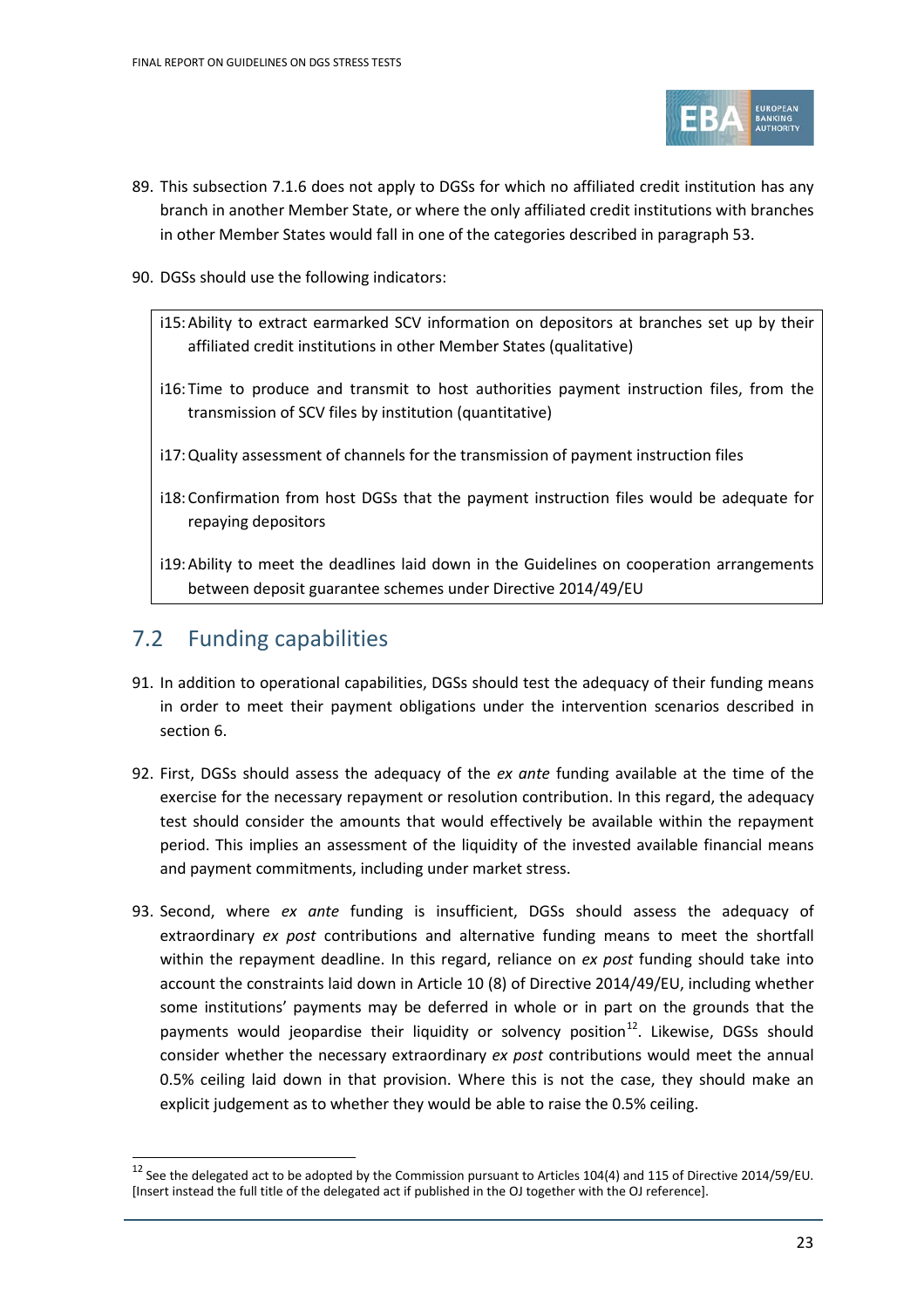89. This subsection 7.1.6 does not apply to DGSs for which no affiliated credit institution has any branch in another Member State, or where the only affiliated credit institutions with branches in other Member States would fall in one of the categories described in paragraph 53.

90. DGSs should use the following indicators:

> i15: Ability to extract earmarked SCV information on depositors at branches set up by their affiliated credit institutions in other Member States (qualitative)
>
> i16: Time to produce and transmit to host authorities payment instruction files, from the transmission of SCV files by institution (quantitative)
>
> i17: Quality assessment of channels for the transmission of payment instruction files
>
> i18: Confirmation from host DGSs that the payment instruction files would be adequate for repaying depositors
>
> i19: Ability to meet the deadlines laid down in the Guidelines on cooperation arrangements between deposit guarantee schemes under Directive 2014/49/EU

## 7.2 Funding capabilities

91. In addition to operational capabilities, DGSs should test the adequacy of their funding means in order to meet their payment obligations under the intervention scenarios described in section 6.

92. First, DGSs should assess the adequacy of the *ex ante* funding available at the time of the exercise for the necessary repayment or resolution contribution. In this regard, the adequacy test should consider the amounts that would effectively be available within the repayment period. This implies an assessment of the liquidity of the invested available financial means and payment commitments, including under market stress.

93. Second, where *ex ante* funding is insufficient, DGSs should assess the adequacy of extraordinary *ex post* contributions and alternative funding means to meet the shortfall within the repayment deadline. In this regard, reliance on *ex post* funding should take into account the constraints laid down in Article 10 (8) of Directive 2014/49/EU, including whether some institutions' payments may be deferred in whole or in part on the grounds that the payments would jeopardise their liquidity or solvency position[12]. Likewise, DGSs should consider whether the necessary extraordinary *ex post* contributions would meet the annual 0.5% ceiling laid down in that provision. Where this is not the case, they should make an explicit judgement as to whether they would be able to raise the 0.5% ceiling.

---

[12] See the delegated act to be adopted by the Commission pursuant to Articles 104(4) and 115 of Directive 2014/59/EU. [Insert instead the full title of the delegated act if published in the OJ together with the OJ reference].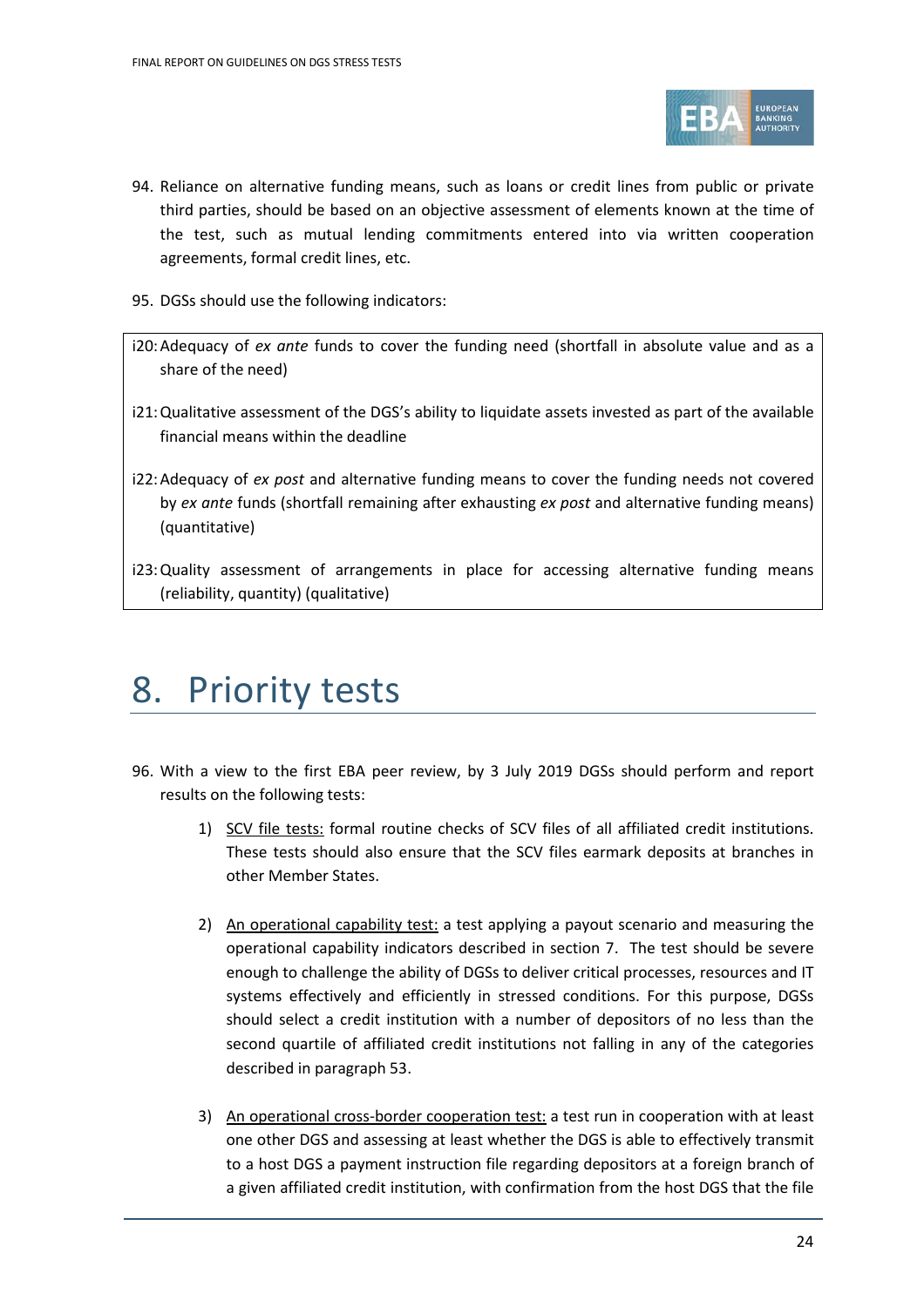94. Reliance on alternative funding means, such as loans or credit lines from public or private third parties, should be based on an objective assessment of elements known at the time of the test, such as mutual lending commitments entered into via written cooperation agreements, formal credit lines, etc.

95. DGSs should use the following indicators:

> i20: Adequacy of *ex ante* funds to cover the funding need (shortfall in absolute value and as a share of the need)
>
> i21: Qualitative assessment of the DGS's ability to liquidate assets invested as part of the available financial means within the deadline
>
> i22: Adequacy of *ex post* and alternative funding means to cover the funding needs not covered by *ex ante* funds (shortfall remaining after exhausting *ex post* and alternative funding means) (quantitative)
>
> i23: Quality assessment of arrangements in place for accessing alternative funding means (reliability, quantity) (qualitative)

# 8. Priority tests

96. With a view to the first EBA peer review, by 3 July 2019 DGSs should perform and report results on the following tests:

    1) SCV file tests: formal routine checks of SCV files of all affiliated credit institutions. These tests should also ensure that the SCV files earmark deposits at branches in other Member States.

    2) An operational capability test: a test applying a payout scenario and measuring the operational capability indicators described in section 7. The test should be severe enough to challenge the ability of DGSs to deliver critical processes, resources and IT systems effectively and efficiently in stressed conditions. For this purpose, DGSs should select a credit institution with a number of depositors of no less than the second quartile of affiliated credit institutions not falling in any of the categories described in paragraph 53.

    3) An operational cross-border cooperation test: a test run in cooperation with at least one other DGS and assessing at least whether the DGS is able to effectively transmit to a host DGS a payment instruction file regarding depositors at a foreign branch of a given affiliated credit institution, with confirmation from the host DGS that the file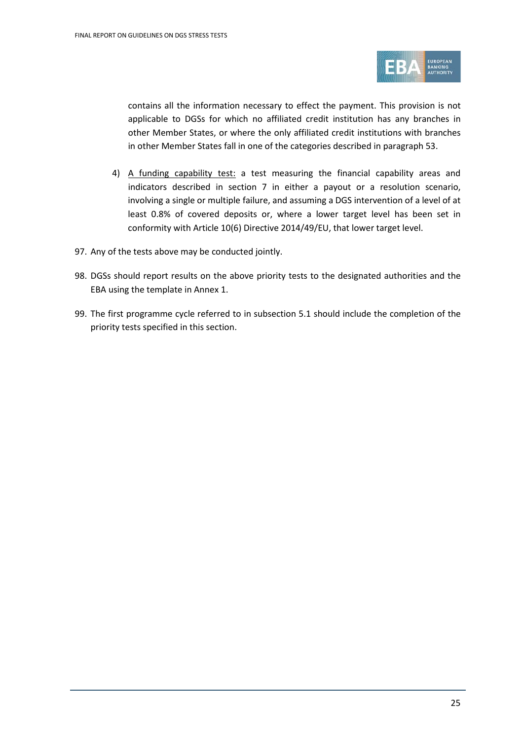contains all the information necessary to effect the payment. This provision is not applicable to DGSs for which no affiliated credit institution has any branches in other Member States, or where the only affiliated credit institutions with branches in other Member States fall in one of the categories described in paragraph 53.

4) A funding capability test: a test measuring the financial capability areas and indicators described in section 7 in either a payout or a resolution scenario, involving a single or multiple failure, and assuming a DGS intervention of a level of at least 0.8% of covered deposits or, where a lower target level has been set in conformity with Article 10(6) Directive 2014/49/EU, that lower target level.

97. Any of the tests above may be conducted jointly.

98. DGSs should report results on the above priority tests to the designated authorities and the EBA using the template in Annex 1.

99. The first programme cycle referred to in subsection 5.1 should include the completion of the priority tests specified in this section.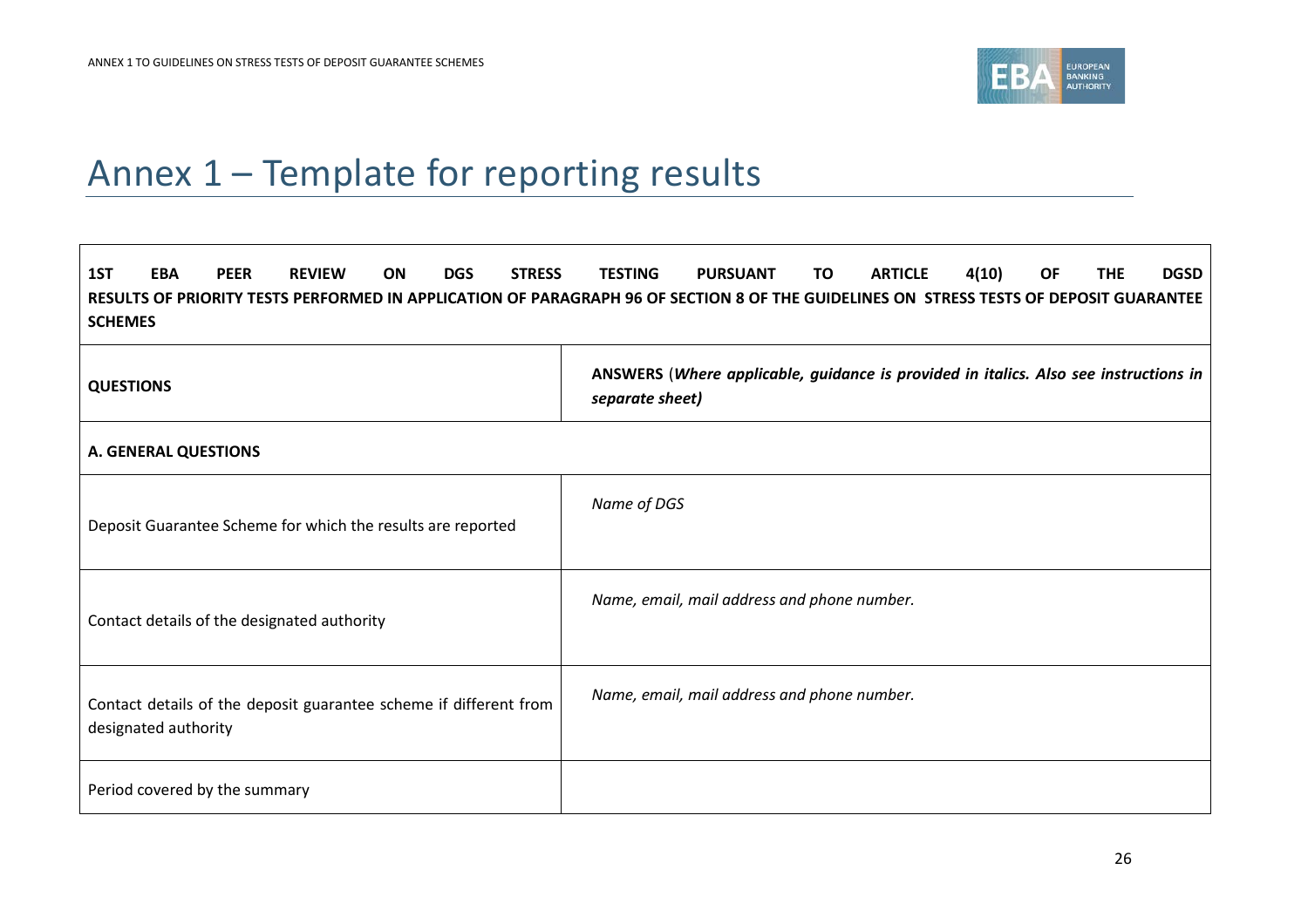# Annex 1 – Template for reporting results

| **1ST EBA PEER REVIEW ON DGS STRESS TESTING PURSUANT TO ARTICLE 4(10) OF THE DGSD RESULTS OF PRIORITY TESTS PERFORMED IN APPLICATION OF PARAGRAPH 96 OF SECTION 8 OF THE GUIDELINES ON STRESS TESTS OF DEPOSIT GUARANTEE SCHEMES** | |
|---|---|
| **QUESTIONS** | **ANSWERS** (***Where applicable, guidance is provided in italics. Also see instructions in separate sheet)*** |
| **A. GENERAL QUESTIONS** | |
| Deposit Guarantee Scheme for which the results are reported | *Name of DGS* |
| Contact details of the designated authority | *Name, email, mail address and phone number.* |
| Contact details of the deposit guarantee scheme if different from designated authority | *Name, email, mail address and phone number.* |
| Period covered by the summary | |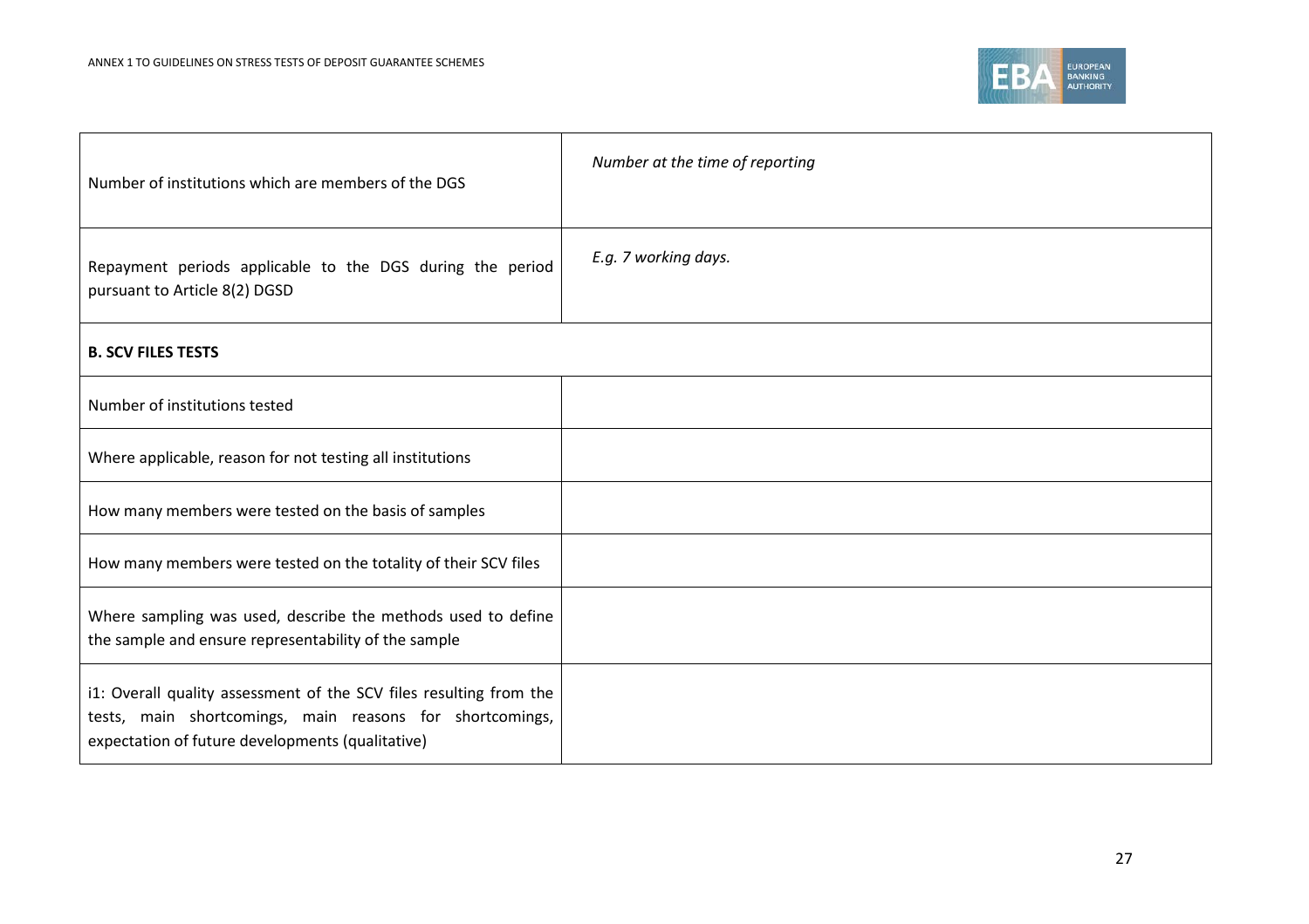| | |
|---|---|
| Number of institutions which are members of the DGS | *Number at the time of reporting* |
| Repayment periods applicable to the DGS during the period pursuant to Article 8(2) DGSD | *E.g. 7 working days.* |
| **B. SCV FILES TESTS** | |
| Number of institutions tested | |
| Where applicable, reason for not testing all institutions | |
| How many members were tested on the basis of samples | |
| How many members were tested on the totality of their SCV files | |
| Where sampling was used, describe the methods used to define the sample and ensure representability of the sample | |
| i1: Overall quality assessment of the SCV files resulting from the tests, main shortcomings, main reasons for shortcomings, expectation of future developments (qualitative) | |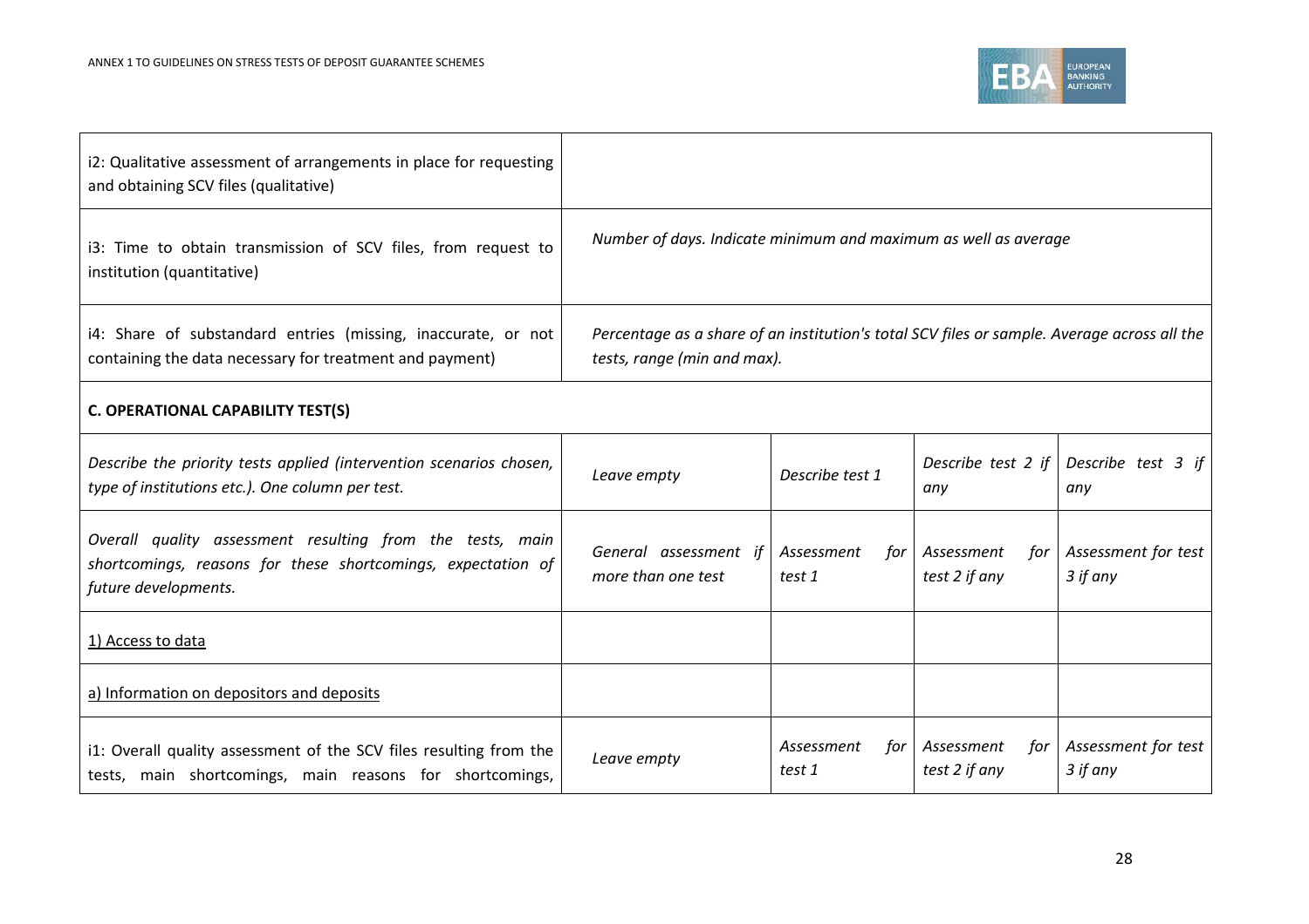| | | | | |
|---|---|---|---|---|
| i2: Qualitative assessment of arrangements in place for requesting and obtaining SCV files (qualitative) | | | | |
| i3: Time to obtain transmission of SCV files, from request to institution (quantitative) | *Number of days. Indicate minimum and maximum as well as average* | | | |
| i4: Share of substandard entries (missing, inaccurate, or not containing the data necessary for treatment and payment) | *Percentage as a share of an institution's total SCV files or sample. Average across all the tests, range (min and max).* | | | |
| **C. OPERATIONAL CAPABILITY TEST(S)** | | | | |
| *Describe the priority tests applied (intervention scenarios chosen, type of institutions etc.). One column per test.* | *Leave empty* | *Describe test 1* | *Describe test 2 if any* | *Describe test 3 if any* |
| *Overall quality assessment resulting from the tests, main shortcomings, reasons for these shortcomings, expectation of future developments.* | *General assessment if more than one test* | *Assessment for test 1* | *Assessment for test 2 if any* | *Assessment for test 3 if any* |
| 1) Access to data | | | | |
| a) Information on depositors and deposits | | | | |
| i1: Overall quality assessment of the SCV files resulting from the tests, main shortcomings, main reasons for shortcomings, | *Leave empty* | *Assessment for test 1* | *Assessment for test 2 if any* | *Assessment for test 3 if any* |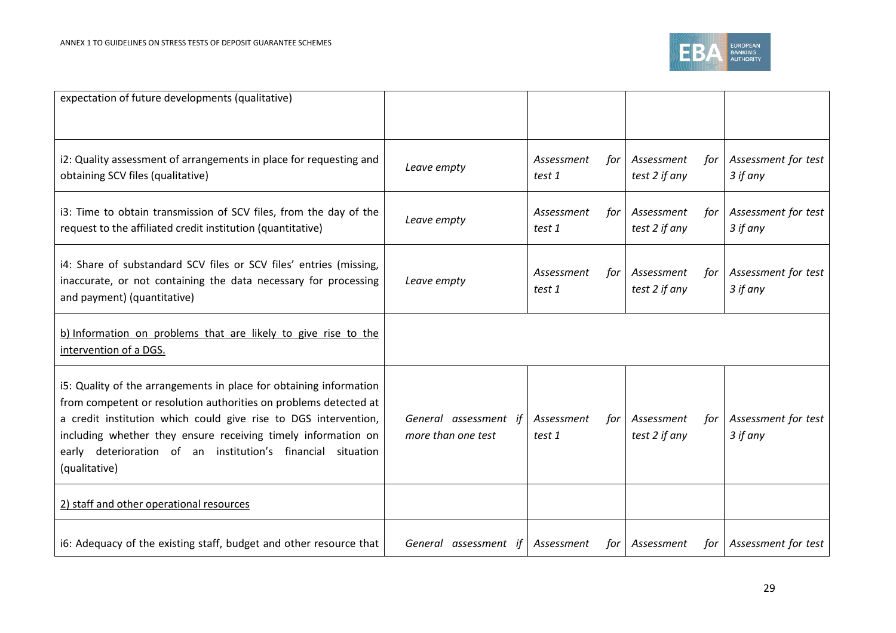| | | | | |
|---|---|---|---|---|
| expectation of future developments (qualitative) | | | | |
| i2: Quality assessment of arrangements in place for requesting and obtaining SCV files (qualitative) | *Leave empty* | *Assessment for test 1* | *Assessment for test 2 if any* | *Assessment for test 3 if any* |
| i3: Time to obtain transmission of SCV files, from the day of the request to the affiliated credit institution (quantitative) | *Leave empty* | *Assessment for test 1* | *Assessment for test 2 if any* | *Assessment for test 3 if any* |
| i4: Share of substandard SCV files or SCV files' entries (missing, inaccurate, or not containing the data necessary for processing and payment) (quantitative) | *Leave empty* | *Assessment for test 1* | *Assessment for test 2 if any* | *Assessment for test 3 if any* |
| b) Information on problems that are likely to give rise to the intervention of a DGS. | | | | |
| i5: Quality of the arrangements in place for obtaining information from competent or resolution authorities on problems detected at a credit institution which could give rise to DGS intervention, including whether they ensure receiving timely information on early deterioration of an institution's financial situation (qualitative) | *General assessment if more than one test* | *Assessment for test 1* | *Assessment for test 2 if any* | *Assessment for test 3 if any* |
| 2) staff and other operational resources | | | | |
| i6: Adequacy of the existing staff, budget and other resource that | *General assessment if* | *Assessment for* | *Assessment for* | *Assessment for test* |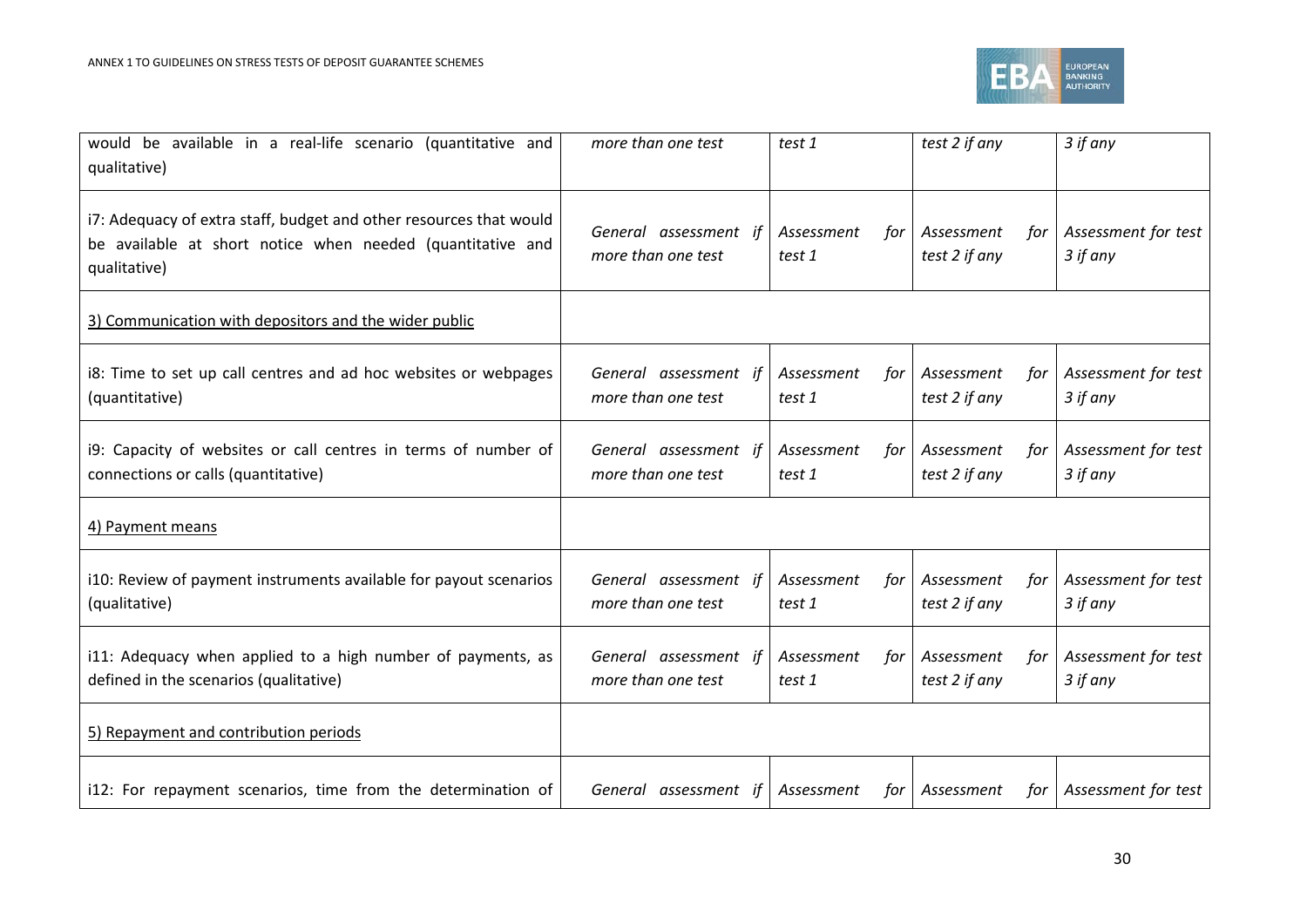| | | | | |
|---|---|---|---|---|
| would be available in a real-life scenario (quantitative and qualitative) | *more than one test* | *test 1* | *test 2 if any* | *3 if any* |
| i7: Adequacy of extra staff, budget and other resources that would be available at short notice when needed (quantitative and qualitative) | *General assessment if more than one test* | *Assessment for test 1* | *Assessment for test 2 if any* | *Assessment for test 3 if any* |
| 3) Communication with depositors and the wider public | | | | |
| i8: Time to set up call centres and ad hoc websites or webpages (quantitative) | *General assessment if more than one test* | *Assessment for test 1* | *Assessment for test 2 if any* | *Assessment for test 3 if any* |
| i9: Capacity of websites or call centres in terms of number of connections or calls (quantitative) | *General assessment if more than one test* | *Assessment for test 1* | *Assessment for test 2 if any* | *Assessment for test 3 if any* |
| 4) Payment means | | | | |
| i10: Review of payment instruments available for payout scenarios (qualitative) | *General assessment if more than one test* | *Assessment for test 1* | *Assessment for test 2 if any* | *Assessment for test 3 if any* |
| i11: Adequacy when applied to a high number of payments, as defined in the scenarios (qualitative) | *General assessment if more than one test* | *Assessment for test 1* | *Assessment for test 2 if any* | *Assessment for test 3 if any* |
| 5) Repayment and contribution periods | | | | |
| i12: For repayment scenarios, time from the determination of | *General assessment if* | *Assessment for* | *Assessment for* | *Assessment for test* |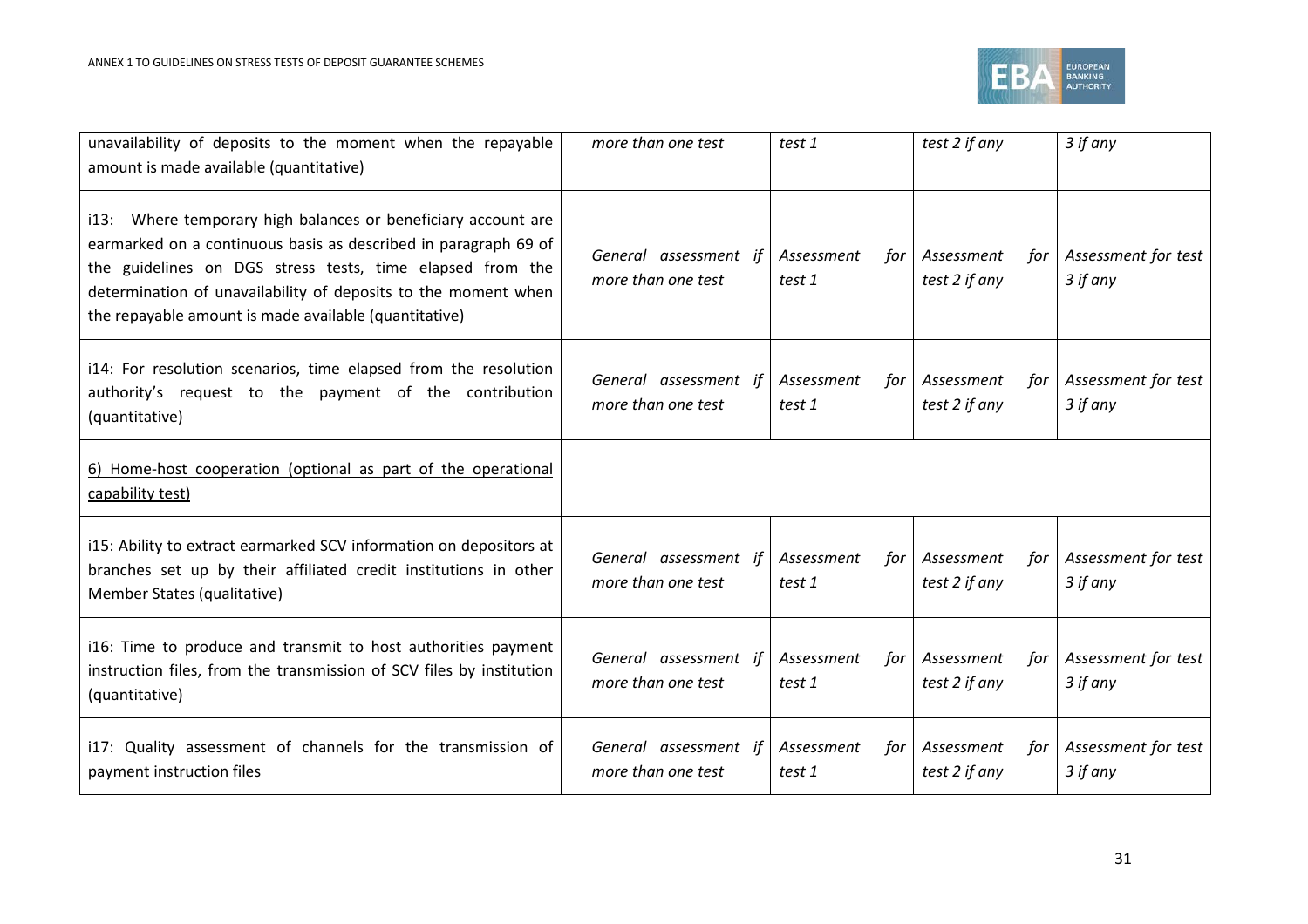| | | | | |
|---|---|---|---|---|
| unavailability of deposits to the moment when the repayable amount is made available (quantitative) | *more than one test* | *test 1* | *test 2 if any* | *3 if any* |
| i13: Where temporary high balances or beneficiary account are earmarked on a continuous basis as described in paragraph 69 of the guidelines on DGS stress tests, time elapsed from the determination of unavailability of deposits to the moment when the repayable amount is made available (quantitative) | *General assessment if more than one test* | *Assessment for test 1* | *Assessment for test 2 if any* | *Assessment for test 3 if any* |
| i14: For resolution scenarios, time elapsed from the resolution authority's request to the payment of the contribution (quantitative) | *General assessment if more than one test* | *Assessment for test 1* | *Assessment for test 2 if any* | *Assessment for test 3 if any* |
| <u>6) Home-host cooperation (optional as part of the operational capability test)</u> | | | | |
| i15: Ability to extract earmarked SCV information on depositors at branches set up by their affiliated credit institutions in other Member States (qualitative) | *General assessment if more than one test* | *Assessment for test 1* | *Assessment for test 2 if any* | *Assessment for test 3 if any* |
| i16: Time to produce and transmit to host authorities payment instruction files, from the transmission of SCV files by institution (quantitative) | *General assessment if more than one test* | *Assessment for test 1* | *Assessment for test 2 if any* | *Assessment for test 3 if any* |
| i17: Quality assessment of channels for the transmission of payment instruction files | *General assessment if more than one test* | *Assessment for test 1* | *Assessment for test 2 if any* | *Assessment for test 3 if any* |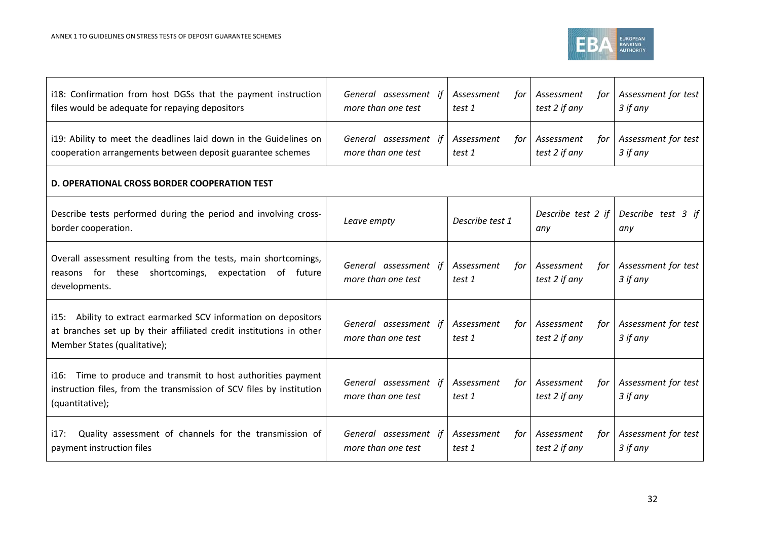| | | | | |
|---|---|---|---|---|
| i18: Confirmation from host DGSs that the payment instruction files would be adequate for repaying depositors | *General assessment if more than one test* | *Assessment for test 1* | *Assessment for test 2 if any* | *Assessment for test 3 if any* |
| i19: Ability to meet the deadlines laid down in the Guidelines on cooperation arrangements between deposit guarantee schemes | *General assessment if more than one test* | *Assessment for test 1* | *Assessment for test 2 if any* | *Assessment for test 3 if any* |
| **D. OPERATIONAL CROSS BORDER COOPERATION TEST** | | | | |
| Describe tests performed during the period and involving cross-border cooperation. | *Leave empty* | *Describe test 1* | *Describe test 2 if any* | *Describe test 3 if any* |
| Overall assessment resulting from the tests, main shortcomings, reasons for these shortcomings, expectation of future developments. | *General assessment if more than one test* | *Assessment for test 1* | *Assessment for test 2 if any* | *Assessment for test 3 if any* |
| i15: Ability to extract earmarked SCV information on depositors at branches set up by their affiliated credit institutions in other Member States (qualitative); | *General assessment if more than one test* | *Assessment for test 1* | *Assessment for test 2 if any* | *Assessment for test 3 if any* |
| i16: Time to produce and transmit to host authorities payment instruction files, from the transmission of SCV files by institution (quantitative); | *General assessment if more than one test* | *Assessment for test 1* | *Assessment for test 2 if any* | *Assessment for test 3 if any* |
| i17: Quality assessment of channels for the transmission of payment instruction files | *General assessment if more than one test* | *Assessment for test 1* | *Assessment for test 2 if any* | *Assessment for test 3 if any* |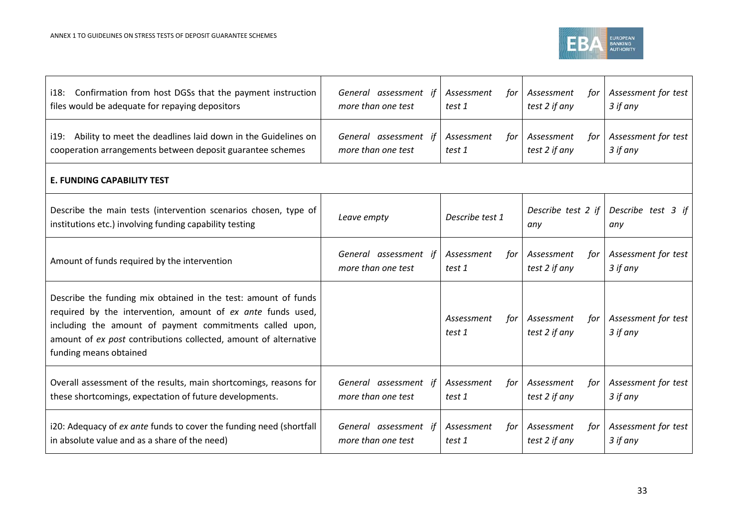| | | | | |
|---|---|---|---|---|
| i18: Confirmation from host DGSs that the payment instruction files would be adequate for repaying depositors | *General assessment if more than one test* | *Assessment for test 1* | *Assessment for test 2 if any* | *Assessment for test 3 if any* |
| i19: Ability to meet the deadlines laid down in the Guidelines on cooperation arrangements between deposit guarantee schemes | *General assessment if more than one test* | *Assessment for test 1* | *Assessment for test 2 if any* | *Assessment for test 3 if any* |
| **E. FUNDING CAPABILITY TEST** | | | | |
| Describe the main tests (intervention scenarios chosen, type of institutions etc.) involving funding capability testing | *Leave empty* | *Describe test 1* | *Describe test 2 if any* | *Describe test 3 if any* |
| Amount of funds required by the intervention | *General assessment if more than one test* | *Assessment for test 1* | *Assessment for test 2 if any* | *Assessment for test 3 if any* |
| Describe the funding mix obtained in the test: amount of funds required by the intervention, amount of *ex ante* funds used, including the amount of payment commitments called upon, amount of *ex post* contributions collected, amount of alternative funding means obtained | | *Assessment for test 1* | *Assessment for test 2 if any* | *Assessment for test 3 if any* |
| Overall assessment of the results, main shortcomings, reasons for these shortcomings, expectation of future developments. | *General assessment if more than one test* | *Assessment for test 1* | *Assessment for test 2 if any* | *Assessment for test 3 if any* |
| i20: Adequacy of *ex ante* funds to cover the funding need (shortfall in absolute value and as a share of the need) | *General assessment if more than one test* | *Assessment for test 1* | *Assessment for test 2 if any* | *Assessment for test 3 if any* |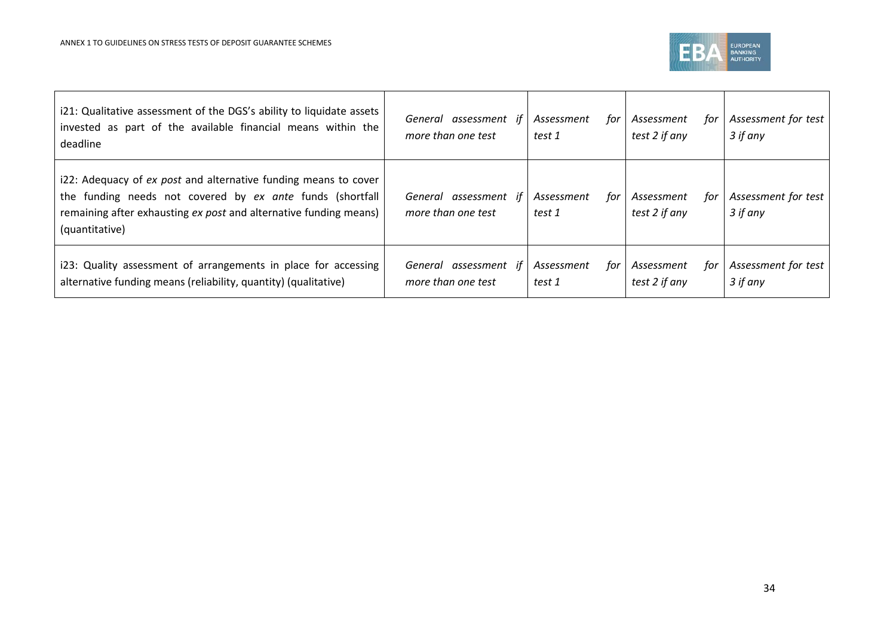| | | | | |
|---|---|---|---|---|
| i21: Qualitative assessment of the DGS's ability to liquidate assets invested as part of the available financial means within the deadline | *General assessment if more than one test* | *Assessment for test 1* | *Assessment for test 2 if any* | *Assessment for test 3 if any* |
| i22: Adequacy of *ex post* and alternative funding means to cover the funding needs not covered by *ex ante* funds (shortfall remaining after exhausting *ex post* and alternative funding means) (quantitative) | *General assessment if more than one test* | *Assessment for test 1* | *Assessment for test 2 if any* | *Assessment for test 3 if any* |
| i23: Quality assessment of arrangements in place for accessing alternative funding means (reliability, quantity) (qualitative) | *General assessment if more than one test* | *Assessment for test 1* | *Assessment for test 2 if any* | *Assessment for test 3 if any* |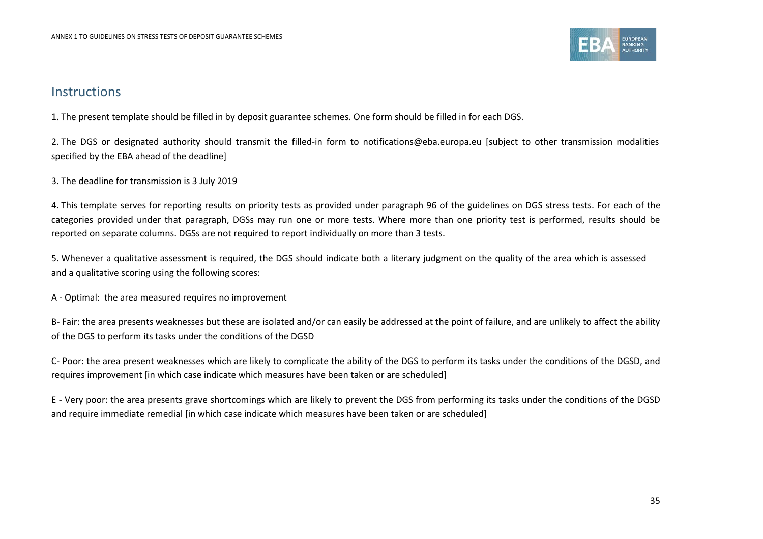## Instructions

1. The present template should be filled in by deposit guarantee schemes. One form should be filled in for each DGS.

2. The DGS or designated authority should transmit the filled-in form to notifications@eba.europa.eu [subject to other transmission modalities specified by the EBA ahead of the deadline]

3. The deadline for transmission is 3 July 2019

4. This template serves for reporting results on priority tests as provided under paragraph 96 of the guidelines on DGS stress tests. For each of the categories provided under that paragraph, DGSs may run one or more tests. Where more than one priority test is performed, results should be reported on separate columns. DGSs are not required to report individually on more than 3 tests.

5. Whenever a qualitative assessment is required, the DGS should indicate both a literary judgment on the quality of the area which is assessed and a qualitative scoring using the following scores:

A - Optimal: the area measured requires no improvement

B- Fair: the area presents weaknesses but these are isolated and/or can easily be addressed at the point of failure, and are unlikely to affect the ability of the DGS to perform its tasks under the conditions of the DGSD

C- Poor: the area present weaknesses which are likely to complicate the ability of the DGS to perform its tasks under the conditions of the DGSD, and requires improvement [in which case indicate which measures have been taken or are scheduled]

E - Very poor: the area presents grave shortcomings which are likely to prevent the DGS from performing its tasks under the conditions of the DGSD and require immediate remedial [in which case indicate which measures have been taken or are scheduled]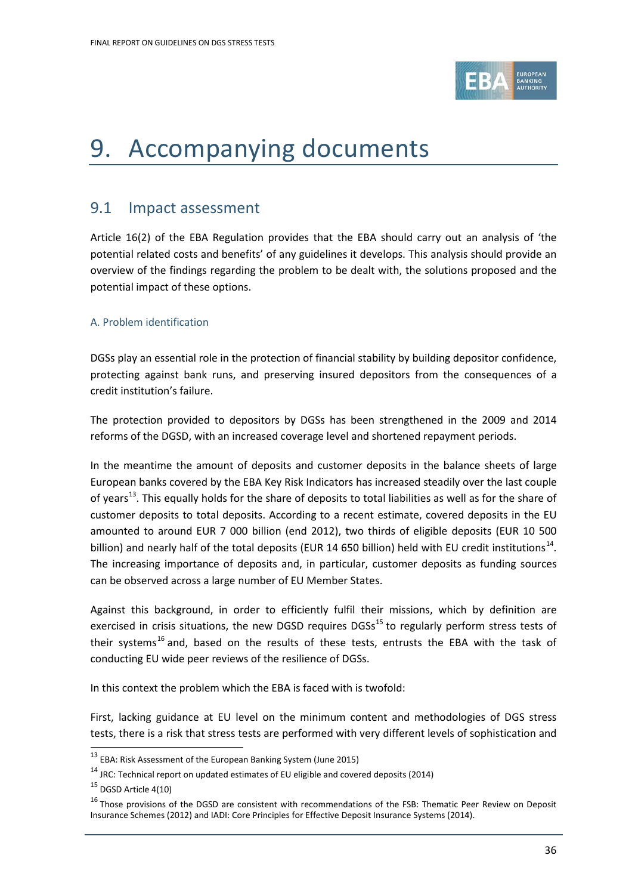# 9. Accompanying documents

## 9.1 Impact assessment

Article 16(2) of the EBA Regulation provides that the EBA should carry out an analysis of 'the potential related costs and benefits' of any guidelines it develops. This analysis should provide an overview of the findings regarding the problem to be dealt with, the solutions proposed and the potential impact of these options.

### A. Problem identification

DGSs play an essential role in the protection of financial stability by building depositor confidence, protecting against bank runs, and preserving insured depositors from the consequences of a credit institution's failure.

The protection provided to depositors by DGSs has been strengthened in the 2009 and 2014 reforms of the DGSD, with an increased coverage level and shortened repayment periods.

In the meantime the amount of deposits and customer deposits in the balance sheets of large European banks covered by the EBA Key Risk Indicators has increased steadily over the last couple of years[13]. This equally holds for the share of deposits to total liabilities as well as for the share of customer deposits to total deposits. According to a recent estimate, covered deposits in the EU amounted to around EUR 7 000 billion (end 2012), two thirds of eligible deposits (EUR 10 500 billion) and nearly half of the total deposits (EUR 14 650 billion) held with EU credit institutions[14]. The increasing importance of deposits and, in particular, customer deposits as funding sources can be observed across a large number of EU Member States.

Against this background, in order to efficiently fulfil their missions, which by definition are exercised in crisis situations, the new DGSD requires DGSs[15] to regularly perform stress tests of their systems[16] and, based on the results of these tests, entrusts the EBA with the task of conducting EU wide peer reviews of the resilience of DGSs.

In this context the problem which the EBA is faced with is twofold:

First, lacking guidance at EU level on the minimum content and methodologies of DGS stress tests, there is a risk that stress tests are performed with very different levels of sophistication and

---

[13] EBA: Risk Assessment of the European Banking System (June 2015)

[14] JRC: Technical report on updated estimates of EU eligible and covered deposits (2014)

[15] DGSD Article 4(10)

[16] Those provisions of the DGSD are consistent with recommendations of the FSB: Thematic Peer Review on Deposit Insurance Schemes (2012) and IADI: Core Principles for Effective Deposit Insurance Systems (2014).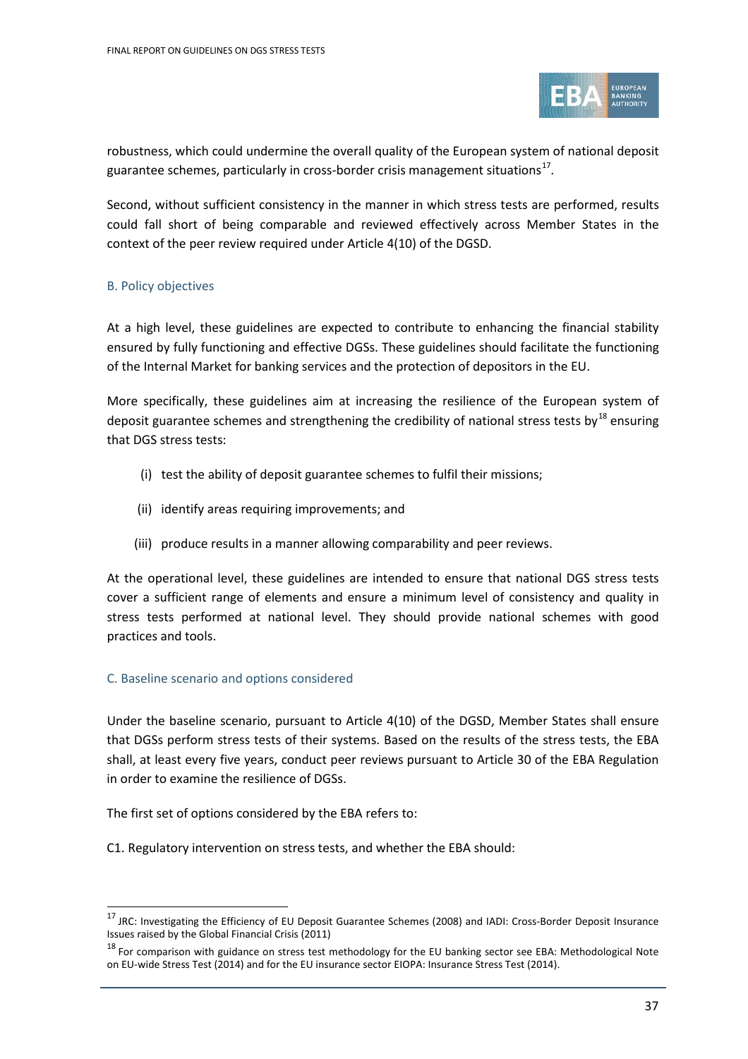robustness, which could undermine the overall quality of the European system of national deposit guarantee schemes, particularly in cross-border crisis management situations[17].

Second, without sufficient consistency in the manner in which stress tests are performed, results could fall short of being comparable and reviewed effectively across Member States in the context of the peer review required under Article 4(10) of the DGSD.

### B. Policy objectives

At a high level, these guidelines are expected to contribute to enhancing the financial stability ensured by fully functioning and effective DGSs. These guidelines should facilitate the functioning of the Internal Market for banking services and the protection of depositors in the EU.

More specifically, these guidelines aim at increasing the resilience of the European system of deposit guarantee schemes and strengthening the credibility of national stress tests by[18] ensuring that DGS stress tests:

(i) test the ability of deposit guarantee schemes to fulfil their missions;

(ii) identify areas requiring improvements; and

(iii) produce results in a manner allowing comparability and peer reviews.

At the operational level, these guidelines are intended to ensure that national DGS stress tests cover a sufficient range of elements and ensure a minimum level of consistency and quality in stress tests performed at national level. They should provide national schemes with good practices and tools.

### C. Baseline scenario and options considered

Under the baseline scenario, pursuant to Article 4(10) of the DGSD, Member States shall ensure that DGSs perform stress tests of their systems. Based on the results of the stress tests, the EBA shall, at least every five years, conduct peer reviews pursuant to Article 30 of the EBA Regulation in order to examine the resilience of DGSs.

The first set of options considered by the EBA refers to:

C1. Regulatory intervention on stress tests, and whether the EBA should:

---

[17] JRC: Investigating the Efficiency of EU Deposit Guarantee Schemes (2008) and IADI: Cross-Border Deposit Insurance Issues raised by the Global Financial Crisis (2011)

[18] For comparison with guidance on stress test methodology for the EU banking sector see EBA: Methodological Note on EU-wide Stress Test (2014) and for the EU insurance sector EIOPA: Insurance Stress Test (2014).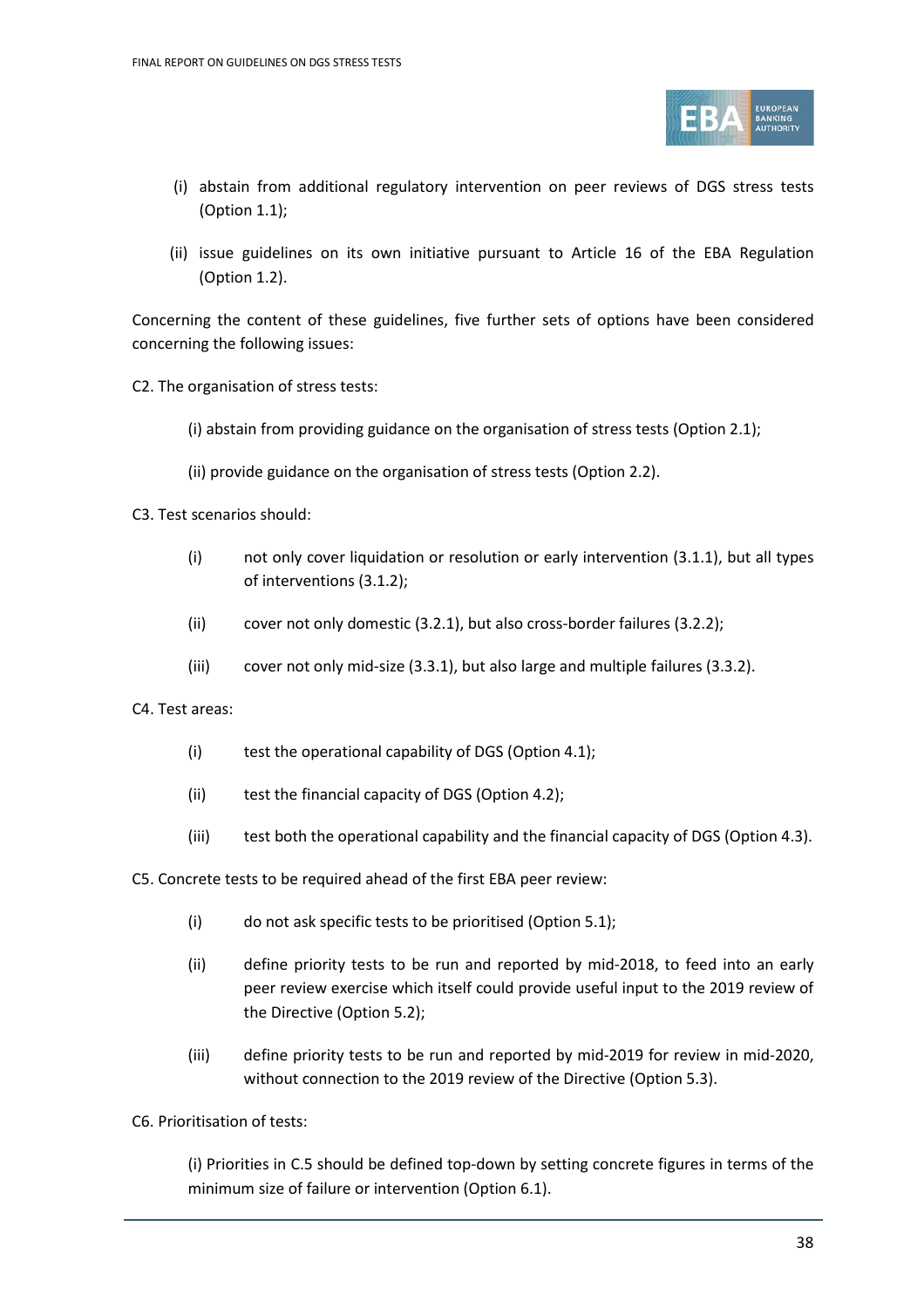(i) abstain from additional regulatory intervention on peer reviews of DGS stress tests (Option 1.1);

(ii) issue guidelines on its own initiative pursuant to Article 16 of the EBA Regulation (Option 1.2).

Concerning the content of these guidelines, five further sets of options have been considered concerning the following issues:

C2. The organisation of stress tests:

(i) abstain from providing guidance on the organisation of stress tests (Option 2.1);

(ii) provide guidance on the organisation of stress tests (Option 2.2).

C3. Test scenarios should:

(i) not only cover liquidation or resolution or early intervention (3.1.1), but all types of interventions (3.1.2);

(ii) cover not only domestic (3.2.1), but also cross-border failures (3.2.2);

(iii) cover not only mid-size (3.3.1), but also large and multiple failures (3.3.2).

C4. Test areas:

(i) test the operational capability of DGS (Option 4.1);

(ii) test the financial capacity of DGS (Option 4.2);

(iii) test both the operational capability and the financial capacity of DGS (Option 4.3).

C5. Concrete tests to be required ahead of the first EBA peer review:

(i) do not ask specific tests to be prioritised (Option 5.1);

(ii) define priority tests to be run and reported by mid-2018, to feed into an early peer review exercise which itself could provide useful input to the 2019 review of the Directive (Option 5.2);

(iii) define priority tests to be run and reported by mid-2019 for review in mid-2020, without connection to the 2019 review of the Directive (Option 5.3).

C6. Prioritisation of tests:

(i) Priorities in C.5 should be defined top-down by setting concrete figures in terms of the minimum size of failure or intervention (Option 6.1).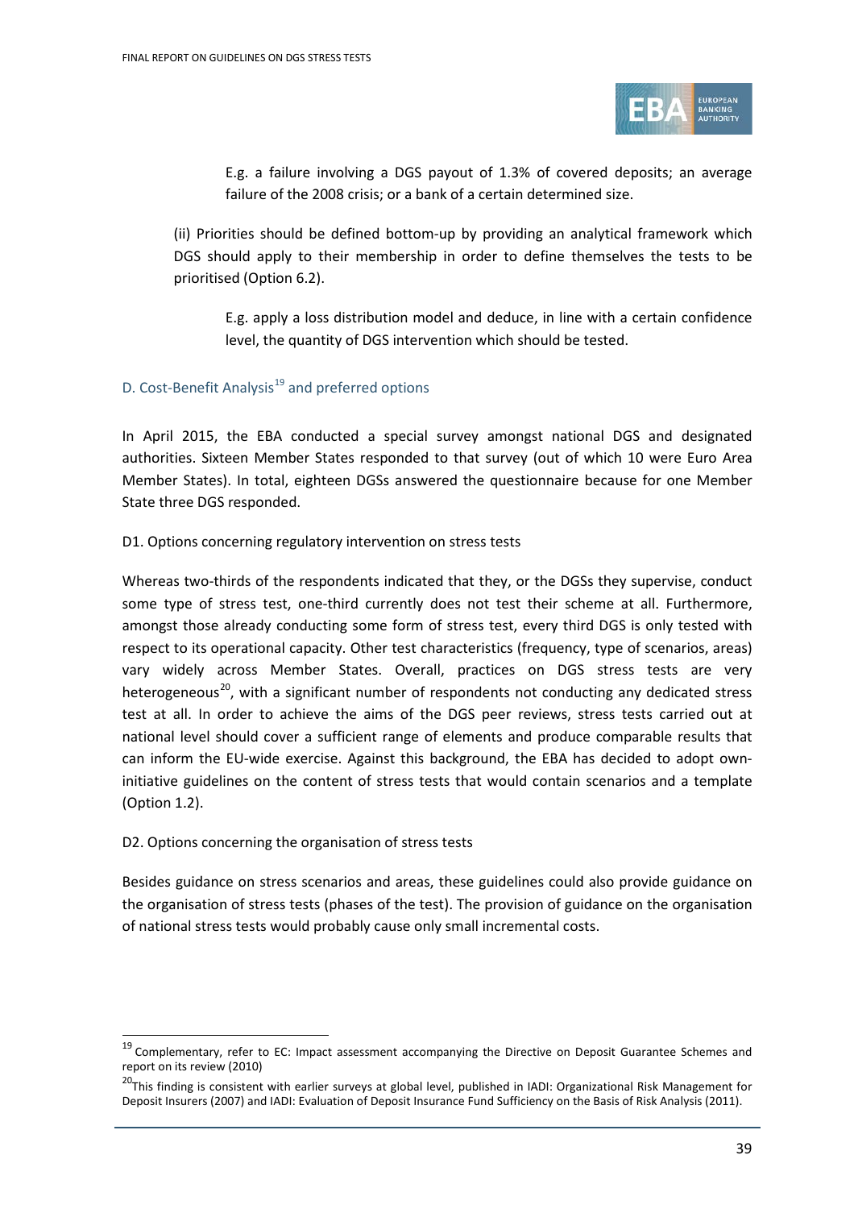E.g. a failure involving a DGS payout of 1.3% of covered deposits; an average failure of the 2008 crisis; or a bank of a certain determined size.

(ii) Priorities should be defined bottom-up by providing an analytical framework which DGS should apply to their membership in order to define themselves the tests to be prioritised (Option 6.2).

E.g. apply a loss distribution model and deduce, in line with a certain confidence level, the quantity of DGS intervention which should be tested.

### D. Cost-Benefit Analysis[19] and preferred options

In April 2015, the EBA conducted a special survey amongst national DGS and designated authorities. Sixteen Member States responded to that survey (out of which 10 were Euro Area Member States). In total, eighteen DGSs answered the questionnaire because for one Member State three DGS responded.

D1. Options concerning regulatory intervention on stress tests

Whereas two-thirds of the respondents indicated that they, or the DGSs they supervise, conduct some type of stress test, one-third currently does not test their scheme at all. Furthermore, amongst those already conducting some form of stress test, every third DGS is only tested with respect to its operational capacity. Other test characteristics (frequency, type of scenarios, areas) vary widely across Member States. Overall, practices on DGS stress tests are very heterogeneous[20], with a significant number of respondents not conducting any dedicated stress test at all. In order to achieve the aims of the DGS peer reviews, stress tests carried out at national level should cover a sufficient range of elements and produce comparable results that can inform the EU-wide exercise. Against this background, the EBA has decided to adopt own-initiative guidelines on the content of stress tests that would contain scenarios and a template (Option 1.2).

D2. Options concerning the organisation of stress tests

Besides guidance on stress scenarios and areas, these guidelines could also provide guidance on the organisation of stress tests (phases of the test). The provision of guidance on the organisation of national stress tests would probably cause only small incremental costs.

---

[19] Complementary, refer to EC: Impact assessment accompanying the Directive on Deposit Guarantee Schemes and report on its review (2010)

[20] This finding is consistent with earlier surveys at global level, published in IADI: Organizational Risk Management for Deposit Insurers (2007) and IADI: Evaluation of Deposit Insurance Fund Sufficiency on the Basis of Risk Analysis (2011).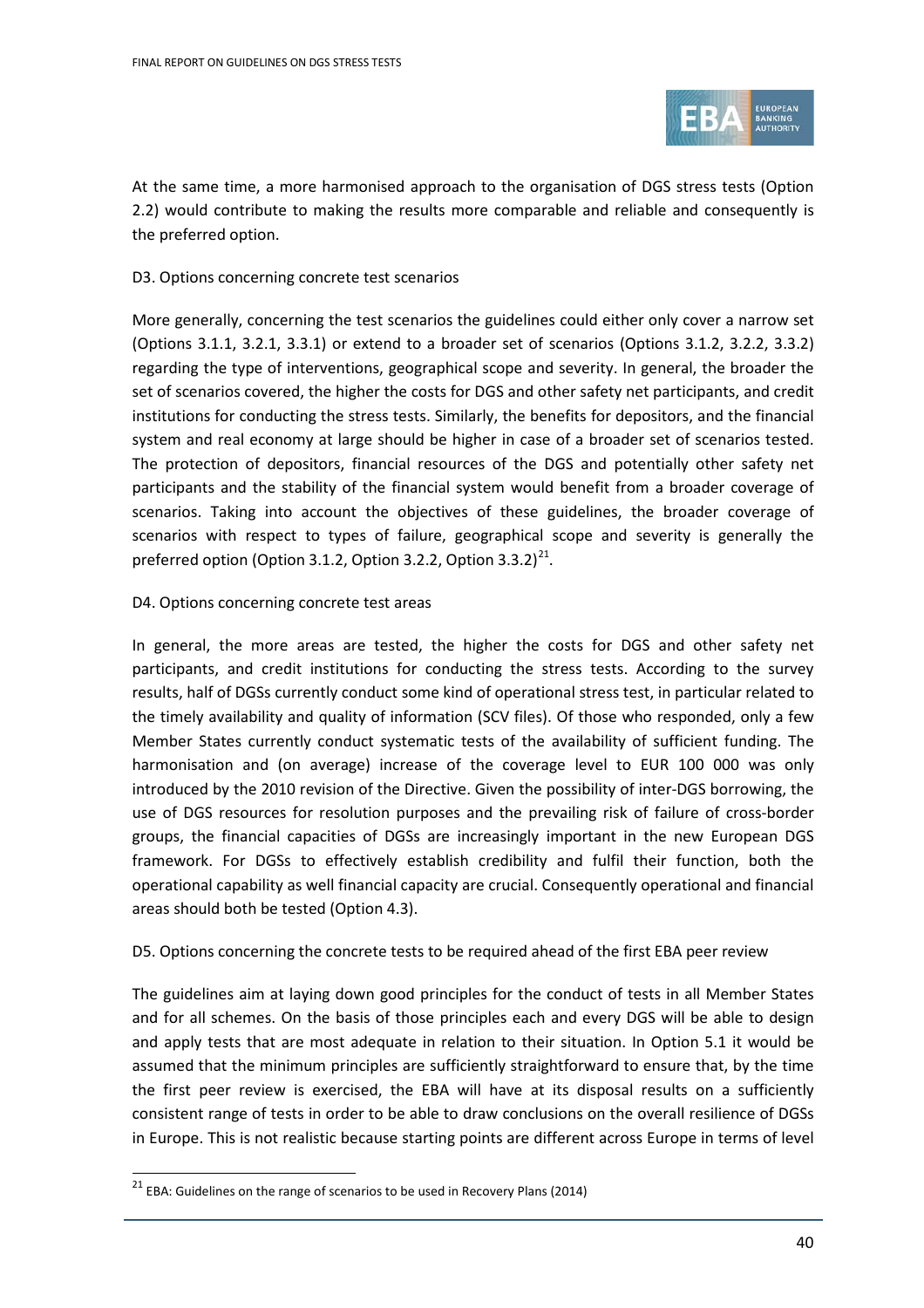At the same time, a more harmonised approach to the organisation of DGS stress tests (Option 2.2) would contribute to making the results more comparable and reliable and consequently is the preferred option.

D3. Options concerning concrete test scenarios

More generally, concerning the test scenarios the guidelines could either only cover a narrow set (Options 3.1.1, 3.2.1, 3.3.1) or extend to a broader set of scenarios (Options 3.1.2, 3.2.2, 3.3.2) regarding the type of interventions, geographical scope and severity. In general, the broader the set of scenarios covered, the higher the costs for DGS and other safety net participants, and credit institutions for conducting the stress tests. Similarly, the benefits for depositors, and the financial system and real economy at large should be higher in case of a broader set of scenarios tested. The protection of depositors, financial resources of the DGS and potentially other safety net participants and the stability of the financial system would benefit from a broader coverage of scenarios. Taking into account the objectives of these guidelines, the broader coverage of scenarios with respect to types of failure, geographical scope and severity is generally the preferred option (Option 3.1.2, Option 3.2.2, Option 3.3.2)[21].

D4. Options concerning concrete test areas

In general, the more areas are tested, the higher the costs for DGS and other safety net participants, and credit institutions for conducting the stress tests. According to the survey results, half of DGSs currently conduct some kind of operational stress test, in particular related to the timely availability and quality of information (SCV files). Of those who responded, only a few Member States currently conduct systematic tests of the availability of sufficient funding. The harmonisation and (on average) increase of the coverage level to EUR 100 000 was only introduced by the 2010 revision of the Directive. Given the possibility of inter-DGS borrowing, the use of DGS resources for resolution purposes and the prevailing risk of failure of cross-border groups, the financial capacities of DGSs are increasingly important in the new European DGS framework. For DGSs to effectively establish credibility and fulfil their function, both the operational capability as well financial capacity are crucial. Consequently operational and financial areas should both be tested (Option 4.3).

D5. Options concerning the concrete tests to be required ahead of the first EBA peer review

The guidelines aim at laying down good principles for the conduct of tests in all Member States and for all schemes. On the basis of those principles each and every DGS will be able to design and apply tests that are most adequate in relation to their situation. In Option 5.1 it would be assumed that the minimum principles are sufficiently straightforward to ensure that, by the time the first peer review is exercised, the EBA will have at its disposal results on a sufficiently consistent range of tests in order to be able to draw conclusions on the overall resilience of DGSs in Europe. This is not realistic because starting points are different across Europe in terms of level

[21] EBA: Guidelines on the range of scenarios to be used in Recovery Plans (2014)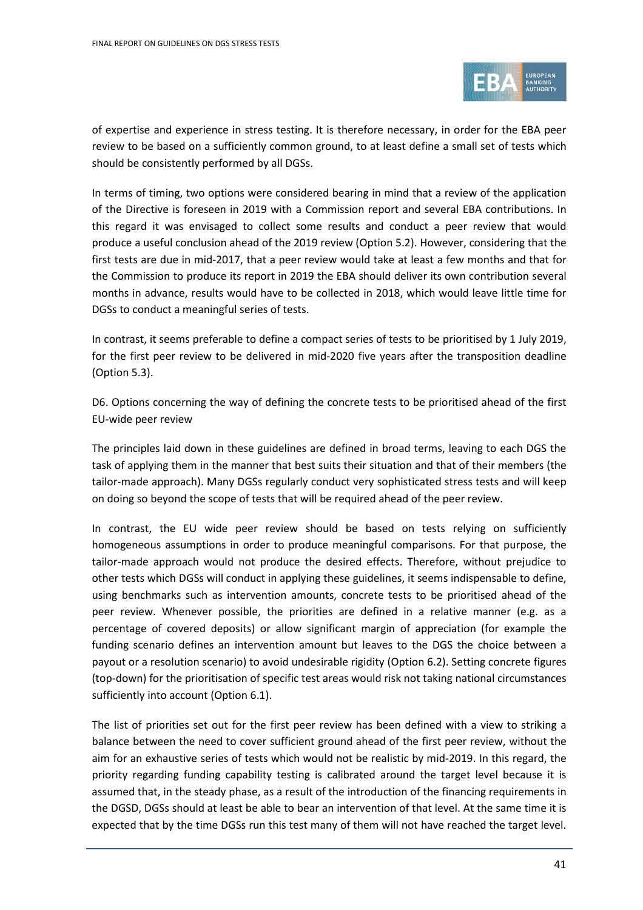of expertise and experience in stress testing. It is therefore necessary, in order for the EBA peer review to be based on a sufficiently common ground, to at least define a small set of tests which should be consistently performed by all DGSs.

In terms of timing, two options were considered bearing in mind that a review of the application of the Directive is foreseen in 2019 with a Commission report and several EBA contributions. In this regard it was envisaged to collect some results and conduct a peer review that would produce a useful conclusion ahead of the 2019 review (Option 5.2). However, considering that the first tests are due in mid-2017, that a peer review would take at least a few months and that for the Commission to produce its report in 2019 the EBA should deliver its own contribution several months in advance, results would have to be collected in 2018, which would leave little time for DGSs to conduct a meaningful series of tests.

In contrast, it seems preferable to define a compact series of tests to be prioritised by 1 July 2019, for the first peer review to be delivered in mid-2020 five years after the transposition deadline (Option 5.3).

D6. Options concerning the way of defining the concrete tests to be prioritised ahead of the first EU-wide peer review

The principles laid down in these guidelines are defined in broad terms, leaving to each DGS the task of applying them in the manner that best suits their situation and that of their members (the tailor-made approach). Many DGSs regularly conduct very sophisticated stress tests and will keep on doing so beyond the scope of tests that will be required ahead of the peer review.

In contrast, the EU wide peer review should be based on tests relying on sufficiently homogeneous assumptions in order to produce meaningful comparisons. For that purpose, the tailor-made approach would not produce the desired effects. Therefore, without prejudice to other tests which DGSs will conduct in applying these guidelines, it seems indispensable to define, using benchmarks such as intervention amounts, concrete tests to be prioritised ahead of the peer review. Whenever possible, the priorities are defined in a relative manner (e.g. as a percentage of covered deposits) or allow significant margin of appreciation (for example the funding scenario defines an intervention amount but leaves to the DGS the choice between a payout or a resolution scenario) to avoid undesirable rigidity (Option 6.2). Setting concrete figures (top-down) for the prioritisation of specific test areas would risk not taking national circumstances sufficiently into account (Option 6.1).

The list of priorities set out for the first peer review has been defined with a view to striking a balance between the need to cover sufficient ground ahead of the first peer review, without the aim for an exhaustive series of tests which would not be realistic by mid-2019. In this regard, the priority regarding funding capability testing is calibrated around the target level because it is assumed that, in the steady phase, as a result of the introduction of the financing requirements in the DGSD, DGSs should at least be able to bear an intervention of that level. At the same time it is expected that by the time DGSs run this test many of them will not have reached the target level.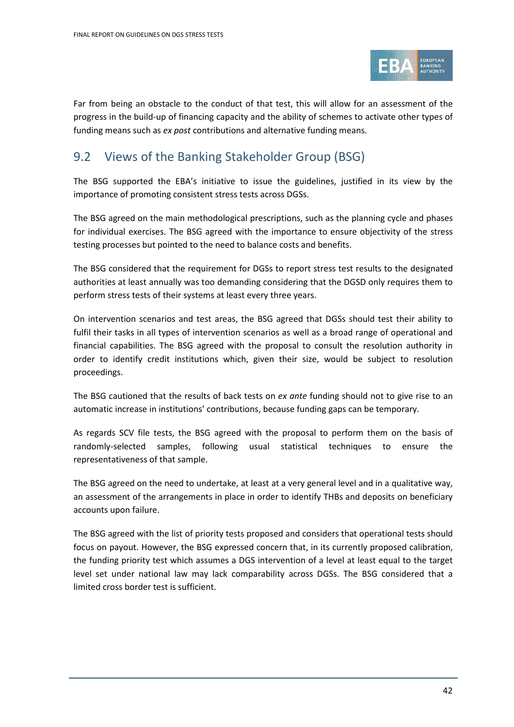Far from being an obstacle to the conduct of that test, this will allow for an assessment of the progress in the build-up of financing capacity and the ability of schemes to activate other types of funding means such as *ex post* contributions and alternative funding means.

## 9.2 Views of the Banking Stakeholder Group (BSG)

The BSG supported the EBA's initiative to issue the guidelines, justified in its view by the importance of promoting consistent stress tests across DGSs.

The BSG agreed on the main methodological prescriptions, such as the planning cycle and phases for individual exercises. The BSG agreed with the importance to ensure objectivity of the stress testing processes but pointed to the need to balance costs and benefits.

The BSG considered that the requirement for DGSs to report stress test results to the designated authorities at least annually was too demanding considering that the DGSD only requires them to perform stress tests of their systems at least every three years.

On intervention scenarios and test areas, the BSG agreed that DGSs should test their ability to fulfil their tasks in all types of intervention scenarios as well as a broad range of operational and financial capabilities. The BSG agreed with the proposal to consult the resolution authority in order to identify credit institutions which, given their size, would be subject to resolution proceedings.

The BSG cautioned that the results of back tests on *ex ante* funding should not to give rise to an automatic increase in institutions' contributions, because funding gaps can be temporary.

As regards SCV file tests, the BSG agreed with the proposal to perform them on the basis of randomly-selected samples, following usual statistical techniques to ensure the representativeness of that sample.

The BSG agreed on the need to undertake, at least at a very general level and in a qualitative way, an assessment of the arrangements in place in order to identify THBs and deposits on beneficiary accounts upon failure.

The BSG agreed with the list of priority tests proposed and considers that operational tests should focus on payout. However, the BSG expressed concern that, in its currently proposed calibration, the funding priority test which assumes a DGS intervention of a level at least equal to the target level set under national law may lack comparability across DGSs. The BSG considered that a limited cross border test is sufficient.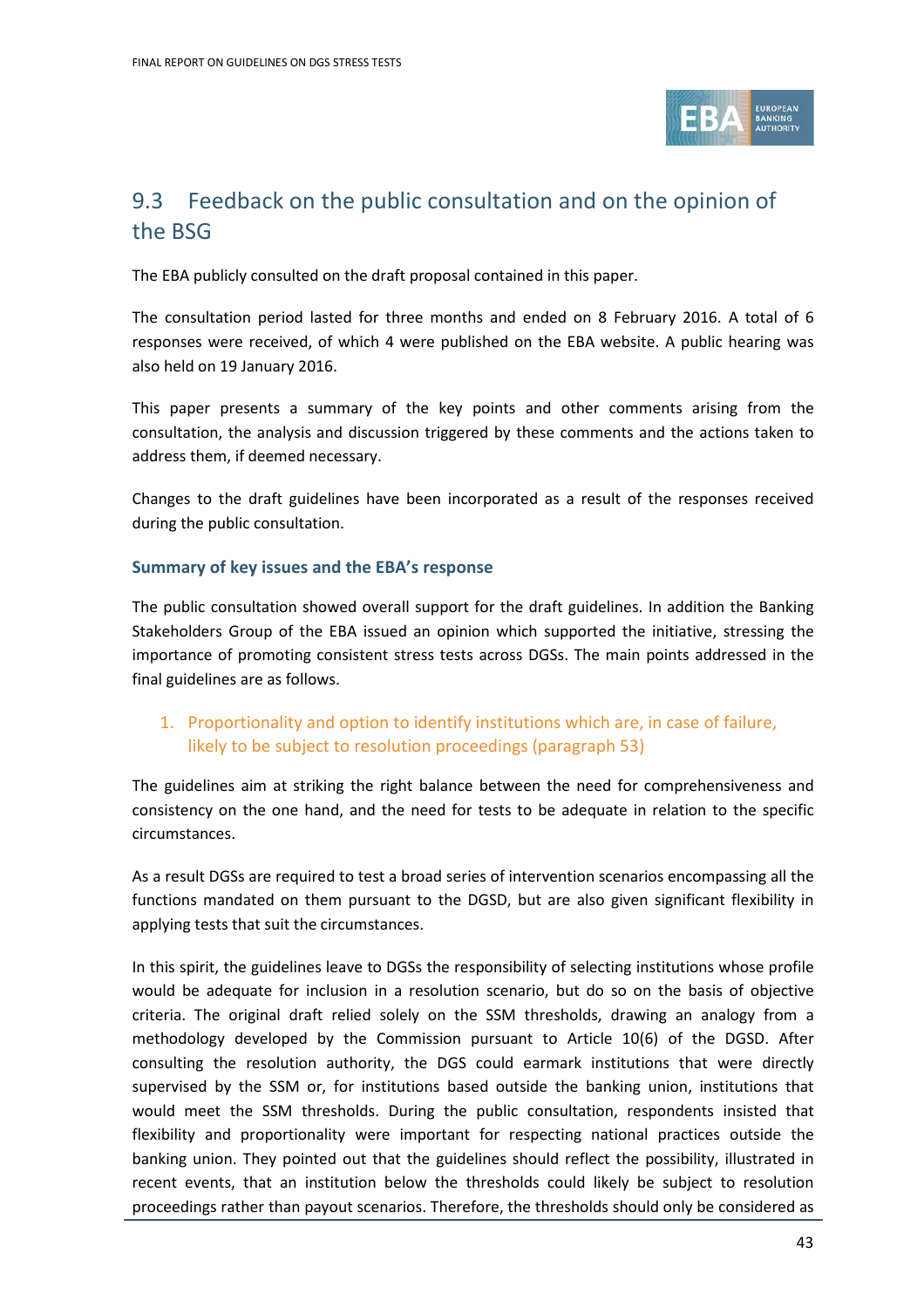## 9.3 Feedback on the public consultation and on the opinion of the BSG

The EBA publicly consulted on the draft proposal contained in this paper.

The consultation period lasted for three months and ended on 8 February 2016. A total of 6 responses were received, of which 4 were published on the EBA website. A public hearing was also held on 19 January 2016.

This paper presents a summary of the key points and other comments arising from the consultation, the analysis and discussion triggered by these comments and the actions taken to address them, if deemed necessary.

Changes to the draft guidelines have been incorporated as a result of the responses received during the public consultation.

### Summary of key issues and the EBA's response

The public consultation showed overall support for the draft guidelines. In addition the Banking Stakeholders Group of the EBA issued an opinion which supported the initiative, stressing the importance of promoting consistent stress tests across DGSs. The main points addressed in the final guidelines are as follows.

1. Proportionality and option to identify institutions which are, in case of failure, likely to be subject to resolution proceedings (paragraph 53)

The guidelines aim at striking the right balance between the need for comprehensiveness and consistency on the one hand, and the need for tests to be adequate in relation to the specific circumstances.

As a result DGSs are required to test a broad series of intervention scenarios encompassing all the functions mandated on them pursuant to the DGSD, but are also given significant flexibility in applying tests that suit the circumstances.

In this spirit, the guidelines leave to DGSs the responsibility of selecting institutions whose profile would be adequate for inclusion in a resolution scenario, but do so on the basis of objective criteria. The original draft relied solely on the SSM thresholds, drawing an analogy from a methodology developed by the Commission pursuant to Article 10(6) of the DGSD. After consulting the resolution authority, the DGS could earmark institutions that were directly supervised by the SSM or, for institutions based outside the banking union, institutions that would meet the SSM thresholds. During the public consultation, respondents insisted that flexibility and proportionality were important for respecting national practices outside the banking union. They pointed out that the guidelines should reflect the possibility, illustrated in recent events, that an institution below the thresholds could likely be subject to resolution proceedings rather than payout scenarios. Therefore, the thresholds should only be considered as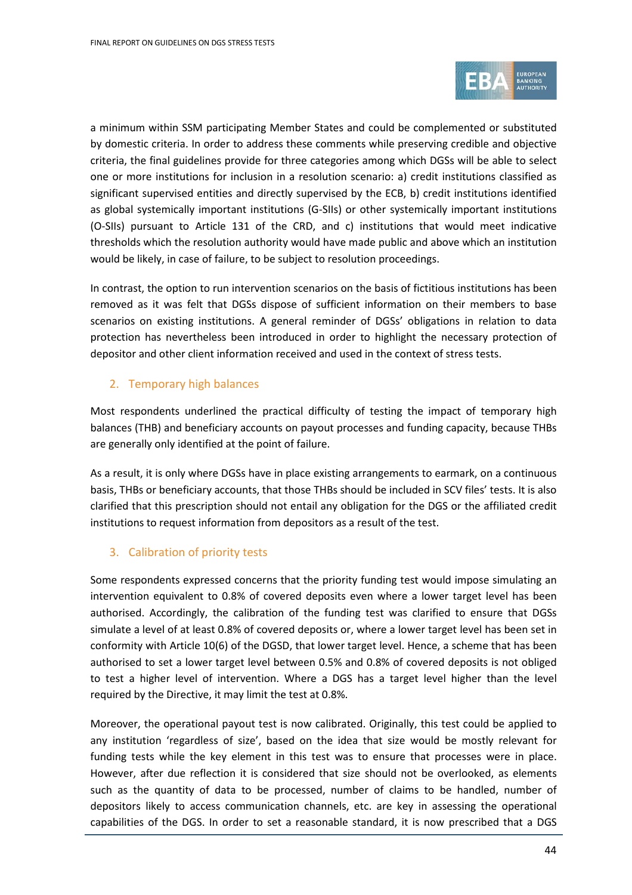a minimum within SSM participating Member States and could be complemented or substituted by domestic criteria. In order to address these comments while preserving credible and objective criteria, the final guidelines provide for three categories among which DGSs will be able to select one or more institutions for inclusion in a resolution scenario: a) credit institutions classified as significant supervised entities and directly supervised by the ECB, b) credit institutions identified as global systemically important institutions (G-SIIs) or other systemically important institutions (O-SIIs) pursuant to Article 131 of the CRD, and c) institutions that would meet indicative thresholds which the resolution authority would have made public and above which an institution would be likely, in case of failure, to be subject to resolution proceedings.

In contrast, the option to run intervention scenarios on the basis of fictitious institutions has been removed as it was felt that DGSs dispose of sufficient information on their members to base scenarios on existing institutions. A general reminder of DGSs' obligations in relation to data protection has nevertheless been introduced in order to highlight the necessary protection of depositor and other client information received and used in the context of stress tests.

## 2. Temporary high balances

Most respondents underlined the practical difficulty of testing the impact of temporary high balances (THB) and beneficiary accounts on payout processes and funding capacity, because THBs are generally only identified at the point of failure.

As a result, it is only where DGSs have in place existing arrangements to earmark, on a continuous basis, THBs or beneficiary accounts, that those THBs should be included in SCV files' tests. It is also clarified that this prescription should not entail any obligation for the DGS or the affiliated credit institutions to request information from depositors as a result of the test.

## 3. Calibration of priority tests

Some respondents expressed concerns that the priority funding test would impose simulating an intervention equivalent to 0.8% of covered deposits even where a lower target level has been authorised. Accordingly, the calibration of the funding test was clarified to ensure that DGSs simulate a level of at least 0.8% of covered deposits or, where a lower target level has been set in conformity with Article 10(6) of the DGSD, that lower target level. Hence, a scheme that has been authorised to set a lower target level between 0.5% and 0.8% of covered deposits is not obliged to test a higher level of intervention. Where a DGS has a target level higher than the level required by the Directive, it may limit the test at 0.8%.

Moreover, the operational payout test is now calibrated. Originally, this test could be applied to any institution 'regardless of size', based on the idea that size would be mostly relevant for funding tests while the key element in this test was to ensure that processes were in place. However, after due reflection it is considered that size should not be overlooked, as elements such as the quantity of data to be processed, number of claims to be handled, number of depositors likely to access communication channels, etc. are key in assessing the operational capabilities of the DGS. In order to set a reasonable standard, it is now prescribed that a DGS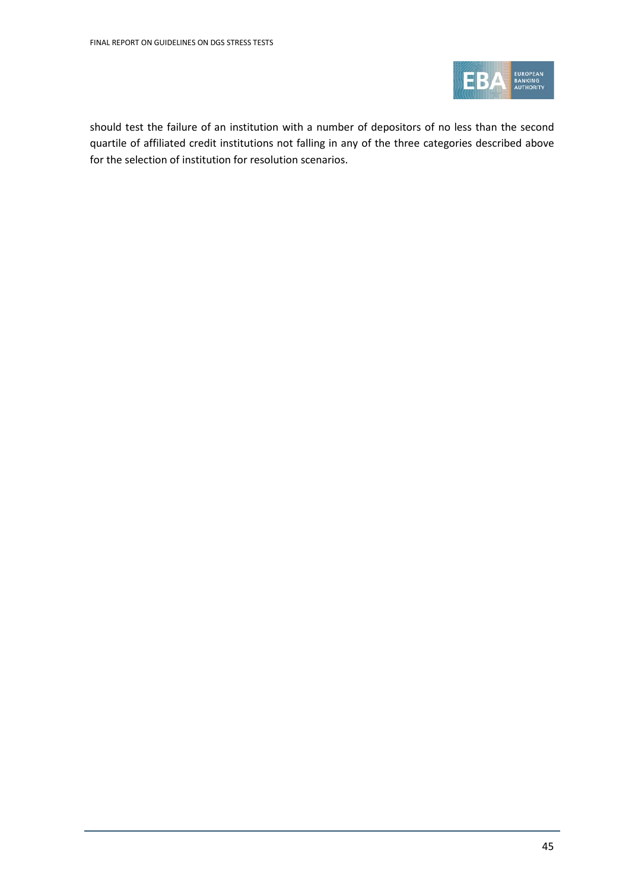should test the failure of an institution with a number of depositors of no less than the second quartile of affiliated credit institutions not falling in any of the three categories described above for the selection of institution for resolution scenarios.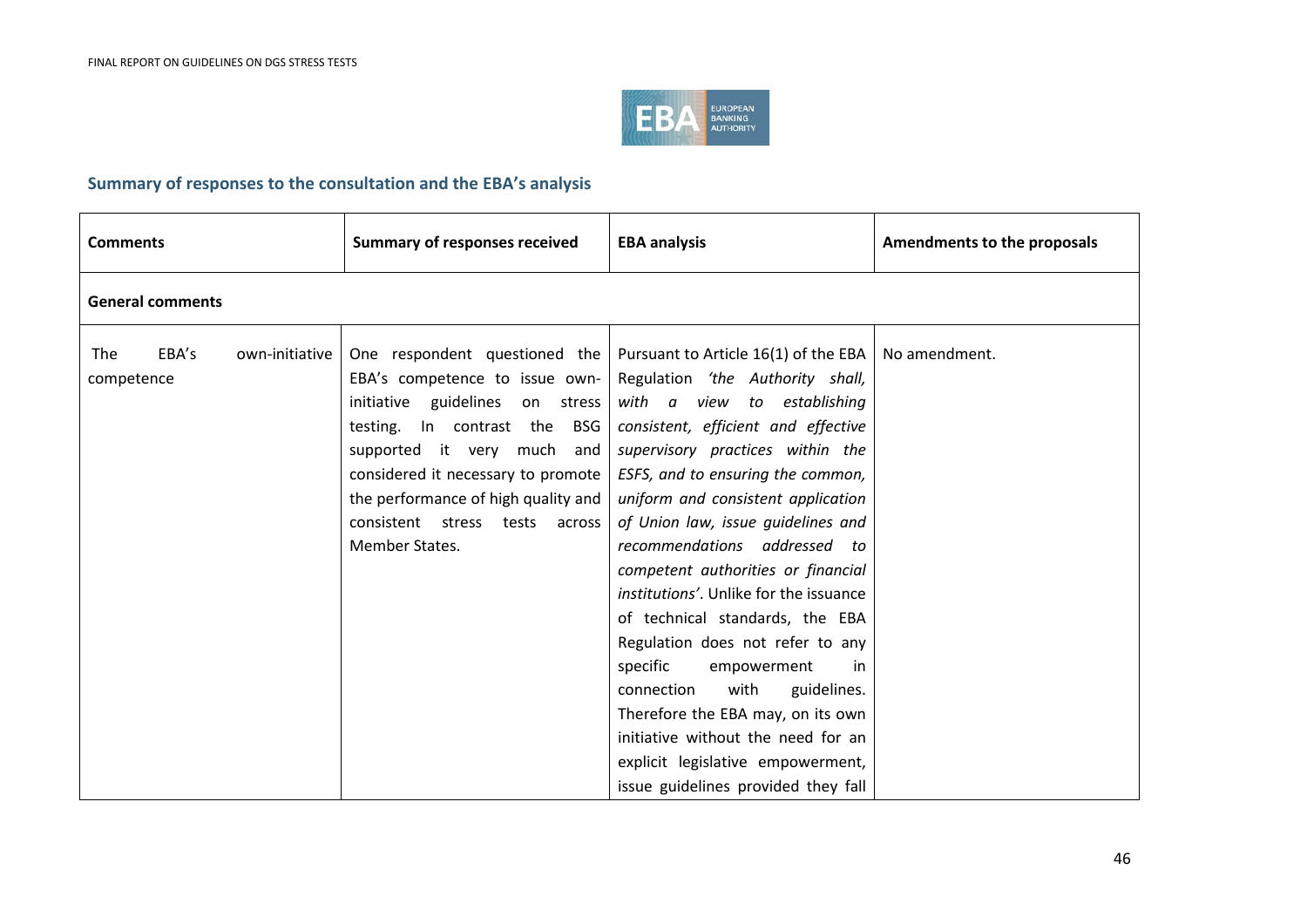## Summary of responses to the consultation and the EBA's analysis

| Comments | Summary of responses received | EBA analysis | Amendments to the proposals |
|---|---|---|---|
| **General comments** | | | |
| The EBA's own-initiative competence | One respondent questioned the EBA's competence to issue own-initiative guidelines on stress testing. In contrast the BSG supported it very much and considered it necessary to promote the performance of high quality and consistent stress tests across Member States. | Pursuant to Article 16(1) of the EBA Regulation *'the Authority shall, with a view to establishing consistent, efficient and effective supervisory practices within the ESFS, and to ensuring the common, uniform and consistent application of Union law, issue guidelines and recommendations addressed to competent authorities or financial institutions'*. Unlike for the issuance of technical standards, the EBA Regulation does not refer to any specific empowerment in connection with guidelines. Therefore the EBA may, on its own initiative without the need for an explicit legislative empowerment, issue guidelines provided they fall | No amendment. |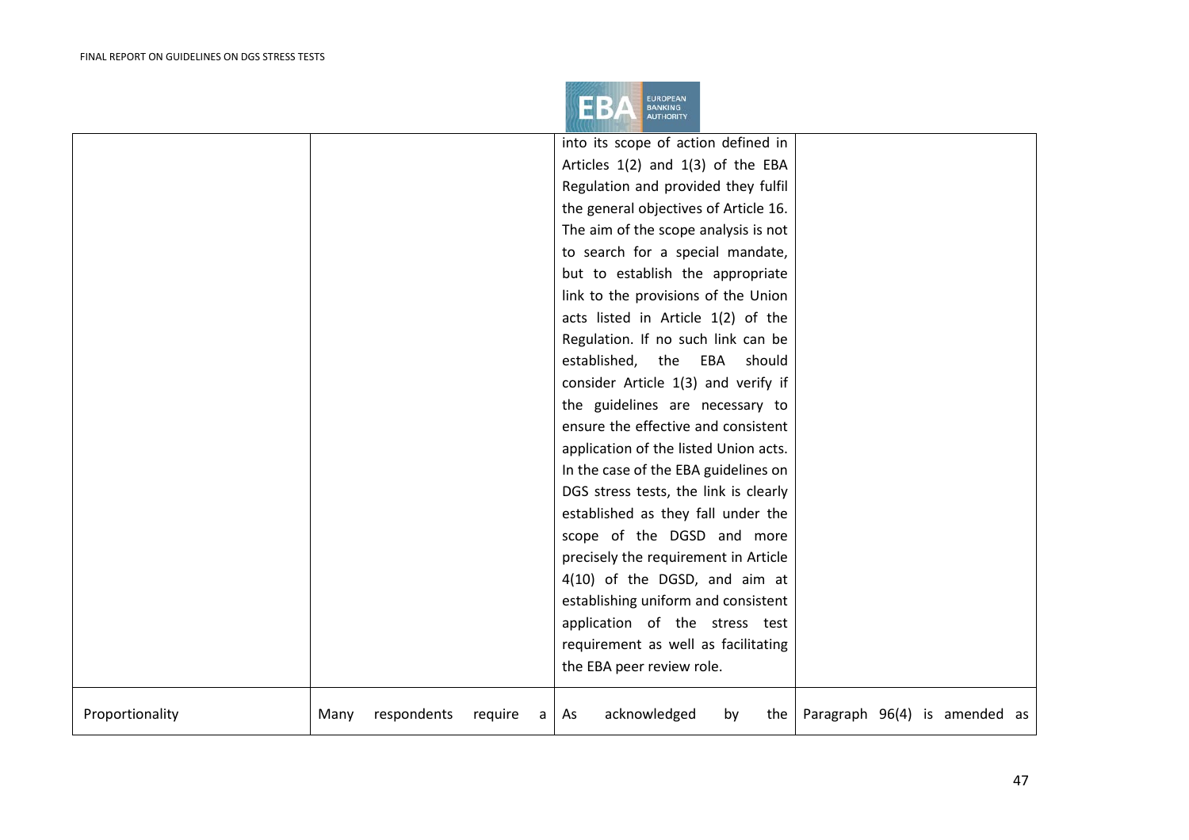| | | | |
|---|---|---|---|
| | | into its scope of action defined in Articles 1(2) and 1(3) of the EBA Regulation and provided they fulfil the general objectives of Article 16. The aim of the scope analysis is not to search for a special mandate, but to establish the appropriate link to the provisions of the Union acts listed in Article 1(2) of the Regulation. If no such link can be established, the EBA should consider Article 1(3) and verify if the guidelines are necessary to ensure the effective and consistent application of the listed Union acts. In the case of the EBA guidelines on DGS stress tests, the link is clearly established as they fall under the scope of the DGSD and more precisely the requirement in Article 4(10) of the DGSD, and aim at establishing uniform and consistent application of the stress test requirement as well as facilitating the EBA peer review role. | |
| Proportionality | Many respondents require a | As acknowledged by the | Paragraph 96(4) is amended as |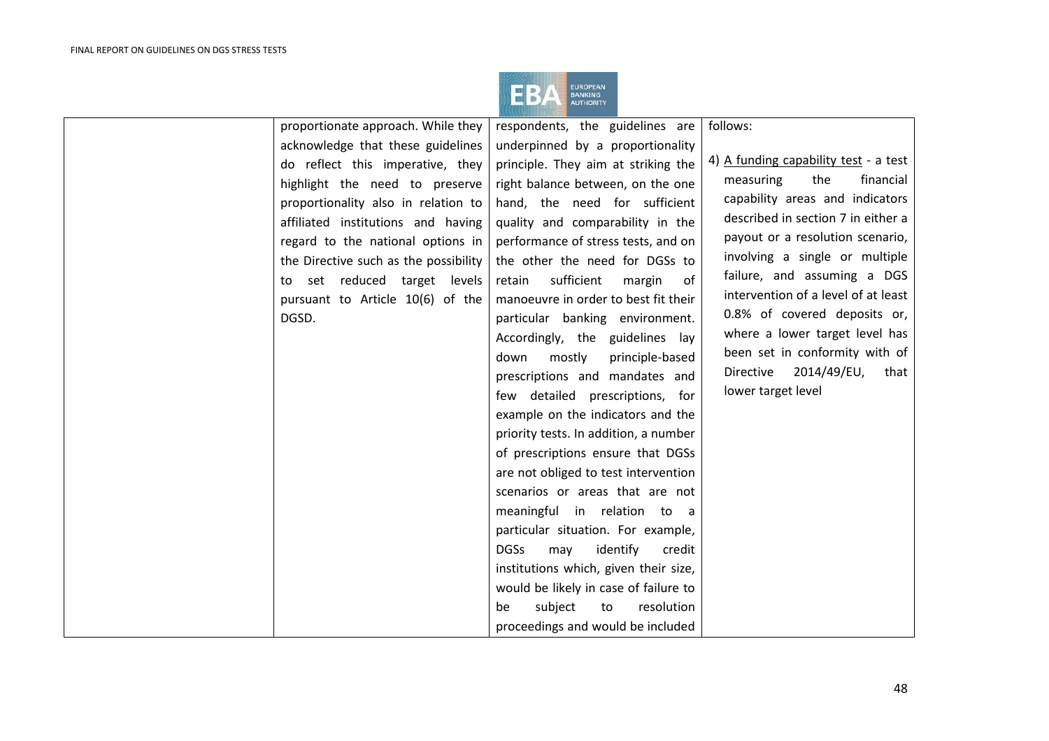| | | | |
|---|---|---|---|
| | proportionate approach. While they acknowledge that these guidelines do reflect this imperative, they highlight the need to preserve proportionality also in relation to affiliated institutions and having regard to the national options in the Directive such as the possibility to set reduced target levels pursuant to Article 10(6) of the DGSD. | respondents, the guidelines are underpinned by a proportionality principle. They aim at striking the right balance between, on the one hand, the need for sufficient quality and comparability in the performance of stress tests, and on the other the need for DGSs to retain sufficient margin of manoeuvre in order to best fit their particular banking environment. Accordingly, the guidelines lay down mostly principle-based prescriptions and mandates and few detailed prescriptions, for example on the indicators and the priority tests. In addition, a number of prescriptions ensure that DGSs are not obliged to test intervention scenarios or areas that are not meaningful in relation to a particular situation. For example, DGSs may identify credit institutions which, given their size, would be likely in case of failure to be subject to resolution proceedings and would be included | follows:<br><br>4) <u>A funding capability test</u> - a test measuring the financial capability areas and indicators described in section 7 in either a payout or a resolution scenario, involving a single or multiple failure, and assuming a DGS intervention of a level of at least 0.8% of covered deposits or, where a lower target level has been set in conformity with of Directive 2014/49/EU, that lower target level |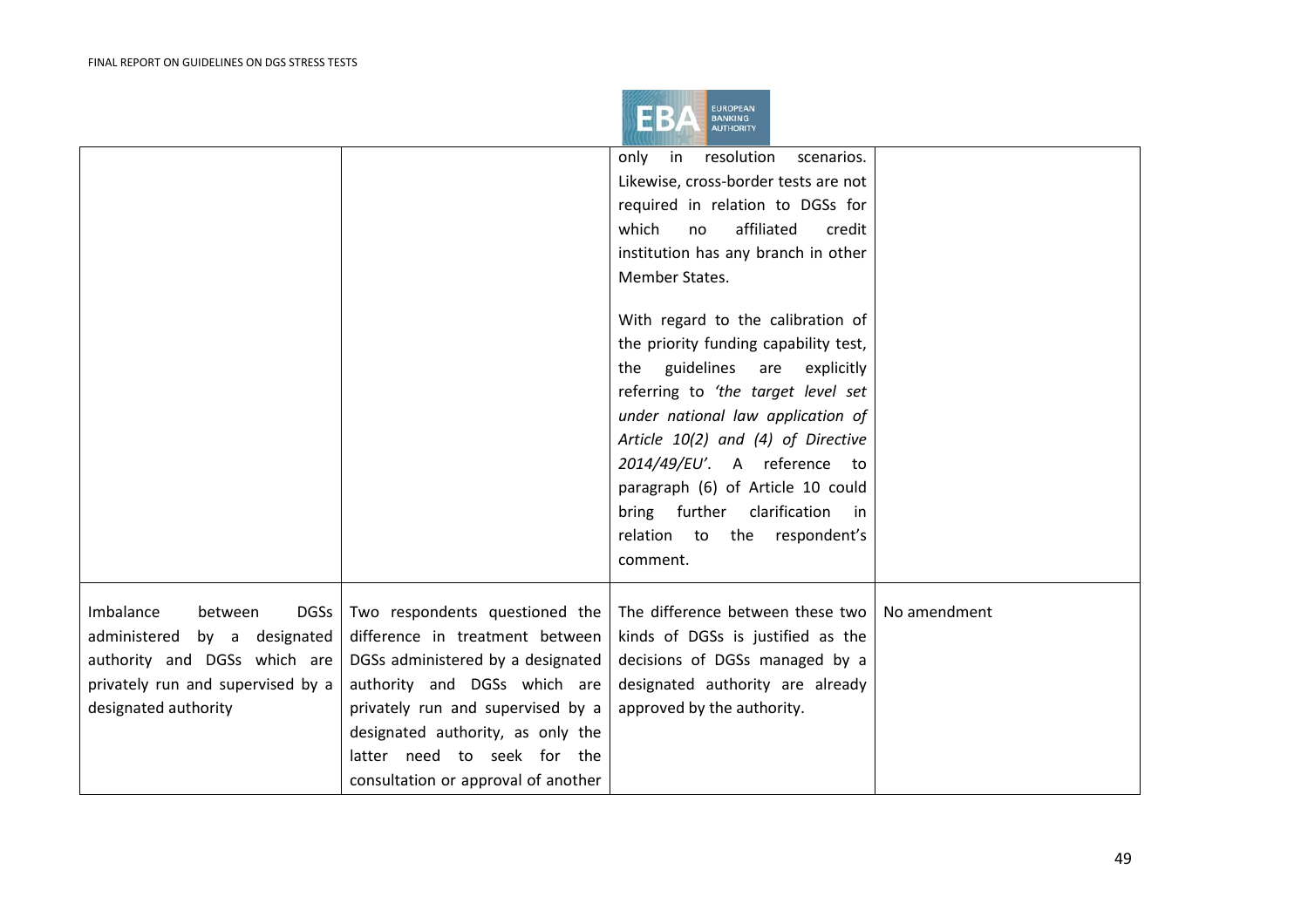| | | | |
|---|---|---|---|
| | | only in resolution scenarios. Likewise, cross-border tests are not required in relation to DGSs for which no affiliated credit institution has any branch in other Member States.<br><br>With regard to the calibration of the priority funding capability test, the guidelines are explicitly referring to *'the target level set under national law application of Article 10(2) and (4) of Directive 2014/49/EU'*. A reference to paragraph (6) of Article 10 could bring further clarification in relation to the respondent's comment. | |
| Imbalance between DGSs administered by a designated authority and DGSs which are privately run and supervised by a designated authority | Two respondents questioned the difference in treatment between DGSs administered by a designated authority and DGSs which are privately run and supervised by a designated authority, as only the latter need to seek for the consultation or approval of another | The difference between these two kinds of DGSs is justified as the decisions of DGSs managed by a designated authority are already approved by the authority. | No amendment |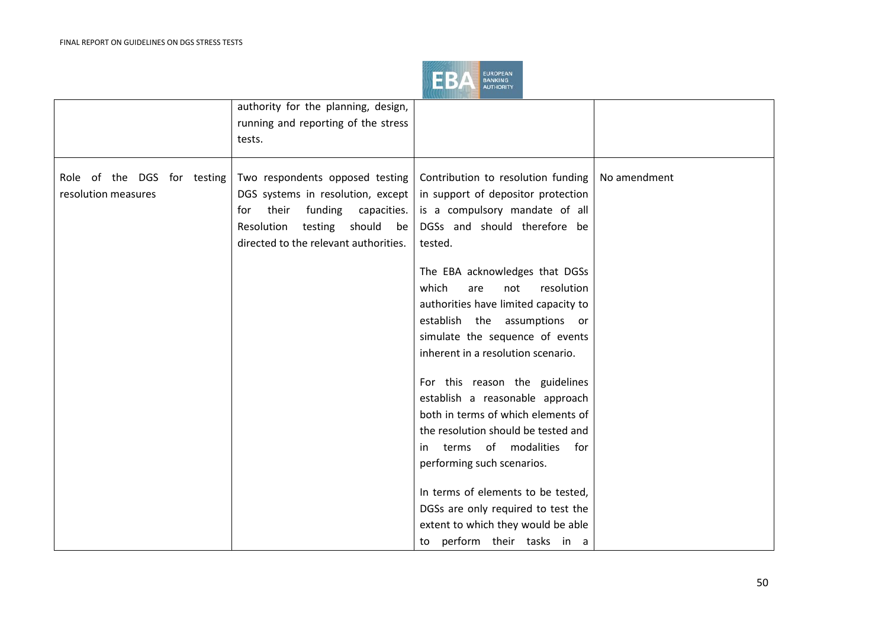| | | | |
|---|---|---|---|
| | authority for the planning, design, running and reporting of the stress tests. | | |
| Role of the DGS for testing resolution measures | Two respondents opposed testing DGS systems in resolution, except for their funding capacities. Resolution testing should be directed to the relevant authorities. | Contribution to resolution funding in support of depositor protection is a compulsory mandate of all DGSs and should therefore be tested.<br><br>The EBA acknowledges that DGSs which are not resolution authorities have limited capacity to establish the assumptions or simulate the sequence of events inherent in a resolution scenario.<br><br>For this reason the guidelines establish a reasonable approach both in terms of which elements of the resolution should be tested and in terms of modalities for performing such scenarios.<br><br>In terms of elements to be tested, DGSs are only required to test the extent to which they would be able to perform their tasks in a | No amendment |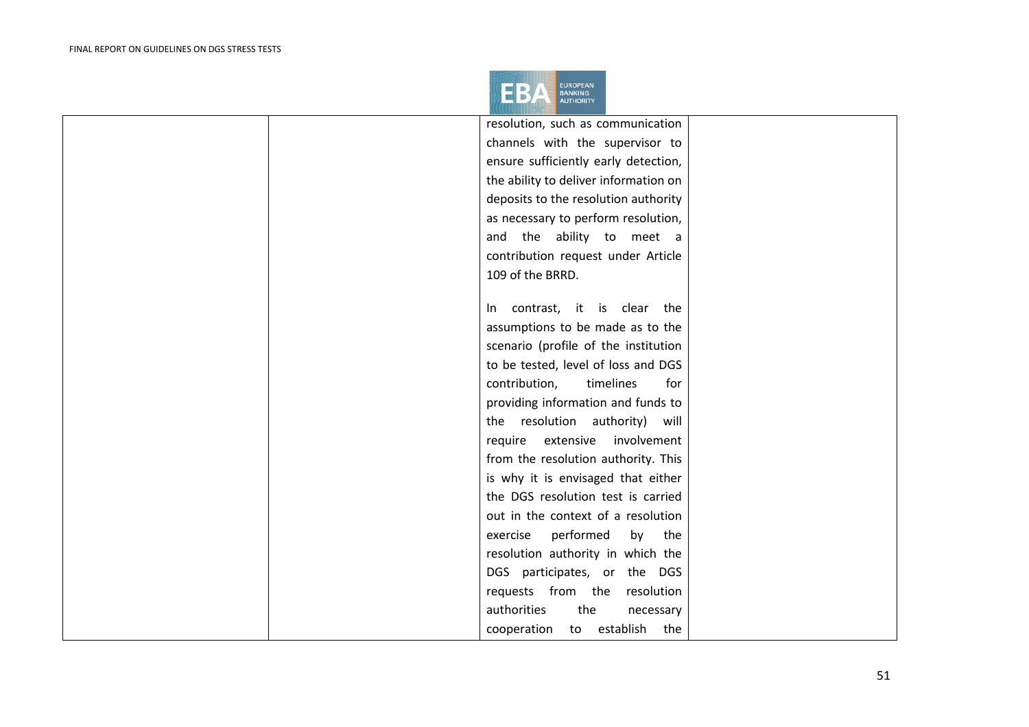| | | resolution, such as communication channels with the supervisor to ensure sufficiently early detection, the ability to deliver information on deposits to the resolution authority as necessary to perform resolution, and the ability to meet a contribution request under Article 109 of the BRRD.<br><br>In contrast, it is clear the assumptions to be made as to the scenario (profile of the institution to be tested, level of loss and DGS contribution, timelines for providing information and funds to the resolution authority) will require extensive involvement from the resolution authority. This is why it is envisaged that either the DGS resolution test is carried out in the context of a resolution exercise performed by the resolution authority in which the DGS participates, or the DGS requests from the resolution authorities the necessary cooperation to establish the | |
|---|---|---|---|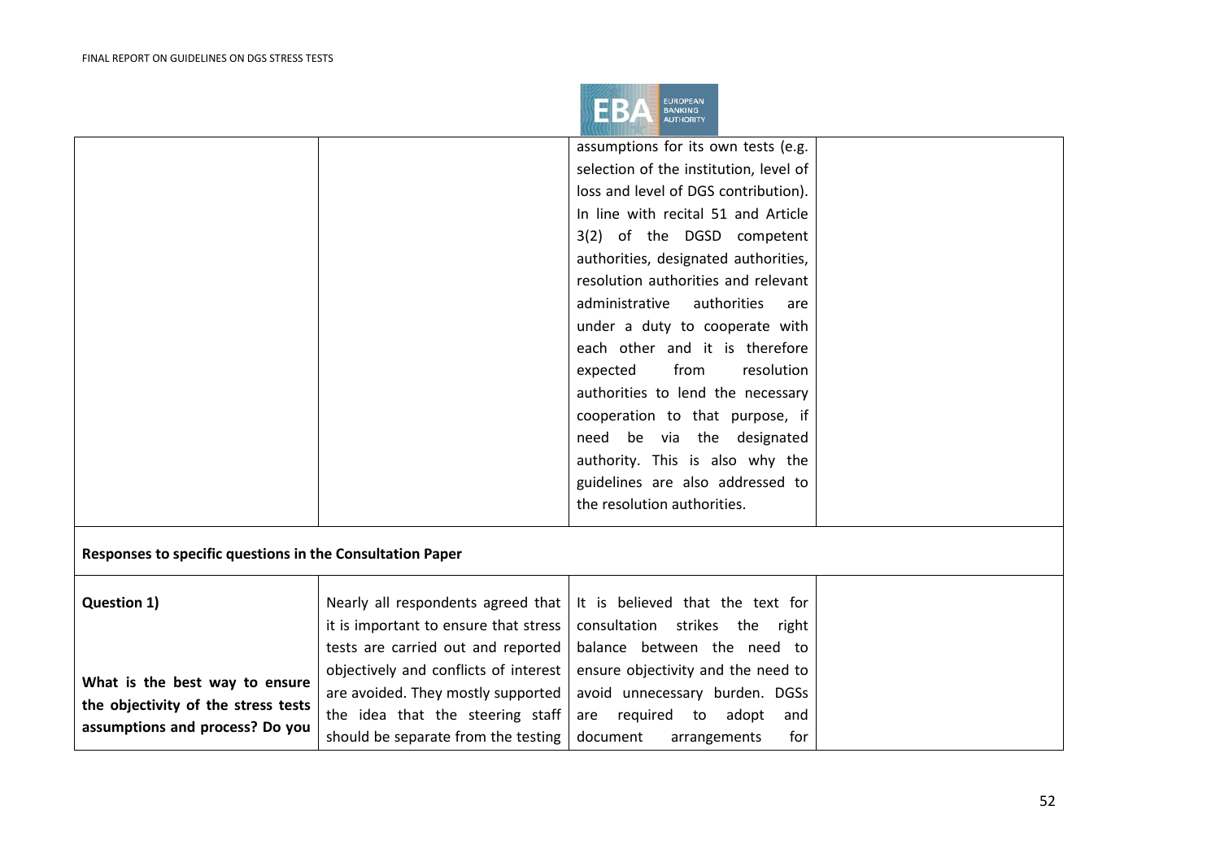| | | | |
|---|---|---|---|
| | | assumptions for its own tests (e.g. selection of the institution, level of loss and level of DGS contribution). In line with recital 51 and Article 3(2) of the DGSD competent authorities, designated authorities, resolution authorities and relevant administrative authorities are under a duty to cooperate with each other and it is therefore expected from resolution authorities to lend the necessary cooperation to that purpose, if need be via the designated authority. This is also why the guidelines are also addressed to the resolution authorities. | |
| **Responses to specific questions in the Consultation Paper** | | | |
| **Question 1)**<br><br>**What is the best way to ensure the objectivity of the stress tests assumptions and process? Do you** | Nearly all respondents agreed that it is important to ensure that stress tests are carried out and reported objectively and conflicts of interest are avoided. They mostly supported the idea that the steering staff should be separate from the testing | It is believed that the text for consultation strikes the right balance between the need to ensure objectivity and the need to avoid unnecessary burden. DGSs are required to adopt and document arrangements for | |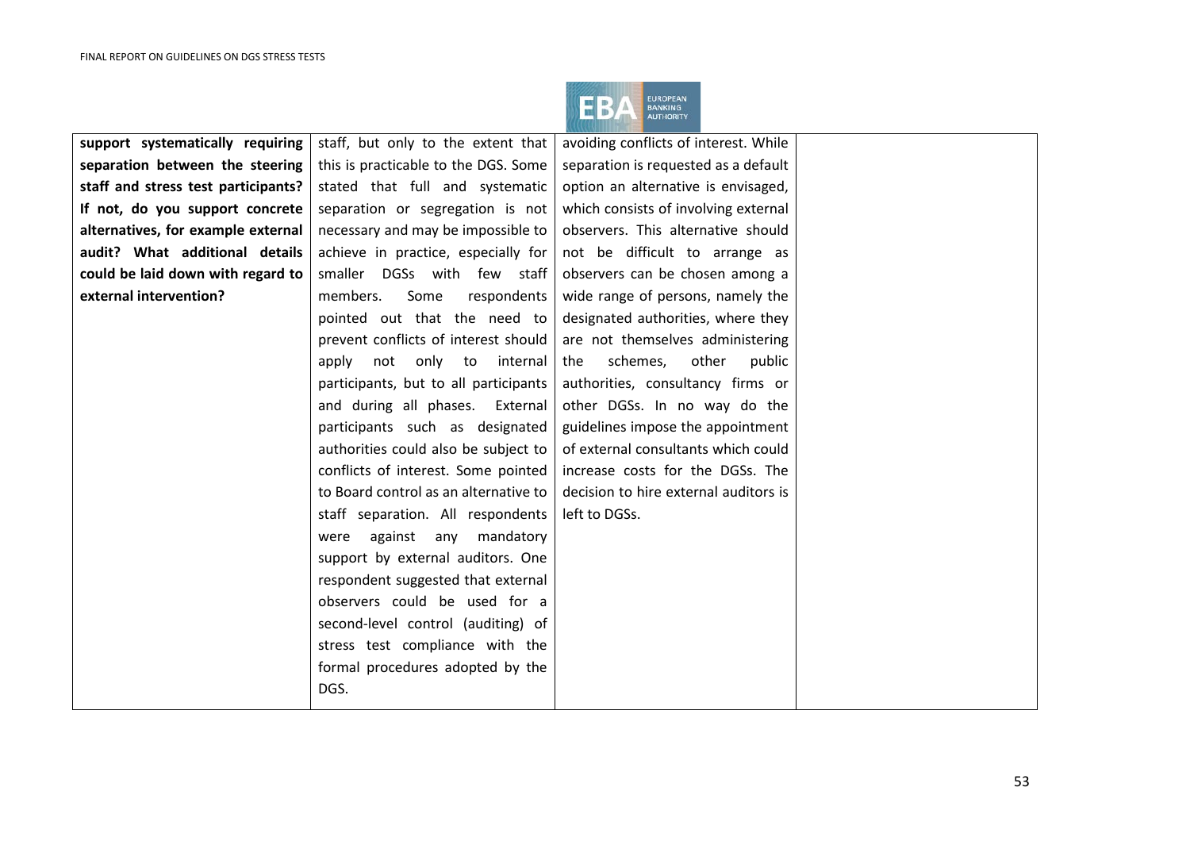| | | | |
|---|---|---|---|
| **support systematically requiring separation between the steering staff and stress test participants? If not, do you support concrete alternatives, for example external audit? What additional details could be laid down with regard to external intervention?** | staff, but only to the extent that this is practicable to the DGS. Some stated that full and systematic separation or segregation is not necessary and may be impossible to achieve in practice, especially for smaller DGSs with few staff members. Some respondents pointed out that the need to prevent conflicts of interest should apply not only to internal participants, but to all participants and during all phases. External participants such as designated authorities could also be subject to conflicts of interest. Some pointed to Board control as an alternative to staff separation. All respondents were against any mandatory support by external auditors. One respondent suggested that external observers could be used for a second-level control (auditing) of stress test compliance with the formal procedures adopted by the DGS. | avoiding conflicts of interest. While separation is requested as a default option an alternative is envisaged, which consists of involving external observers. This alternative should not be difficult to arrange as observers can be chosen among a wide range of persons, namely the designated authorities, where they are not themselves administering the schemes, other public authorities, consultancy firms or other DGSs. In no way do the guidelines impose the appointment of external consultants which could increase costs for the DGSs. The decision to hire external auditors is left to DGSs. | |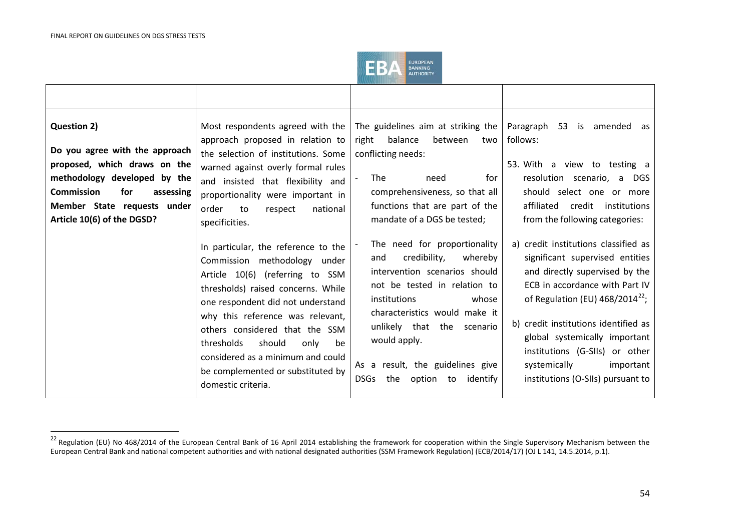| | | | |
|---|---|---|---|
| **Question 2)**<br><br>**Do you agree with the approach proposed, which draws on the methodology developed by the Commission for assessing Member State requests under Article 10(6) of the DGSD?** | Most respondents agreed with the approach proposed in relation to the selection of institutions. Some warned against overly formal rules and insisted that flexibility and proportionality were important in order to respect national specificities.<br><br>In particular, the reference to the Commission methodology under Article 10(6) (referring to SSM thresholds) raised concerns. While one respondent did not understand why this reference was relevant, others considered that the SSM thresholds should only be considered as a minimum and could be complemented or substituted by domestic criteria. | The guidelines aim at striking the right balance between two conflicting needs:<br><br>- The need for comprehensiveness, so that all functions that are part of the mandate of a DGS be tested;<br><br>- The need for proportionality and credibility, whereby intervention scenarios should not be tested in relation to institutions whose characteristics would make it unlikely that the scenario would apply.<br><br>As a result, the guidelines give DSGs the option to identify | Paragraph 53 is amended as follows:<br><br>53. With a view to testing a resolution scenario, a DGS should select one or more affiliated credit institutions from the following categories:<br><br>a) credit institutions classified as significant supervised entities and directly supervised by the ECB in accordance with Part IV of Regulation (EU) 468/2014[22];<br><br>b) credit institutions identified as global systemically important institutions (G-SIIs) or other systemically important institutions (O-SIIs) pursuant to |

[22] Regulation (EU) No 468/2014 of the European Central Bank of 16 April 2014 establishing the framework for cooperation within the Single Supervisory Mechanism between the European Central Bank and national competent authorities and with national designated authorities (SSM Framework Regulation) (ECB/2014/17) (OJ L 141, 14.5.2014, p.1).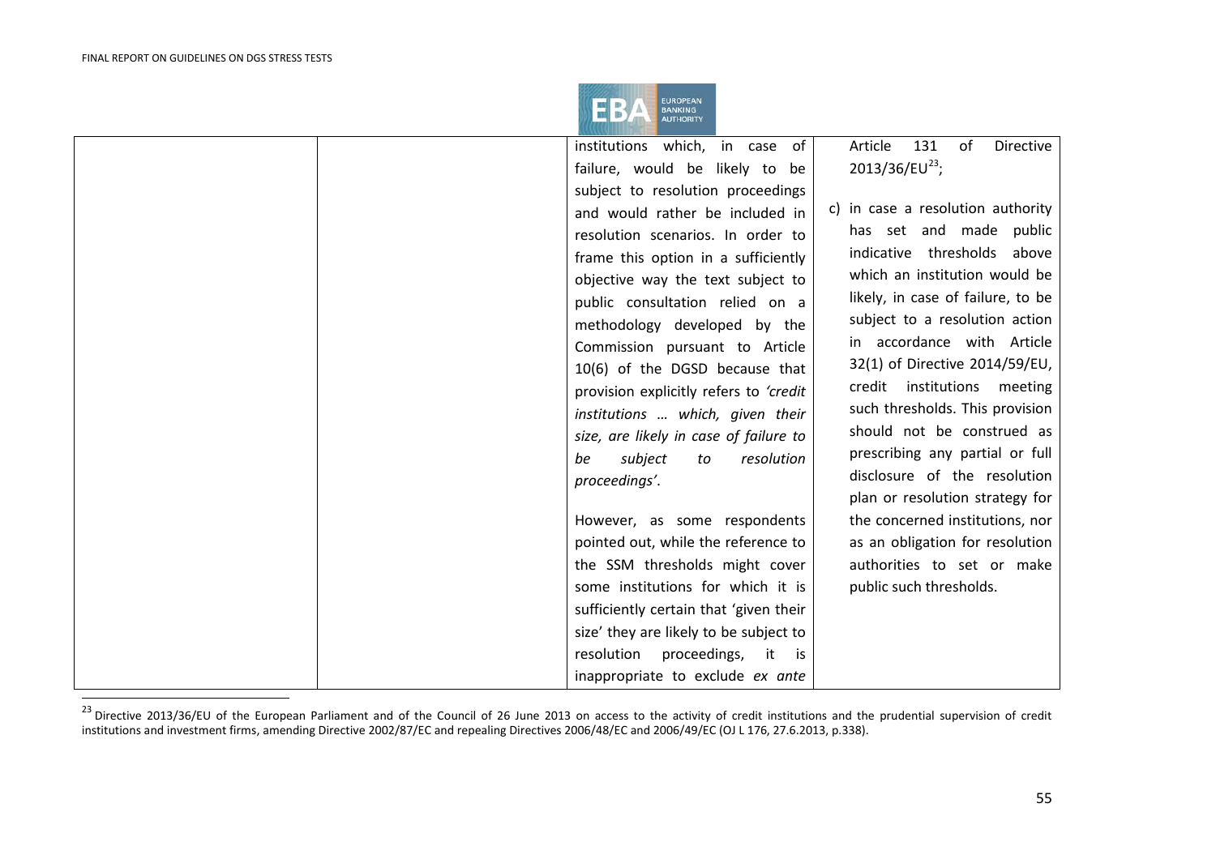| | | institutions which, in case of failure, would be likely to be subject to resolution proceedings and would rather be included in resolution scenarios. In order to frame this option in a sufficiently objective way the text subject to public consultation relied on a methodology developed by the Commission pursuant to Article 10(6) of the DGSD because that provision explicitly refers to *'credit institutions … which, given their size, are likely in case of failure to be subject to resolution proceedings'*.<br><br>However, as some respondents pointed out, while the reference to the SSM thresholds might cover some institutions for which it is sufficiently certain that 'given their size' they are likely to be subject to resolution proceedings, it is inappropriate to exclude *ex ante* | Article 131 of Directive 2013/36/EU[23];<br><br>c) in case a resolution authority has set and made public indicative thresholds above which an institution would be likely, in case of failure, to be subject to a resolution action in accordance with Article 32(1) of Directive 2014/59/EU, credit institutions meeting such thresholds. This provision should not be construed as prescribing any partial or full disclosure of the resolution plan or resolution strategy for the concerned institutions, nor as an obligation for resolution authorities to set or make public such thresholds. |
|---|---|---|---|

[23] Directive 2013/36/EU of the European Parliament and of the Council of 26 June 2013 on access to the activity of credit institutions and the prudential supervision of credit institutions and investment firms, amending Directive 2002/87/EC and repealing Directives 2006/48/EC and 2006/49/EC (OJ L 176, 27.6.2013, p.338).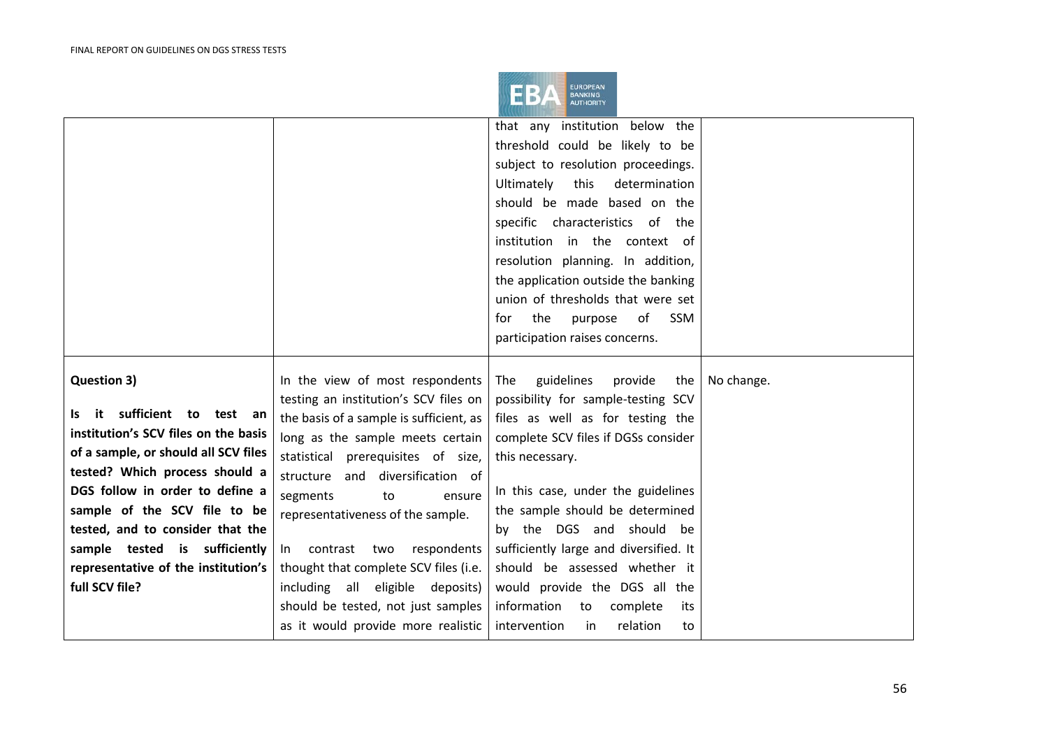| | | | |
|---|---|---|---|
| | | that any institution below the threshold could be likely to be subject to resolution proceedings. Ultimately this determination should be made based on the specific characteristics of the institution in the context of resolution planning. In addition, the application outside the banking union of thresholds that were set for the purpose of SSM participation raises concerns. | |
| **Question 3)**<br><br>**Is it sufficient to test an institution's SCV files on the basis of a sample, or should all SCV files tested? Which process should a DGS follow in order to define a sample of the SCV file to be tested, and to consider that the sample tested is sufficiently representative of the institution's full SCV file?** | In the view of most respondents testing an institution's SCV files on the basis of a sample is sufficient, as long as the sample meets certain statistical prerequisites of size, structure and diversification of segments to ensure representativeness of the sample.<br><br>In contrast two respondents thought that complete SCV files (i.e. including all eligible deposits) should be tested, not just samples as it would provide more realistic | The guidelines provide the possibility for sample-testing SCV files as well as for testing the complete SCV files if DGSs consider this necessary.<br><br>In this case, under the guidelines the sample should be determined by the DGS and should be sufficiently large and diversified. It should be assessed whether it would provide the DGS all the information to complete its intervention in relation to | No change. |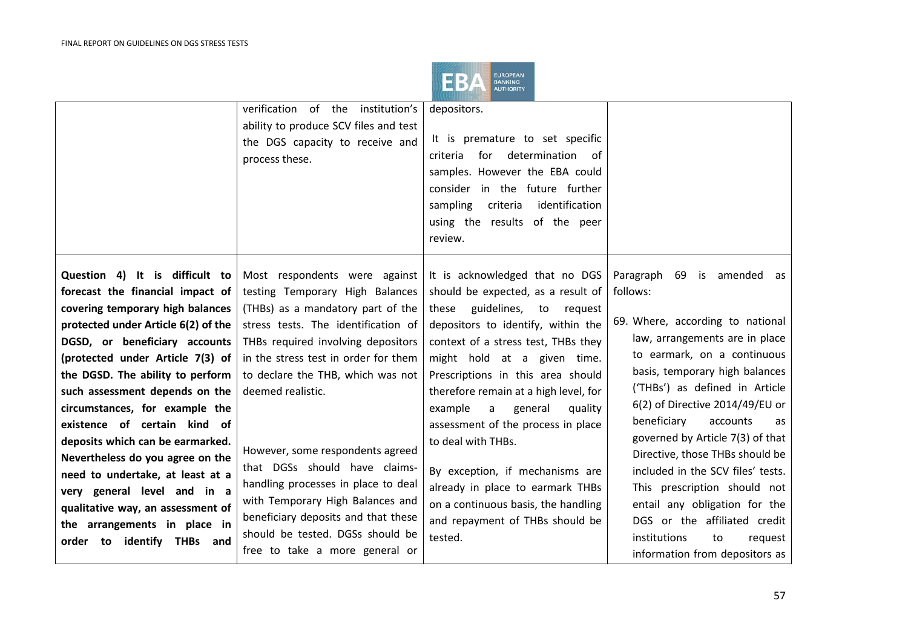| | verification of the institution's ability to produce SCV files and test the DGS capacity to receive and process these. | depositors. <br><br> It is premature to set specific criteria for determination of samples. However the EBA could consider in the future further sampling criteria identification using the results of the peer review. | |
|---|---|---|---|
| **Question 4) It is difficult to forecast the financial impact of covering temporary high balances protected under Article 6(2) of the DGSD, or beneficiary accounts (protected under Article 7(3) of the DGSD. The ability to perform such assessment depends on the circumstances, for example the existence of certain kind of deposits which can be earmarked. Nevertheless do you agree on the need to undertake, at least at a very general level and in a qualitative way, an assessment of the arrangements in place in order to identify THBs and** | Most respondents were against testing Temporary High Balances (THBs) as a mandatory part of the stress tests. The identification of THBs required involving depositors in the stress test in order for them to declare the THB, which was not deemed realistic. <br><br> However, some respondents agreed that DGSs should have claims-handling processes in place to deal with Temporary High Balances and beneficiary deposits and that these should be tested. DGSs should be free to take a more general or | It is acknowledged that no DGS should be expected, as a result of these guidelines, to request depositors to identify, within the context of a stress test, THBs they might hold at a given time. Prescriptions in this area should therefore remain at a high level, for example a general quality assessment of the process in place to deal with THBs. <br><br> By exception, if mechanisms are already in place to earmark THBs on a continuous basis, the handling and repayment of THBs should be tested. | Paragraph 69 is amended as follows: <br><br> 69. Where, according to national law, arrangements are in place to earmark, on a continuous basis, temporary high balances ('THBs') as defined in Article 6(2) of Directive 2014/49/EU or beneficiary accounts as governed by Article 7(3) of that Directive, those THBs should be included in the SCV files' tests. This prescription should not entail any obligation for the DGS or the affiliated credit institutions to request information from depositors as |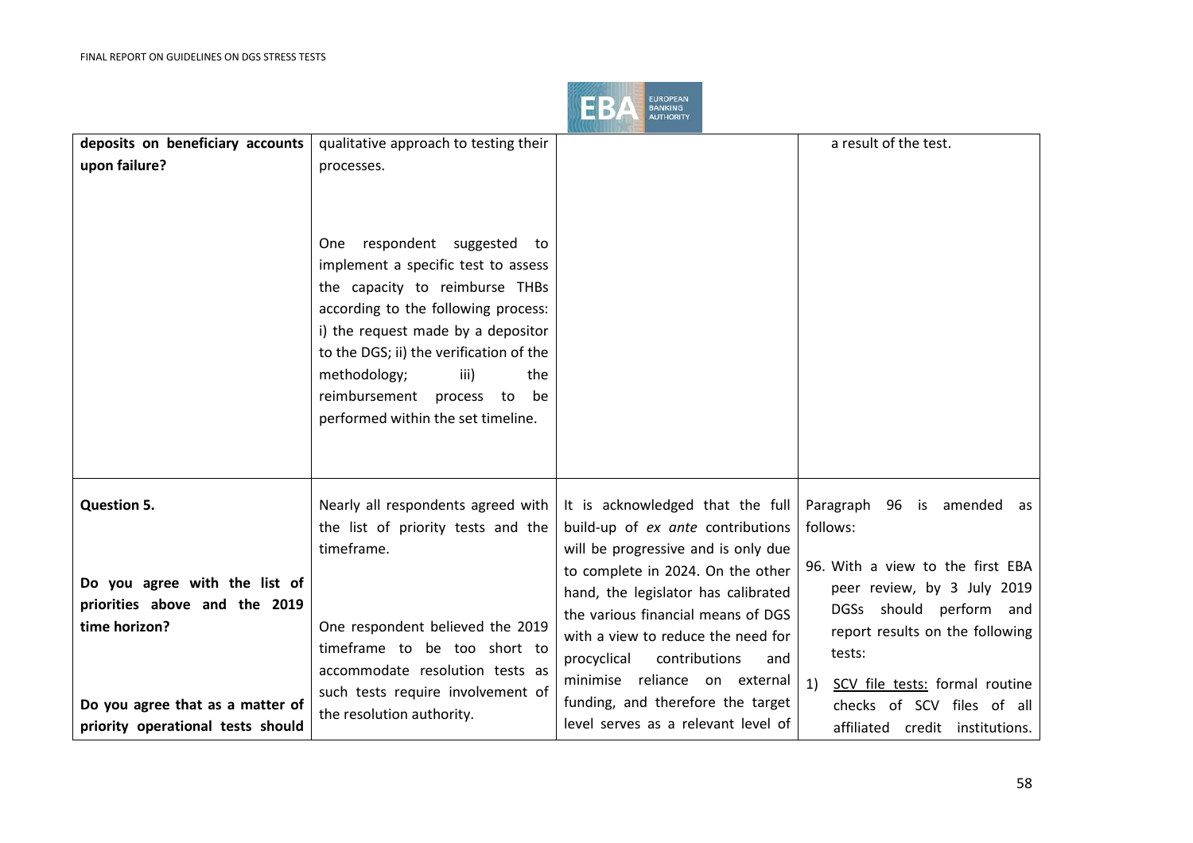| | | | |
|---|---|---|---|
| **deposits on beneficiary accounts upon failure?** | qualitative approach to testing their processes.<br><br>One respondent suggested to implement a specific test to assess the capacity to reimburse THBs according to the following process: i) the request made by a depositor to the DGS; ii) the verification of the methodology; iii) the reimbursement process to be performed within the set timeline. | | a result of the test. |
| **Question 5.**<br><br>**Do you agree with the list of priorities above and the 2019 time horizon?**<br><br>**Do you agree that as a matter of priority operational tests should** | Nearly all respondents agreed with the list of priority tests and the timeframe.<br><br>One respondent believed the 2019 timeframe to be too short to accommodate resolution tests as such tests require involvement of the resolution authority. | It is acknowledged that the full build-up of *ex ante* contributions will be progressive and is only due to complete in 2024. On the other hand, the legislator has calibrated the various financial means of DGS with a view to reduce the need for procyclical contributions and minimise reliance on external funding, and therefore the target level serves as a relevant level of | Paragraph 96 is amended as follows:<br><br>96. With a view to the first EBA peer review, by 3 July 2019 DGSs should perform and report results on the following tests:<br><br>1) <u>SCV file tests:</u> formal routine checks of SCV files of all affiliated credit institutions. |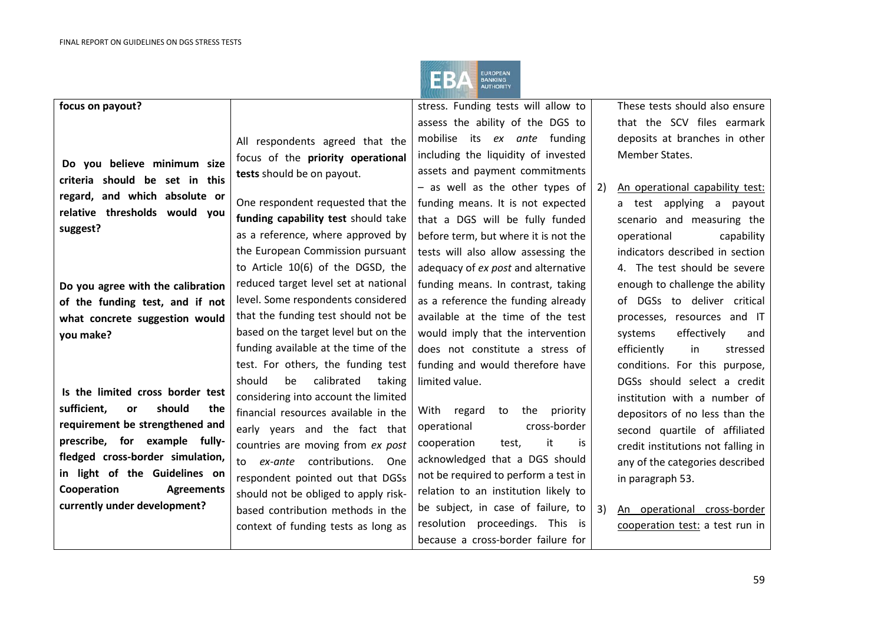| | | | |
|---|---|---|---|
| **focus on payout?**<br><br>**Do you believe minimum size criteria should be set in this regard, and which absolute or relative thresholds would you suggest?**<br><br>**Do you agree with the calibration of the funding test, and if not what concrete suggestion would you make?**<br><br>**Is the limited cross border test sufficient, or should the requirement be strengthened and prescribe, for example fully-fledged cross-border simulation, in light of the Guidelines on Cooperation Agreements currently under development?** | All respondents agreed that the focus of the **priority operational tests** should be on payout.<br><br>One respondent requested that the **funding capability test** should take as a reference, where approved by the European Commission pursuant to Article 10(6) of the DGSD, the reduced target level set at national level. Some respondents considered that the funding test should not be based on the target level but on the funding available at the time of the test. For others, the funding test should be calibrated taking considering into account the limited financial resources available in the early years and the fact that countries are moving from *ex post* to *ex-ante* contributions. One respondent pointed out that DGSs should not be obliged to apply risk-based contribution methods in the context of funding tests as long as | stress. Funding tests will allow to assess the ability of the DGS to mobilise its *ex ante* funding including the liquidity of invested assets and payment commitments – as well as the other types of funding means. It is not expected that a DGS will be fully funded before term, but where it is not the tests will also allow assessing the adequacy of *ex post* and alternative funding means. In contrast, taking as a reference the funding already available at the time of the test would imply that the intervention does not constitute a stress of funding and would therefore have limited value.<br><br>With regard to the priority operational cross-border cooperation test, it is acknowledged that a DGS should not be required to perform a test in relation to an institution likely to be subject, in case of failure, to resolution proceedings. This is because a cross-border failure for | These tests should also ensure that the SCV files earmark deposits at branches in other Member States.<br><br>2) An operational capability test: a test applying a payout scenario and measuring the operational capability indicators described in section 4. The test should be severe enough to challenge the ability of DGSs to deliver critical processes, resources and IT systems effectively and efficiently in stressed conditions. For this purpose, DGSs should select a credit institution with a number of depositors of no less than the second quartile of affiliated credit institutions not falling in any of the categories described in paragraph 53.<br><br>3) An operational cross-border cooperation test: a test run in |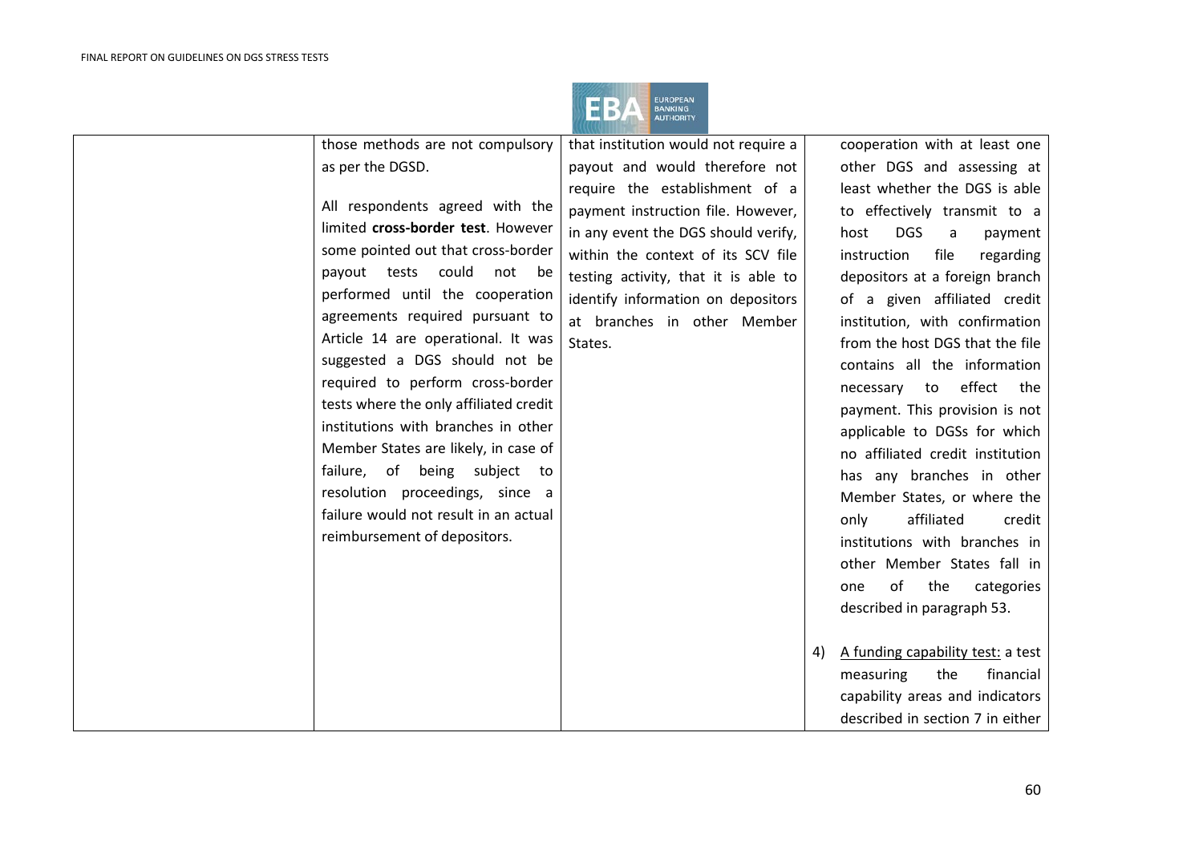| | | | |
|---|---|---|---|
| | those methods are not compulsory as per the DGSD.<br><br>All respondents agreed with the limited **cross-border test**. However some pointed out that cross-border payout tests could not be performed until the cooperation agreements required pursuant to Article 14 are operational. It was suggested a DGS should not be required to perform cross-border tests where the only affiliated credit institutions with branches in other Member States are likely, in case of failure, of being subject to resolution proceedings, since a failure would not result in an actual reimbursement of depositors. | that institution would not require a payout and would therefore not require the establishment of a payment instruction file. However, in any event the DGS should verify, within the context of its SCV file testing activity, that it is able to identify information on depositors at branches in other Member States. | cooperation with at least one other DGS and assessing at least whether the DGS is able to effectively transmit to a host DGS a payment instruction file regarding depositors at a foreign branch of a given affiliated credit institution, with confirmation from the host DGS that the file contains all the information necessary to effect the payment. This provision is not applicable to DGSs for which no affiliated credit institution has any branches in other Member States, or where the only affiliated credit institutions with branches in other Member States fall in one of the categories described in paragraph 53.<br><br>4) A funding capability test: a test measuring the financial capability areas and indicators described in section 7 in either |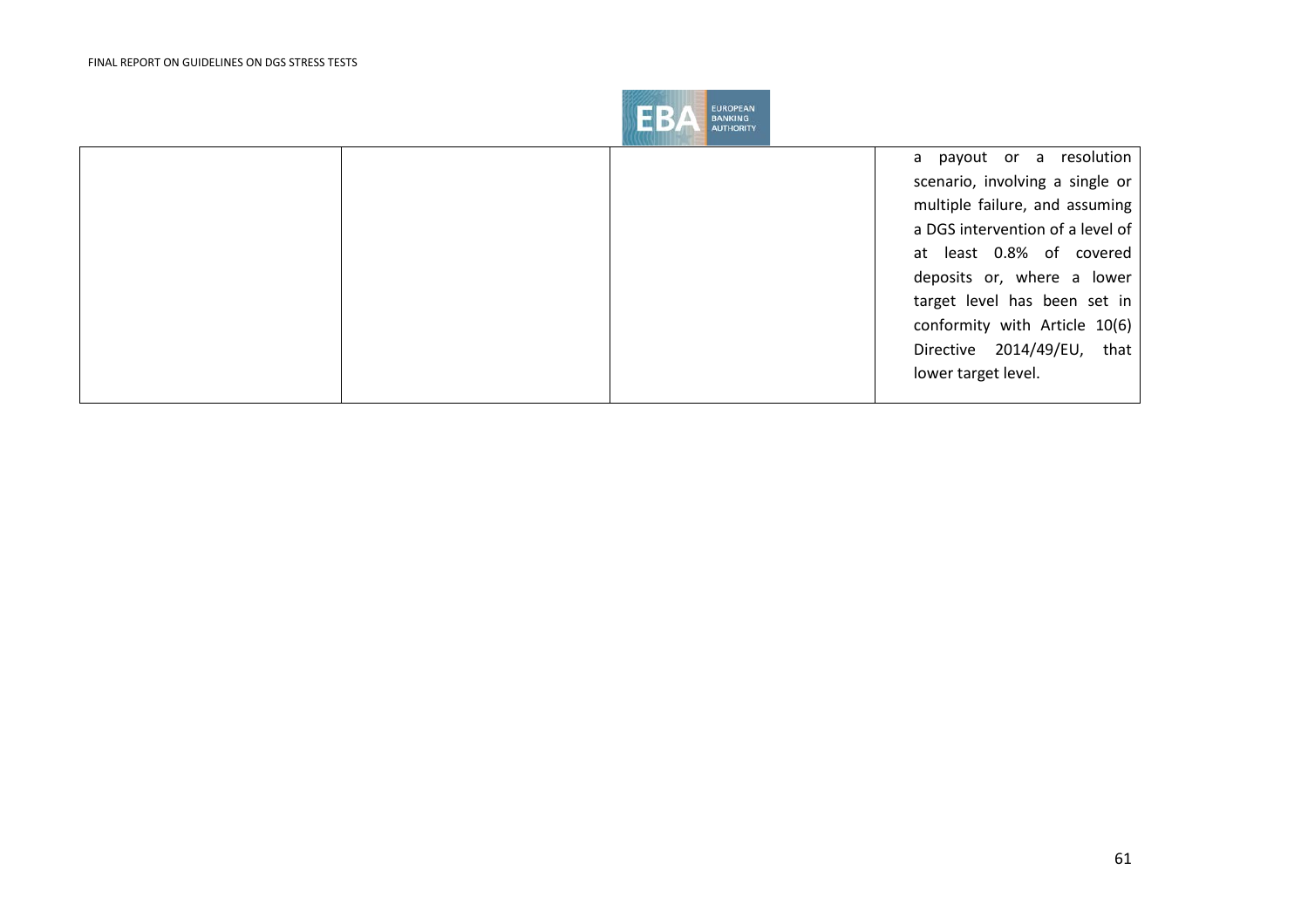| | | | |
|---|---|---|---|
| | | | a payout or a resolution scenario, involving a single or multiple failure, and assuming a DGS intervention of a level of at least 0.8% of covered deposits or, where a lower target level has been set in conformity with Article 10(6) Directive 2014/49/EU, that lower target level. |